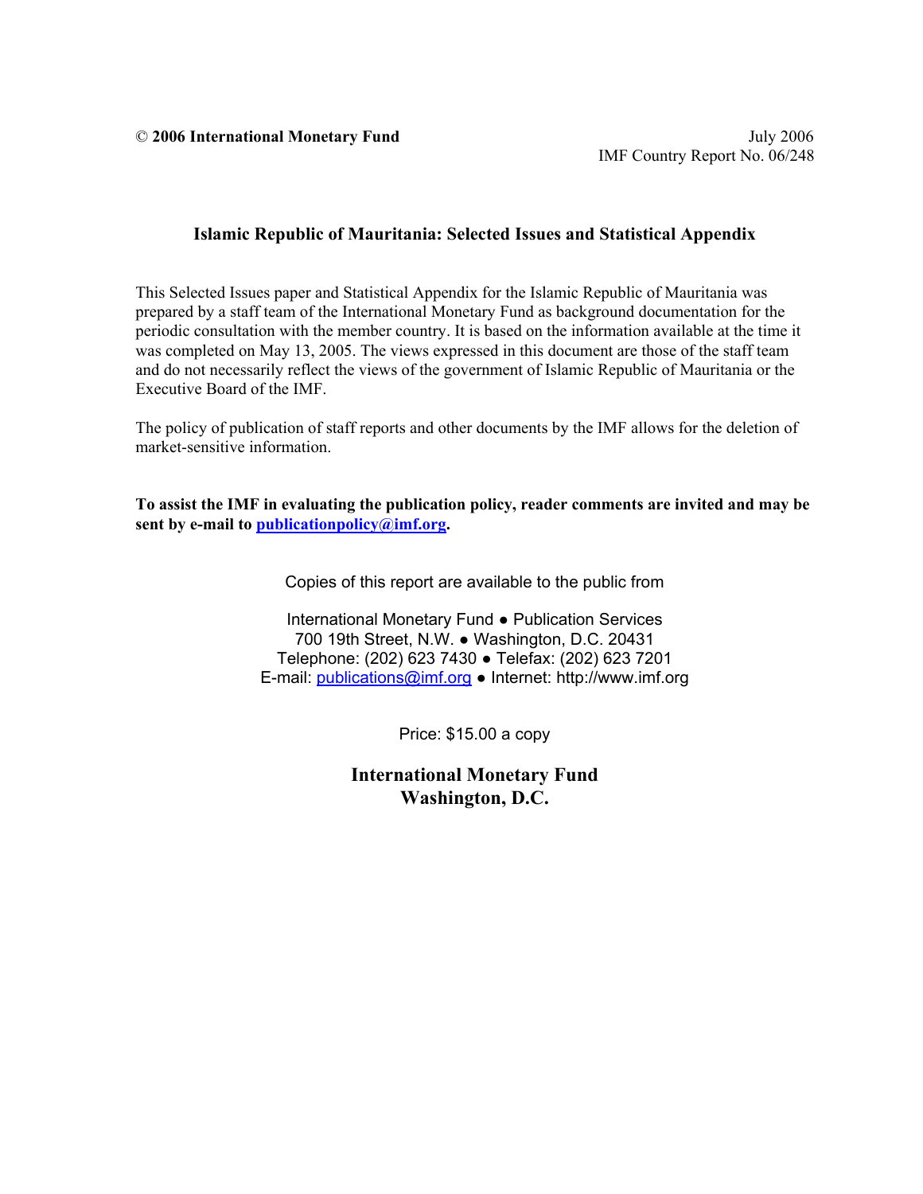© **2006 International Monetary Fund**

July 2006
IMF Country Report No. 06/248

# Islamic Republic of Mauritania: Selected Issues and Statistical Appendix

This Selected Issues paper and Statistical Appendix for the Islamic Republic of Mauritania was prepared by a staff team of the International Monetary Fund as background documentation for the periodic consultation with the member country. It is based on the information available at the time it was completed on May 13, 2005. The views expressed in this document are those of the staff team and do not necessarily reflect the views of the government of Islamic Republic of Mauritania or the Executive Board of the IMF.

The policy of publication of staff reports and other documents by the IMF allows for the deletion of market-sensitive information.

**To assist the IMF in evaluating the publication policy, reader comments are invited and may be sent by e-mail to publicationpolicy@imf.org.**

Copies of this report are available to the public from

International Monetary Fund ● Publication Services
700 19th Street, N.W. ● Washington, D.C. 20431
Telephone: (202) 623 7430 ● Telefax: (202) 623 7201
E-mail: publications@imf.org ● Internet: http://www.imf.org

Price: $15.00 a copy

**International Monetary Fund**
**Washington, D.C.**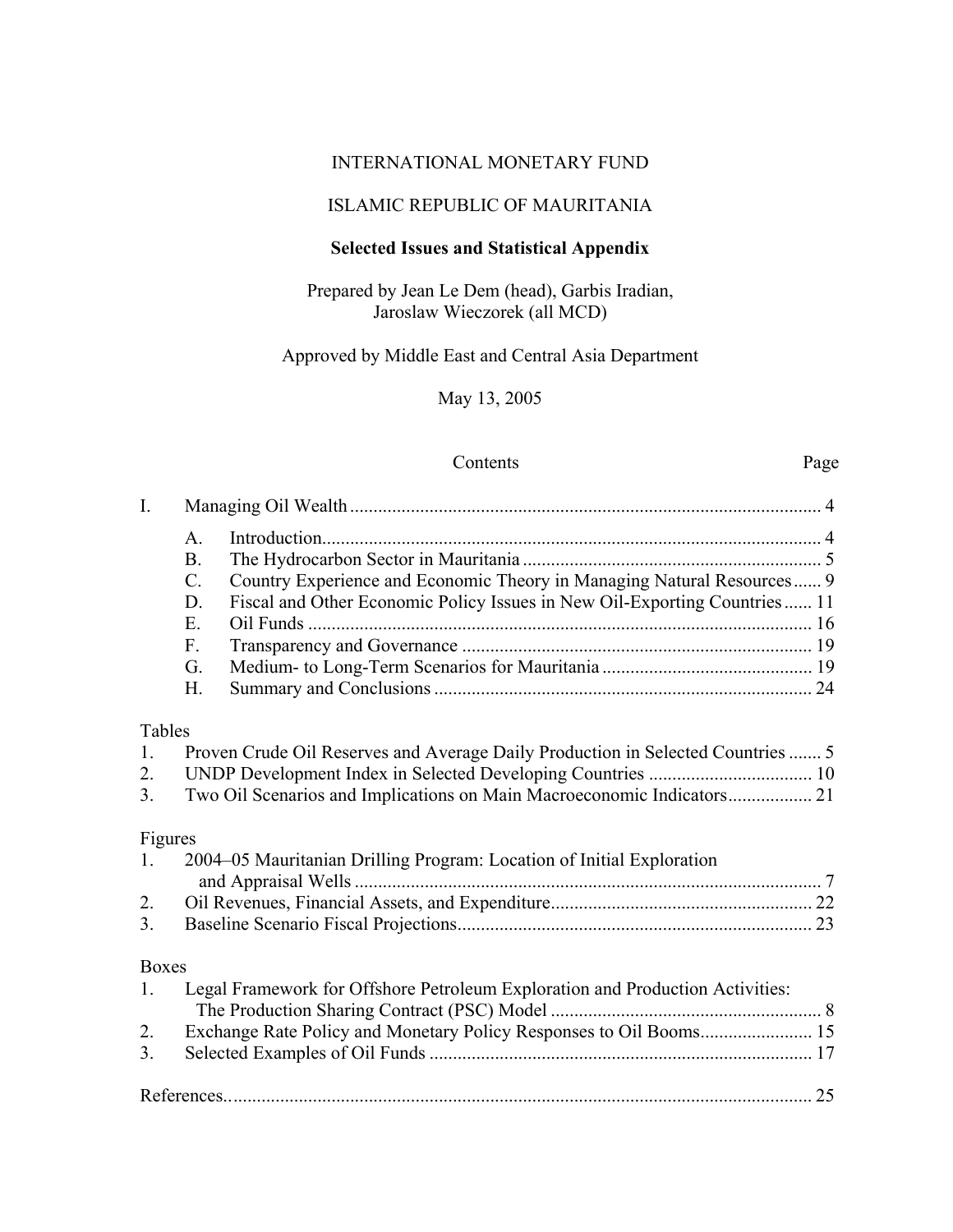INTERNATIONAL MONETARY FUND

ISLAMIC REPUBLIC OF MAURITANIA

**Selected Issues and Statistical Appendix**

Prepared by Jean Le Dem (head), Garbis Iradian, Jaroslaw Wieczorek (all MCD)

Approved by Middle East and Central Asia Department

May 13, 2005

| Contents | | Page |
|---|---|---|
| I. | Managing Oil Wealth | 4 |
| | A. Introduction | 4 |
| | B. The Hydrocarbon Sector in Mauritania | 5 |
| | C. Country Experience and Economic Theory in Managing Natural Resources | 9 |
| | D. Fiscal and Other Economic Policy Issues in New Oil-Exporting Countries | 11 |
| | E. Oil Funds | 16 |
| | F. Transparency and Governance | 19 |
| | G. Medium- to Long-Term Scenarios for Mauritania | 19 |
| | H. Summary and Conclusions | 24 |

Tables

1. Proven Crude Oil Reserves and Average Daily Production in Selected Countries ....... 5
2. UNDP Development Index in Selected Developing Countries .................................. 10
3. Two Oil Scenarios and Implications on Main Macroeconomic Indicators.................. 21

Figures

1. 2004–05 Mauritanian Drilling Program: Location of Initial Exploration and Appraisal Wells ........................................................................................................ 7
2. Oil Revenues, Financial Assets, and Expenditure....................................................... 22
3. Baseline Scenario Fiscal Projections........................................................................... 23

Boxes

1. Legal Framework for Offshore Petroleum Exploration and Production Activities: The Production Sharing Contract (PSC) Model .......................................................... 8
2. Exchange Rate Policy and Monetary Policy Responses to Oil Booms........................ 15
3. Selected Examples of Oil Funds ................................................................................. 17

References............................................................................................................................ 25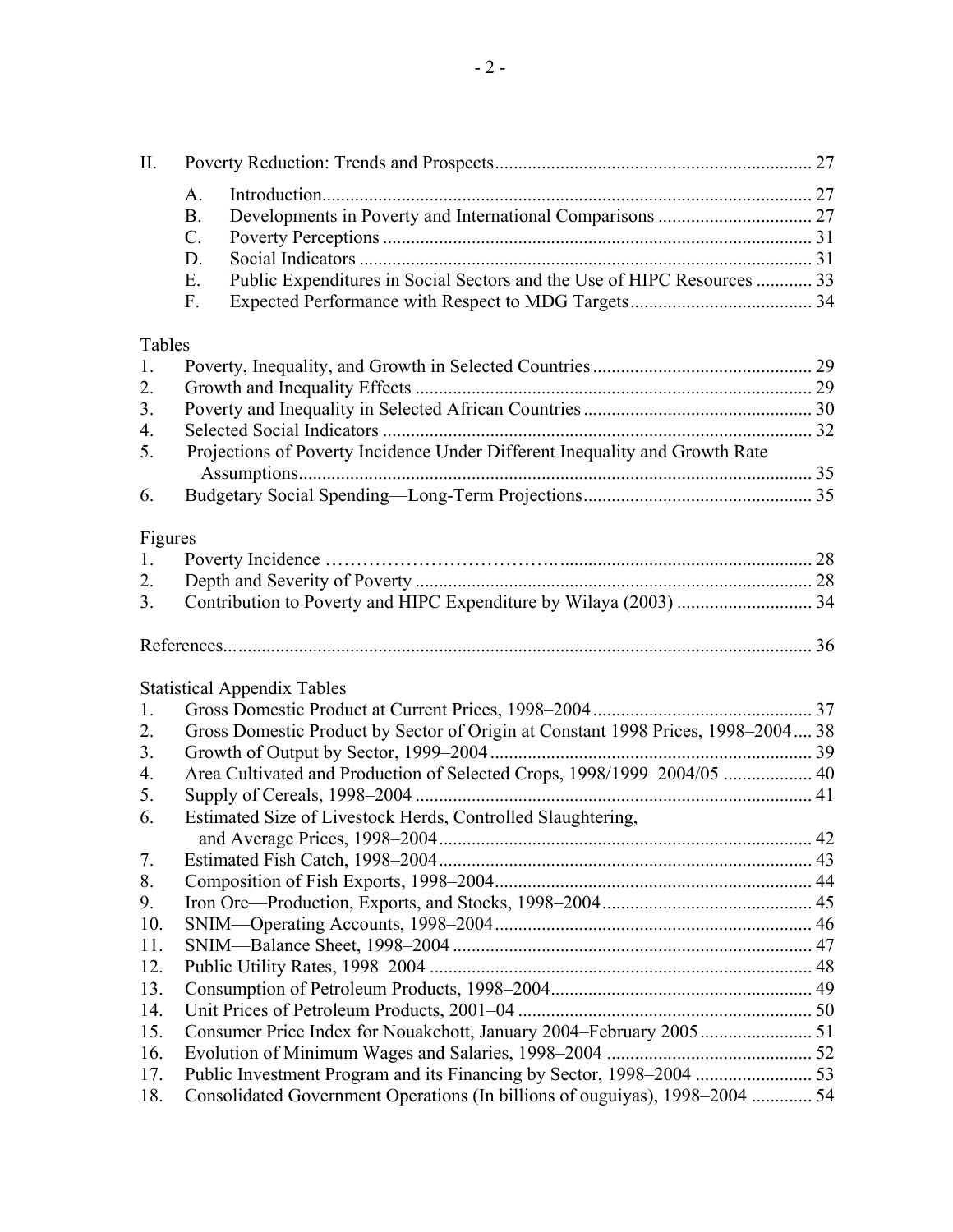II. Poverty Reduction: Trends and Prospects ........ 27

- A. Introduction ........ 27
- B. Developments in Poverty and International Comparisons ........ 27
- C. Poverty Perceptions ........ 31
- D. Social Indicators ........ 31
- E. Public Expenditures in Social Sectors and the Use of HIPC Resources ........ 33
- F. Expected Performance with Respect to MDG Targets ........ 34

Tables

1. Poverty, Inequality, and Growth in Selected Countries ........ 29
2. Growth and Inequality Effects ........ 29
3. Poverty and Inequality in Selected African Countries ........ 30
4. Selected Social Indicators ........ 32
5. Projections of Poverty Incidence Under Different Inequality and Growth Rate Assumptions ........ 35
6. Budgetary Social Spending—Long-Term Projections ........ 35

Figures

1. Poverty Incidence ........ 28
2. Depth and Severity of Poverty ........ 28
3. Contribution to Poverty and HIPC Expenditure by Wilaya (2003) ........ 34

References ........ 36

Statistical Appendix Tables

1. Gross Domestic Product at Current Prices, 1998–2004 ........ 37
2. Gross Domestic Product by Sector of Origin at Constant 1998 Prices, 1998–2004 ........ 38
3. Growth of Output by Sector, 1999–2004 ........ 39
4. Area Cultivated and Production of Selected Crops, 1998/1999–2004/05 ........ 40
5. Supply of Cereals, 1998–2004 ........ 41
6. Estimated Size of Livestock Herds, Controlled Slaughtering, and Average Prices, 1998–2004 ........ 42
7. Estimated Fish Catch, 1998–2004 ........ 43
8. Composition of Fish Exports, 1998–2004 ........ 44
9. Iron Ore—Production, Exports, and Stocks, 1998–2004 ........ 45
10. SNIM—Operating Accounts, 1998–2004 ........ 46
11. SNIM—Balance Sheet, 1998–2004 ........ 47
12. Public Utility Rates, 1998–2004 ........ 48
13. Consumption of Petroleum Products, 1998–2004 ........ 49
14. Unit Prices of Petroleum Products, 2001–04 ........ 50
15. Consumer Price Index for Nouakchott, January 2004–February 2005 ........ 51
16. Evolution of Minimum Wages and Salaries, 1998–2004 ........ 52
17. Public Investment Program and its Financing by Sector, 1998–2004 ........ 53
18. Consolidated Government Operations (In billions of ouguiyas), 1998–2004 ........ 54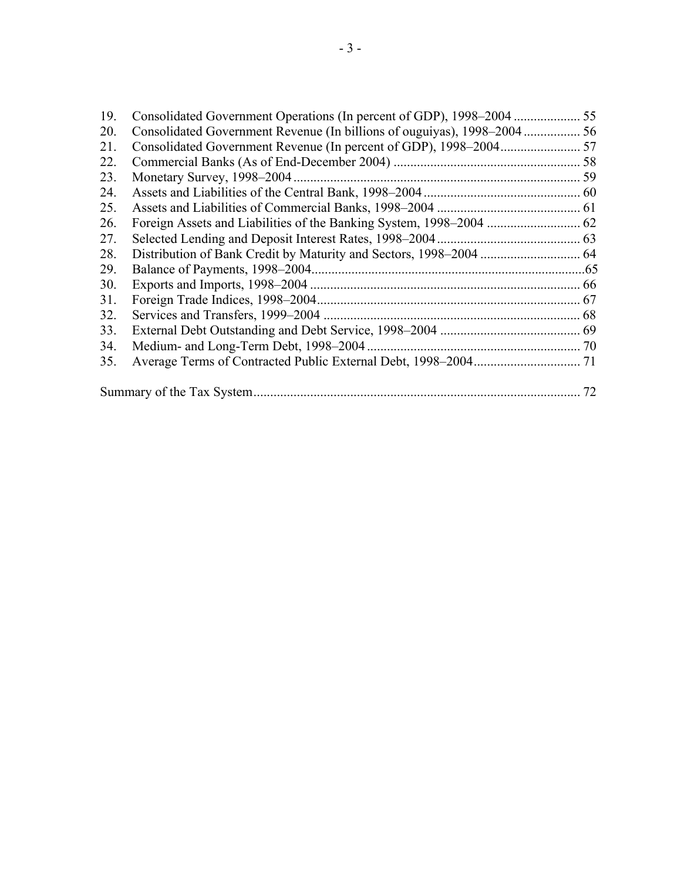19. Consolidated Government Operations (In percent of GDP), 1998–2004 .................... 55
20. Consolidated Government Revenue (In billions of ouguiyas), 1998–2004 ................. 56
21. Consolidated Government Revenue (In percent of GDP), 1998–2004........................ 57
22. Commercial Banks (As of End-December 2004) ........................................................ 58
23. Monetary Survey, 1998–2004 ...................................................................................... 59
24. Assets and Liabilities of the Central Bank, 1998–2004 ............................................... 60
25. Assets and Liabilities of Commercial Banks, 1998–2004 ........................................... 61
26. Foreign Assets and Liabilities of the Banking System, 1998–2004 ............................ 62
27. Selected Lending and Deposit Interest Rates, 1998–2004 ........................................... 63
28. Distribution of Bank Credit by Maturity and Sectors, 1998–2004 .............................. 64
29. Balance of Payments, 1998–2004.................................................................................65
30. Exports and Imports, 1998–2004 ................................................................................. 66
31. Foreign Trade Indices, 1998–2004............................................................................... 67
32. Services and Transfers, 1999–2004 ............................................................................. 68
33. External Debt Outstanding and Debt Service, 1998–2004 .......................................... 69
34. Medium- and Long-Term Debt, 1998–2004 ................................................................ 70
35. Average Terms of Contracted Public External Debt, 1998–2004................................ 71

Summary of the Tax System.................................................................................................. 72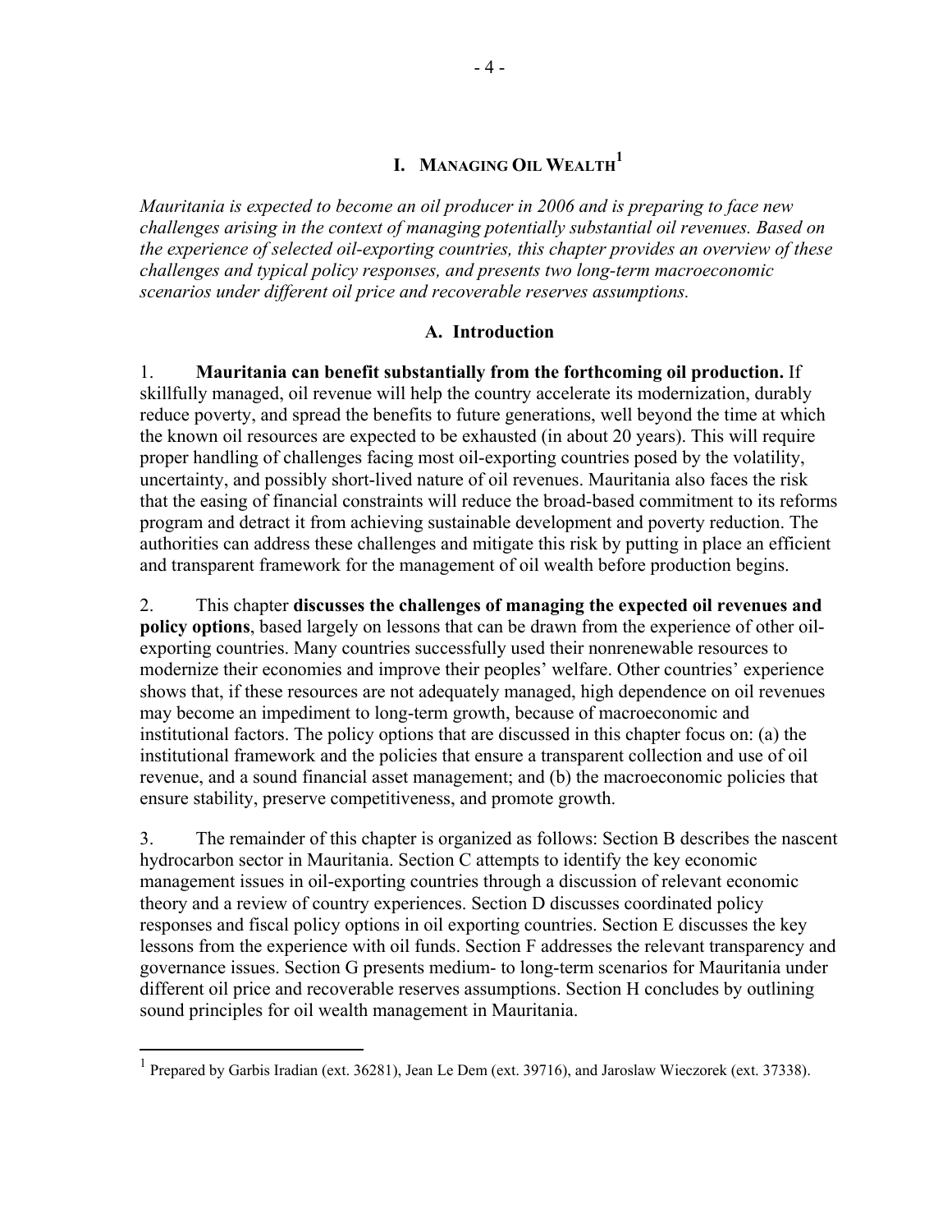# I. MANAGING OIL WEALTH[1]

*Mauritania is expected to become an oil producer in 2006 and is preparing to face new challenges arising in the context of managing potentially substantial oil revenues. Based on the experience of selected oil-exporting countries, this chapter provides an overview of these challenges and typical policy responses, and presents two long-term macroeconomic scenarios under different oil price and recoverable reserves assumptions.*

## A. Introduction

1. **Mauritania can benefit substantially from the forthcoming oil production.** If skillfully managed, oil revenue will help the country accelerate its modernization, durably reduce poverty, and spread the benefits to future generations, well beyond the time at which the known oil resources are expected to be exhausted (in about 20 years). This will require proper handling of challenges facing most oil-exporting countries posed by the volatility, uncertainty, and possibly short-lived nature of oil revenues. Mauritania also faces the risk that the easing of financial constraints will reduce the broad-based commitment to its reforms program and detract it from achieving sustainable development and poverty reduction. The authorities can address these challenges and mitigate this risk by putting in place an efficient and transparent framework for the management of oil wealth before production begins.

2. This chapter **discusses the challenges of managing the expected oil revenues and policy options**, based largely on lessons that can be drawn from the experience of other oil-exporting countries. Many countries successfully used their nonrenewable resources to modernize their economies and improve their peoples' welfare. Other countries' experience shows that, if these resources are not adequately managed, high dependence on oil revenues may become an impediment to long-term growth, because of macroeconomic and institutional factors. The policy options that are discussed in this chapter focus on: (a) the institutional framework and the policies that ensure a transparent collection and use of oil revenue, and a sound financial asset management; and (b) the macroeconomic policies that ensure stability, preserve competitiveness, and promote growth.

3. The remainder of this chapter is organized as follows: Section B describes the nascent hydrocarbon sector in Mauritania. Section C attempts to identify the key economic management issues in oil-exporting countries through a discussion of relevant economic theory and a review of country experiences. Section D discusses coordinated policy responses and fiscal policy options in oil exporting countries. Section E discusses the key lessons from the experience with oil funds. Section F addresses the relevant transparency and governance issues. Section G presents medium- to long-term scenarios for Mauritania under different oil price and recoverable reserves assumptions. Section H concludes by outlining sound principles for oil wealth management in Mauritania.

---

[1] Prepared by Garbis Iradian (ext. 36281), Jean Le Dem (ext. 39716), and Jaroslaw Wieczorek (ext. 37338).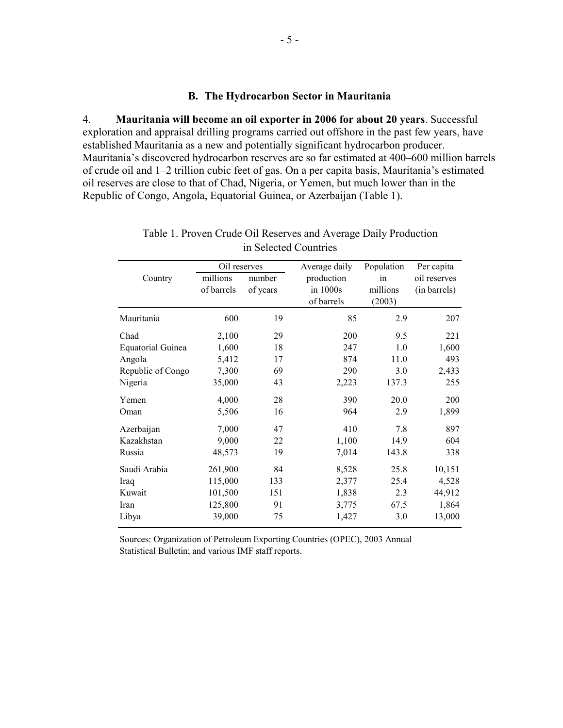### B. The Hydrocarbon Sector in Mauritania

4. **Mauritania will become an oil exporter in 2006 for about 20 years**. Successful exploration and appraisal drilling programs carried out offshore in the past few years, have established Mauritania as a new and potentially significant hydrocarbon producer. Mauritania's discovered hydrocarbon reserves are so far estimated at 400–600 million barrels of crude oil and 1–2 trillion cubic feet of gas. On a per capita basis, Mauritania's estimated oil reserves are close to that of Chad, Nigeria, or Yemen, but much lower than in the Republic of Congo, Angola, Equatorial Guinea, or Azerbaijan (Table 1).

Table 1. Proven Crude Oil Reserves and Average Daily Production in Selected Countries

| Country | Oil reserves | | Average daily production in 1000s of barrels | Population in millions (2003) | Per capita oil reserves (in barrels) |
|---|---|---|---|---|---|
| | millions of barrels | number of years | | | |
| Mauritania | 600 | 19 | 85 | 2.9 | 207 |
| Chad | 2,100 | 29 | 200 | 9.5 | 221 |
| Equatorial Guinea | 1,600 | 18 | 247 | 1.0 | 1,600 |
| Angola | 5,412 | 17 | 874 | 11.0 | 493 |
| Republic of Congo | 7,300 | 69 | 290 | 3.0 | 2,433 |
| Nigeria | 35,000 | 43 | 2,223 | 137.3 | 255 |
| Yemen | 4,000 | 28 | 390 | 20.0 | 200 |
| Oman | 5,506 | 16 | 964 | 2.9 | 1,899 |
| Azerbaijan | 7,000 | 47 | 410 | 7.8 | 897 |
| Kazakhstan | 9,000 | 22 | 1,100 | 14.9 | 604 |
| Russia | 48,573 | 19 | 7,014 | 143.8 | 338 |
| Saudi Arabia | 261,900 | 84 | 8,528 | 25.8 | 10,151 |
| Iraq | 115,000 | 133 | 2,377 | 25.4 | 4,528 |
| Kuwait | 101,500 | 151 | 1,838 | 2.3 | 44,912 |
| Iran | 125,800 | 91 | 3,775 | 67.5 | 1,864 |
| Libya | 39,000 | 75 | 1,427 | 3.0 | 13,000 |

Sources: Organization of Petroleum Exporting Countries (OPEC), 2003 Annual Statistical Bulletin; and various IMF staff reports.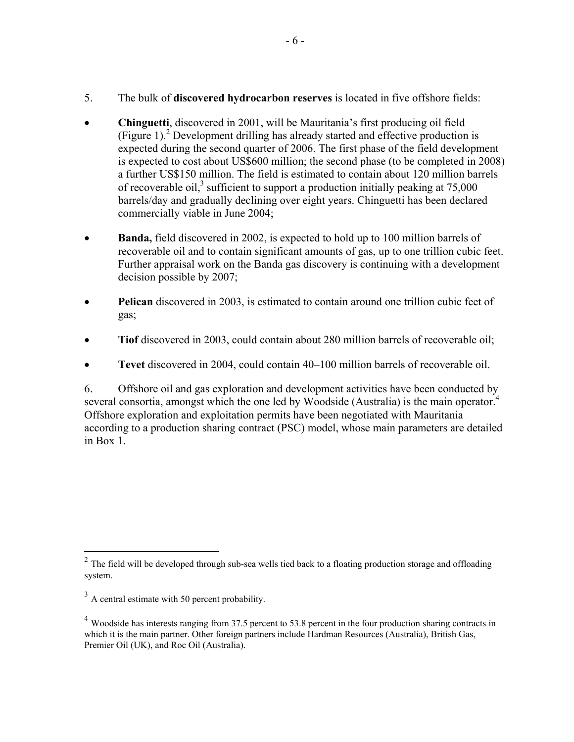5. The bulk of **discovered hydrocarbon reserves** is located in five offshore fields:

- **Chinguetti**, discovered in 2001, will be Mauritania's first producing oil field (Figure 1).[2] Development drilling has already started and effective production is expected during the second quarter of 2006. The first phase of the field development is expected to cost about US$600 million; the second phase (to be completed in 2008) a further US$150 million. The field is estimated to contain about 120 million barrels of recoverable oil,[3] sufficient to support a production initially peaking at 75,000 barrels/day and gradually declining over eight years. Chinguetti has been declared commercially viable in June 2004;

- **Banda,** field discovered in 2002, is expected to hold up to 100 million barrels of recoverable oil and to contain significant amounts of gas, up to one trillion cubic feet. Further appraisal work on the Banda gas discovery is continuing with a development decision possible by 2007;

- **Pelican** discovered in 2003, is estimated to contain around one trillion cubic feet of gas;

- **Tiof** discovered in 2003, could contain about 280 million barrels of recoverable oil;

- **Tevet** discovered in 2004, could contain 40–100 million barrels of recoverable oil.

6. Offshore oil and gas exploration and development activities have been conducted by several consortia, amongst which the one led by Woodside (Australia) is the main operator.[4] Offshore exploration and exploitation permits have been negotiated with Mauritania according to a production sharing contract (PSC) model, whose main parameters are detailed in Box 1.

---

[2] The field will be developed through sub-sea wells tied back to a floating production storage and offloading system.

[3] A central estimate with 50 percent probability.

[4] Woodside has interests ranging from 37.5 percent to 53.8 percent in the four production sharing contracts in which it is the main partner. Other foreign partners include Hardman Resources (Australia), British Gas, Premier Oil (UK), and Roc Oil (Australia).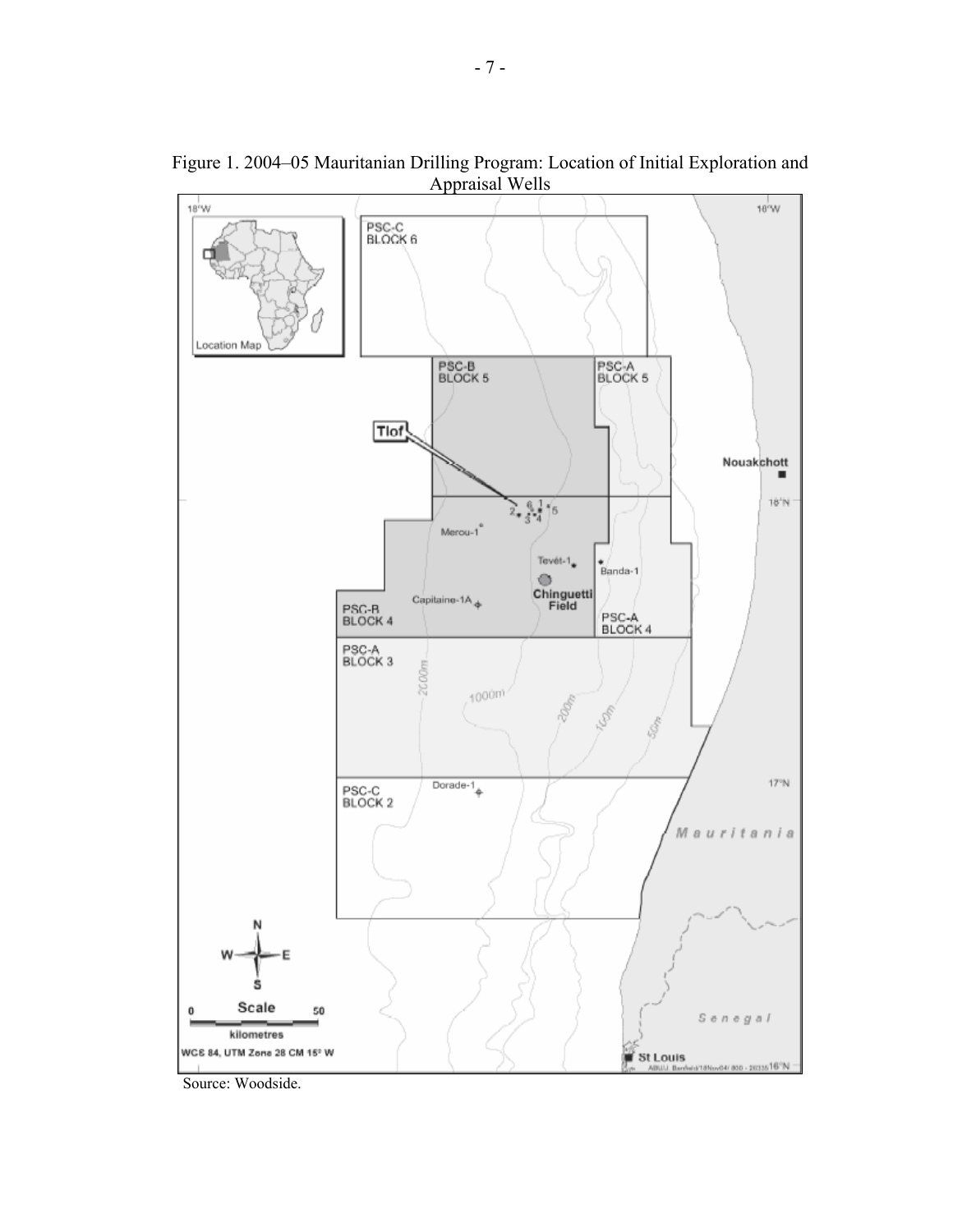Figure 1. 2004–05 Mauritanian Drilling Program: Location of Initial Exploration and Appraisal Wells

Source: Woodside.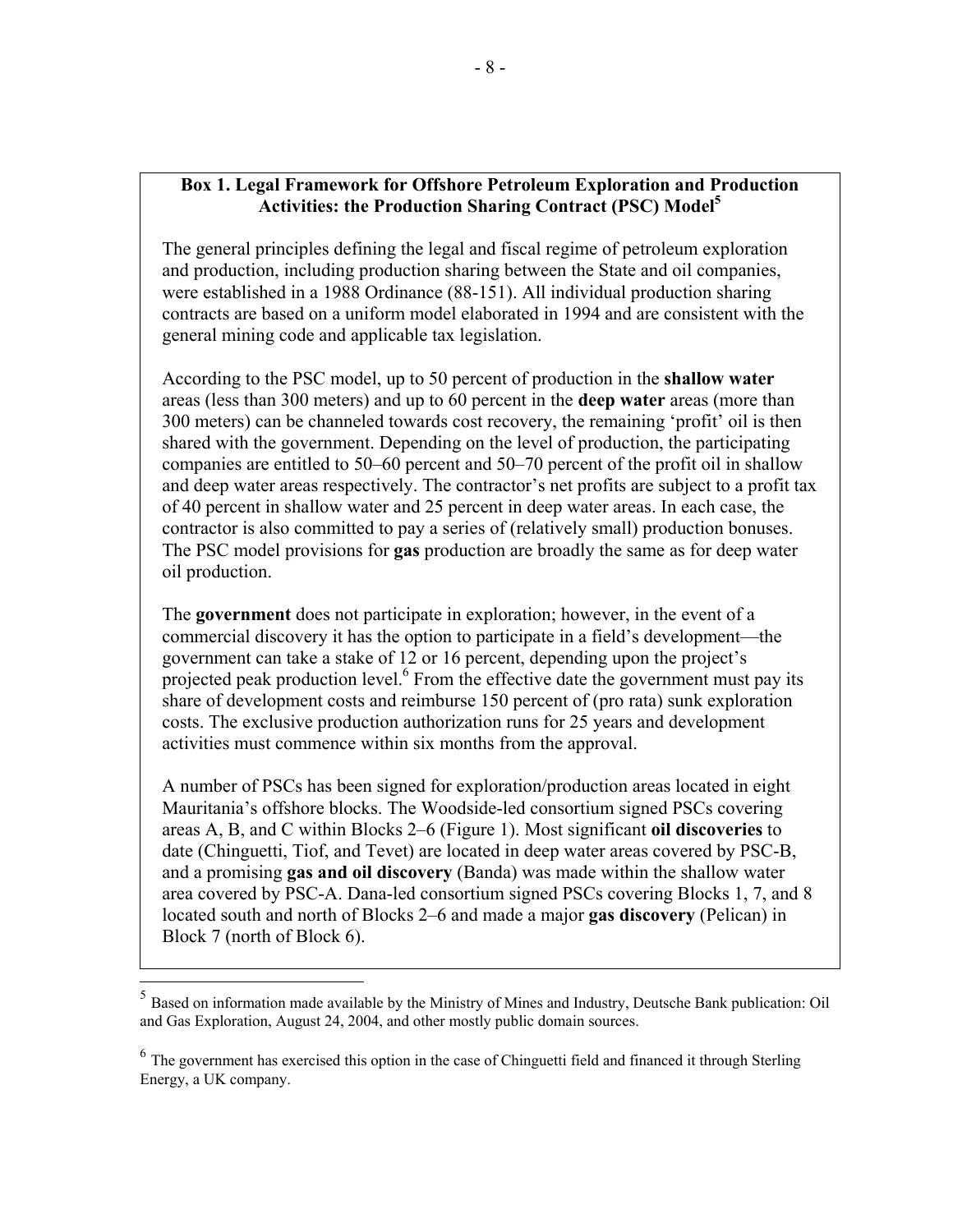### Box 1. Legal Framework for Offshore Petroleum Exploration and Production Activities: the Production Sharing Contract (PSC) Model[5]

The general principles defining the legal and fiscal regime of petroleum exploration and production, including production sharing between the State and oil companies, were established in a 1988 Ordinance (88-151). All individual production sharing contracts are based on a uniform model elaborated in 1994 and are consistent with the general mining code and applicable tax legislation.

According to the PSC model, up to 50 percent of production in the **shallow water** areas (less than 300 meters) and up to 60 percent in the **deep water** areas (more than 300 meters) can be channeled towards cost recovery, the remaining 'profit' oil is then shared with the government. Depending on the level of production, the participating companies are entitled to 50–60 percent and 50–70 percent of the profit oil in shallow and deep water areas respectively. The contractor's net profits are subject to a profit tax of 40 percent in shallow water and 25 percent in deep water areas. In each case, the contractor is also committed to pay a series of (relatively small) production bonuses. The PSC model provisions for **gas** production are broadly the same as for deep water oil production.

The **government** does not participate in exploration; however, in the event of a commercial discovery it has the option to participate in a field's development—the government can take a stake of 12 or 16 percent, depending upon the project's projected peak production level.[6] From the effective date the government must pay its share of development costs and reimburse 150 percent of (pro rata) sunk exploration costs. The exclusive production authorization runs for 25 years and development activities must commence within six months from the approval.

A number of PSCs has been signed for exploration/production areas located in eight Mauritania's offshore blocks. The Woodside-led consortium signed PSCs covering areas A, B, and C within Blocks 2–6 (Figure 1). Most significant **oil discoveries** to date (Chinguetti, Tiof, and Tevet) are located in deep water areas covered by PSC-B, and a promising **gas and oil discovery** (Banda) was made within the shallow water area covered by PSC-A. Dana-led consortium signed PSCs covering Blocks 1, 7, and 8 located south and north of Blocks 2–6 and made a major **gas discovery** (Pelican) in Block 7 (north of Block 6).

---

[5] Based on information made available by the Ministry of Mines and Industry, Deutsche Bank publication: Oil and Gas Exploration, August 24, 2004, and other mostly public domain sources.

[6] The government has exercised this option in the case of Chinguetti field and financed it through Sterling Energy, a UK company.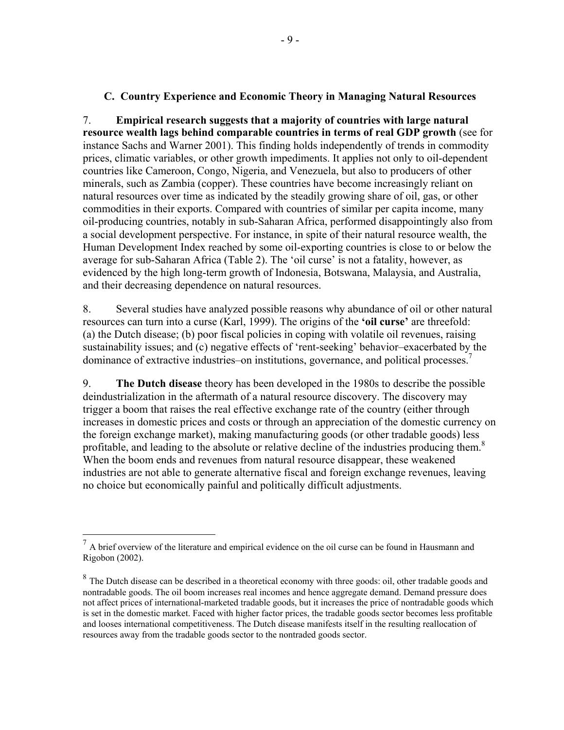### C. Country Experience and Economic Theory in Managing Natural Resources

7. **Empirical research suggests that a majority of countries with large natural resource wealth lags behind comparable countries in terms of real GDP growth** (see for instance Sachs and Warner 2001). This finding holds independently of trends in commodity prices, climatic variables, or other growth impediments. It applies not only to oil-dependent countries like Cameroon, Congo, Nigeria, and Venezuela, but also to producers of other minerals, such as Zambia (copper). These countries have become increasingly reliant on natural resources over time as indicated by the steadily growing share of oil, gas, or other commodities in their exports. Compared with countries of similar per capita income, many oil-producing countries, notably in sub-Saharan Africa, performed disappointingly also from a social development perspective. For instance, in spite of their natural resource wealth, the Human Development Index reached by some oil-exporting countries is close to or below the average for sub-Saharan Africa (Table 2). The 'oil curse' is not a fatality, however, as evidenced by the high long-term growth of Indonesia, Botswana, Malaysia, and Australia, and their decreasing dependence on natural resources.

8. Several studies have analyzed possible reasons why abundance of oil or other natural resources can turn into a curse (Karl, 1999). The origins of the **'oil curse'** are threefold: (a) the Dutch disease; (b) poor fiscal policies in coping with volatile oil revenues, raising sustainability issues; and (c) negative effects of 'rent-seeking' behavior–exacerbated by the dominance of extractive industries–on institutions, governance, and political processes.[7]

9. **The Dutch disease** theory has been developed in the 1980s to describe the possible deindustrialization in the aftermath of a natural resource discovery. The discovery may trigger a boom that raises the real effective exchange rate of the country (either through increases in domestic prices and costs or through an appreciation of the domestic currency on the foreign exchange market), making manufacturing goods (or other tradable goods) less profitable, and leading to the absolute or relative decline of the industries producing them.[8] When the boom ends and revenues from natural resource disappear, these weakened industries are not able to generate alternative fiscal and foreign exchange revenues, leaving no choice but economically painful and politically difficult adjustments.

---

[7] A brief overview of the literature and empirical evidence on the oil curse can be found in Hausmann and Rigobon (2002).

[8] The Dutch disease can be described in a theoretical economy with three goods: oil, other tradable goods and nontradable goods. The oil boom increases real incomes and hence aggregate demand. Demand pressure does not affect prices of international-marketed tradable goods, but it increases the price of nontradable goods which is set in the domestic market. Faced with higher factor prices, the tradable goods sector becomes less profitable and looses international competitiveness. The Dutch disease manifests itself in the resulting reallocation of resources away from the tradable goods sector to the nontraded goods sector.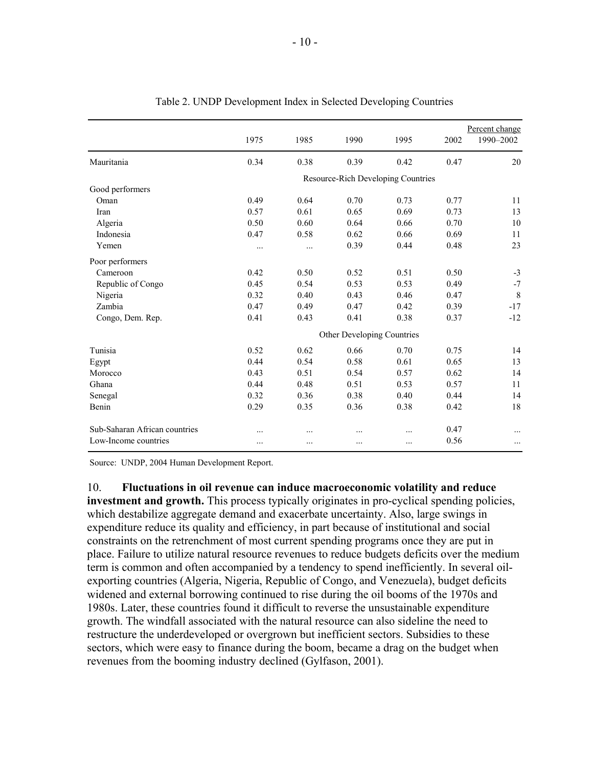Table 2. UNDP Development Index in Selected Developing Countries

| | 1975 | 1985 | 1990 | 1995 | 2002 | Percent change 1990–2002 |
|---|---|---|---|---|---|---|
| Mauritania | 0.34 | 0.38 | 0.39 | 0.42 | 0.47 | 20 |
| | | | Resource-Rich Developing Countries | | | |
| Good performers | | | | | | |
| Oman | 0.49 | 0.64 | 0.70 | 0.73 | 0.77 | 11 |
| Iran | 0.57 | 0.61 | 0.65 | 0.69 | 0.73 | 13 |
| Algeria | 0.50 | 0.60 | 0.64 | 0.66 | 0.70 | 10 |
| Indonesia | 0.47 | 0.58 | 0.62 | 0.66 | 0.69 | 11 |
| Yemen | ... | ... | 0.39 | 0.44 | 0.48 | 23 |
| Poor performers | | | | | | |
| Cameroon | 0.42 | 0.50 | 0.52 | 0.51 | 0.50 | -3 |
| Republic of Congo | 0.45 | 0.54 | 0.53 | 0.53 | 0.49 | -7 |
| Nigeria | 0.32 | 0.40 | 0.43 | 0.46 | 0.47 | 8 |
| Zambia | 0.47 | 0.49 | 0.47 | 0.42 | 0.39 | -17 |
| Congo, Dem. Rep. | 0.41 | 0.43 | 0.41 | 0.38 | 0.37 | -12 |
| | | | Other Developing Countries | | | |
| Tunisia | 0.52 | 0.62 | 0.66 | 0.70 | 0.75 | 14 |
| Egypt | 0.44 | 0.54 | 0.58 | 0.61 | 0.65 | 13 |
| Morocco | 0.43 | 0.51 | 0.54 | 0.57 | 0.62 | 14 |
| Ghana | 0.44 | 0.48 | 0.51 | 0.53 | 0.57 | 11 |
| Senegal | 0.32 | 0.36 | 0.38 | 0.40 | 0.44 | 14 |
| Benin | 0.29 | 0.35 | 0.36 | 0.38 | 0.42 | 18 |
| Sub-Saharan African countries | ... | ... | ... | ... | 0.47 | ... |
| Low-Income countries | ... | ... | ... | ... | 0.56 | ... |

Source: UNDP, 2004 Human Development Report.

10. **Fluctuations in oil revenue can induce macroeconomic volatility and reduce investment and growth.** This process typically originates in pro-cyclical spending policies, which destabilize aggregate demand and exacerbate uncertainty. Also, large swings in expenditure reduce its quality and efficiency, in part because of institutional and social constraints on the retrenchment of most current spending programs once they are put in place. Failure to utilize natural resource revenues to reduce budgets deficits over the medium term is common and often accompanied by a tendency to spend inefficiently. In several oil-exporting countries (Algeria, Nigeria, Republic of Congo, and Venezuela), budget deficits widened and external borrowing continued to rise during the oil booms of the 1970s and 1980s. Later, these countries found it difficult to reverse the unsustainable expenditure growth. The windfall associated with the natural resource can also sideline the need to restructure the underdeveloped or overgrown but inefficient sectors. Subsidies to these sectors, which were easy to finance during the boom, became a drag on the budget when revenues from the booming industry declined (Gylfason, 2001).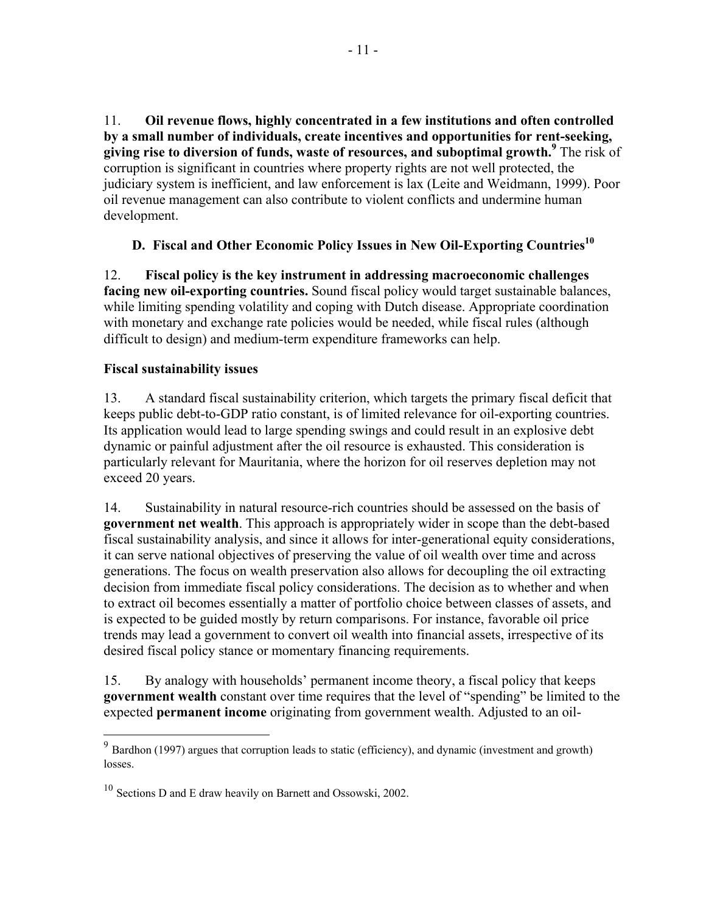11. **Oil revenue flows, highly concentrated in a few institutions and often controlled by a small number of individuals, create incentives and opportunities for rent-seeking, giving rise to diversion of funds, waste of resources, and suboptimal growth.**[9] The risk of corruption is significant in countries where property rights are not well protected, the judiciary system is inefficient, and law enforcement is lax (Leite and Weidmann, 1999). Poor oil revenue management can also contribute to violent conflicts and undermine human development.

## D. Fiscal and Other Economic Policy Issues in New Oil-Exporting Countries[10]

12. **Fiscal policy is the key instrument in addressing macroeconomic challenges facing new oil-exporting countries.** Sound fiscal policy would target sustainable balances, while limiting spending volatility and coping with Dutch disease. Appropriate coordination with monetary and exchange rate policies would be needed, while fiscal rules (although difficult to design) and medium-term expenditure frameworks can help.

### Fiscal sustainability issues

13. A standard fiscal sustainability criterion, which targets the primary fiscal deficit that keeps public debt-to-GDP ratio constant, is of limited relevance for oil-exporting countries. Its application would lead to large spending swings and could result in an explosive debt dynamic or painful adjustment after the oil resource is exhausted. This consideration is particularly relevant for Mauritania, where the horizon for oil reserves depletion may not exceed 20 years.

14. Sustainability in natural resource-rich countries should be assessed on the basis of **government net wealth**. This approach is appropriately wider in scope than the debt-based fiscal sustainability analysis, and since it allows for inter-generational equity considerations, it can serve national objectives of preserving the value of oil wealth over time and across generations. The focus on wealth preservation also allows for decoupling the oil extracting decision from immediate fiscal policy considerations. The decision as to whether and when to extract oil becomes essentially a matter of portfolio choice between classes of assets, and is expected to be guided mostly by return comparisons. For instance, favorable oil price trends may lead a government to convert oil wealth into financial assets, irrespective of its desired fiscal policy stance or momentary financing requirements.

15. By analogy with households' permanent income theory, a fiscal policy that keeps **government wealth** constant over time requires that the level of "spending" be limited to the expected **permanent income** originating from government wealth. Adjusted to an oil-

---

[9] Bardhon (1997) argues that corruption leads to static (efficiency), and dynamic (investment and growth) losses.

[10] Sections D and E draw heavily on Barnett and Ossowski, 2002.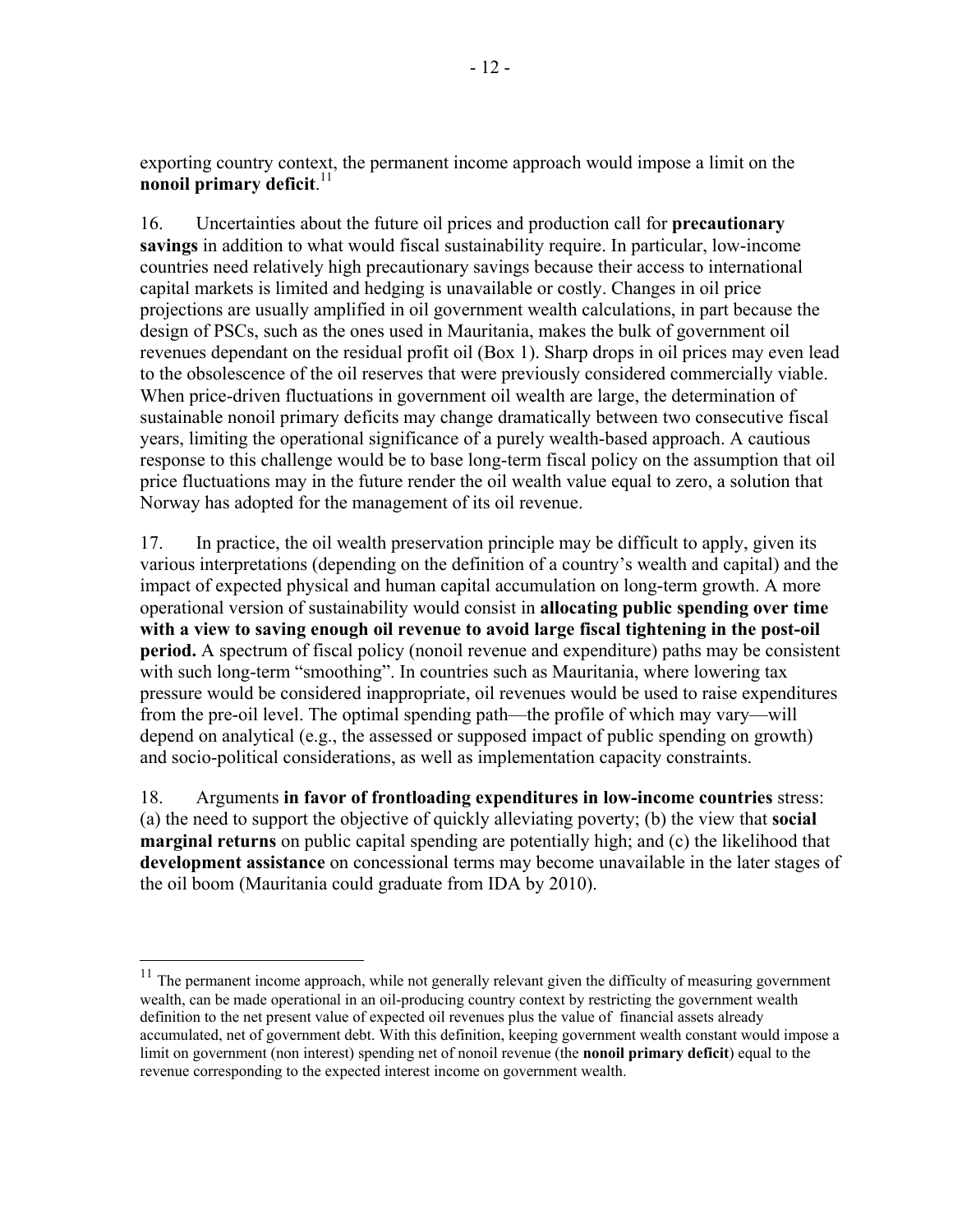exporting country context, the permanent income approach would impose a limit on the **nonoil primary deficit**.[11]

16. Uncertainties about the future oil prices and production call for **precautionary savings** in addition to what would fiscal sustainability require. In particular, low-income countries need relatively high precautionary savings because their access to international capital markets is limited and hedging is unavailable or costly. Changes in oil price projections are usually amplified in oil government wealth calculations, in part because the design of PSCs, such as the ones used in Mauritania, makes the bulk of government oil revenues dependant on the residual profit oil (Box 1). Sharp drops in oil prices may even lead to the obsolescence of the oil reserves that were previously considered commercially viable. When price-driven fluctuations in government oil wealth are large, the determination of sustainable nonoil primary deficits may change dramatically between two consecutive fiscal years, limiting the operational significance of a purely wealth-based approach. A cautious response to this challenge would be to base long-term fiscal policy on the assumption that oil price fluctuations may in the future render the oil wealth value equal to zero, a solution that Norway has adopted for the management of its oil revenue.

17. In practice, the oil wealth preservation principle may be difficult to apply, given its various interpretations (depending on the definition of a country's wealth and capital) and the impact of expected physical and human capital accumulation on long-term growth. A more operational version of sustainability would consist in **allocating public spending over time with a view to saving enough oil revenue to avoid large fiscal tightening in the post-oil period.** A spectrum of fiscal policy (nonoil revenue and expenditure) paths may be consistent with such long-term "smoothing". In countries such as Mauritania, where lowering tax pressure would be considered inappropriate, oil revenues would be used to raise expenditures from the pre-oil level. The optimal spending path—the profile of which may vary—will depend on analytical (e.g., the assessed or supposed impact of public spending on growth) and socio-political considerations, as well as implementation capacity constraints.

18. Arguments **in favor of frontloading expenditures in low-income countries** stress: (a) the need to support the objective of quickly alleviating poverty; (b) the view that **social marginal returns** on public capital spending are potentially high; and (c) the likelihood that **development assistance** on concessional terms may become unavailable in the later stages of the oil boom (Mauritania could graduate from IDA by 2010).

---

[11] The permanent income approach, while not generally relevant given the difficulty of measuring government wealth, can be made operational in an oil-producing country context by restricting the government wealth definition to the net present value of expected oil revenues plus the value of financial assets already accumulated, net of government debt. With this definition, keeping government wealth constant would impose a limit on government (non interest) spending net of nonoil revenue (the **nonoil primary deficit**) equal to the revenue corresponding to the expected interest income on government wealth.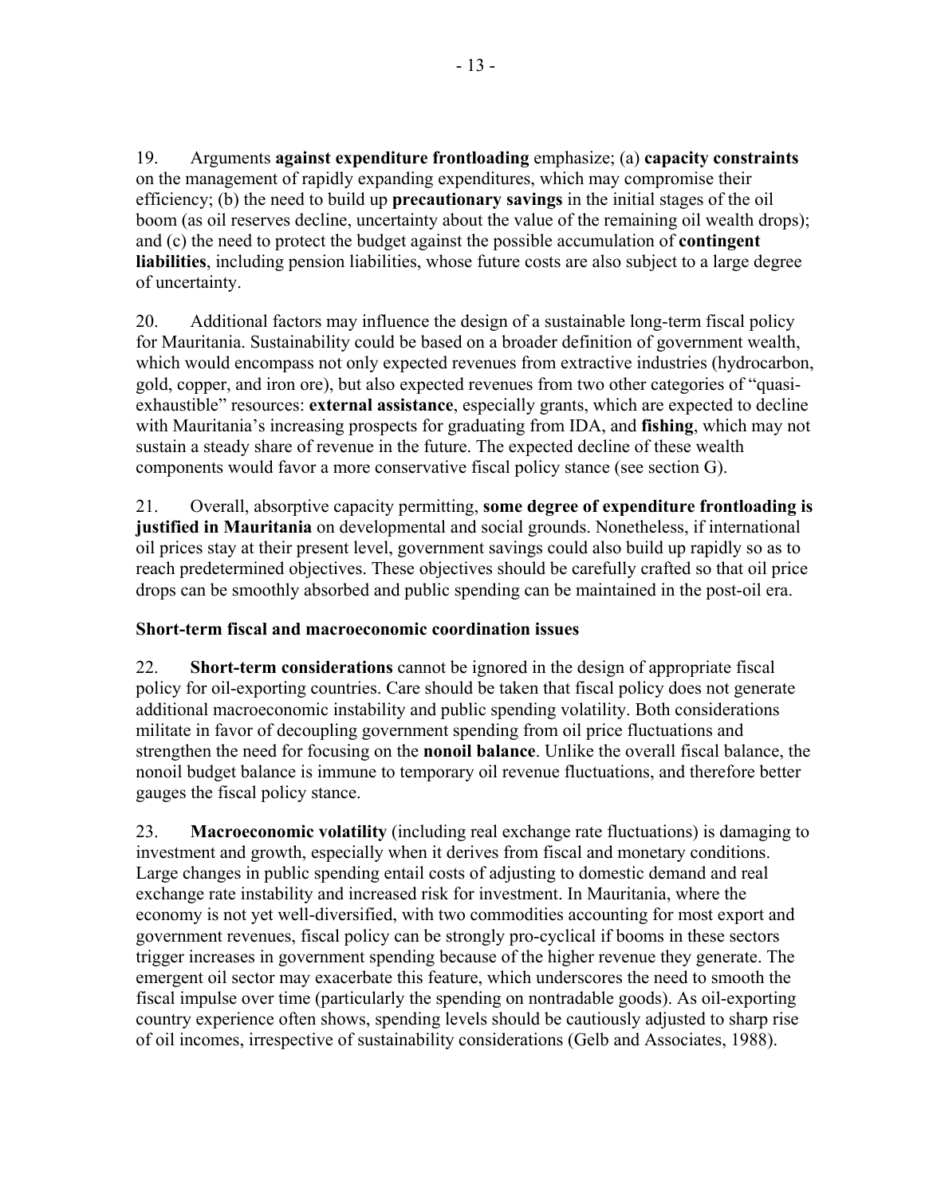19. Arguments **against expenditure frontloading** emphasize; (a) **capacity constraints** on the management of rapidly expanding expenditures, which may compromise their efficiency; (b) the need to build up **precautionary savings** in the initial stages of the oil boom (as oil reserves decline, uncertainty about the value of the remaining oil wealth drops); and (c) the need to protect the budget against the possible accumulation of **contingent liabilities**, including pension liabilities, whose future costs are also subject to a large degree of uncertainty.

20. Additional factors may influence the design of a sustainable long-term fiscal policy for Mauritania. Sustainability could be based on a broader definition of government wealth, which would encompass not only expected revenues from extractive industries (hydrocarbon, gold, copper, and iron ore), but also expected revenues from two other categories of "quasi-exhaustible" resources: **external assistance**, especially grants, which are expected to decline with Mauritania's increasing prospects for graduating from IDA, and **fishing**, which may not sustain a steady share of revenue in the future. The expected decline of these wealth components would favor a more conservative fiscal policy stance (see section G).

21. Overall, absorptive capacity permitting, **some degree of expenditure frontloading is justified in Mauritania** on developmental and social grounds. Nonetheless, if international oil prices stay at their present level, government savings could also build up rapidly so as to reach predetermined objectives. These objectives should be carefully crafted so that oil price drops can be smoothly absorbed and public spending can be maintained in the post-oil era.

**Short-term fiscal and macroeconomic coordination issues**

22. **Short-term considerations** cannot be ignored in the design of appropriate fiscal policy for oil-exporting countries. Care should be taken that fiscal policy does not generate additional macroeconomic instability and public spending volatility. Both considerations militate in favor of decoupling government spending from oil price fluctuations and strengthen the need for focusing on the **nonoil balance**. Unlike the overall fiscal balance, the nonoil budget balance is immune to temporary oil revenue fluctuations, and therefore better gauges the fiscal policy stance.

23. **Macroeconomic volatility** (including real exchange rate fluctuations) is damaging to investment and growth, especially when it derives from fiscal and monetary conditions. Large changes in public spending entail costs of adjusting to domestic demand and real exchange rate instability and increased risk for investment. In Mauritania, where the economy is not yet well-diversified, with two commodities accounting for most export and government revenues, fiscal policy can be strongly pro-cyclical if booms in these sectors trigger increases in government spending because of the higher revenue they generate. The emergent oil sector may exacerbate this feature, which underscores the need to smooth the fiscal impulse over time (particularly the spending on nontradable goods). As oil-exporting country experience often shows, spending levels should be cautiously adjusted to sharp rise of oil incomes, irrespective of sustainability considerations (Gelb and Associates, 1988).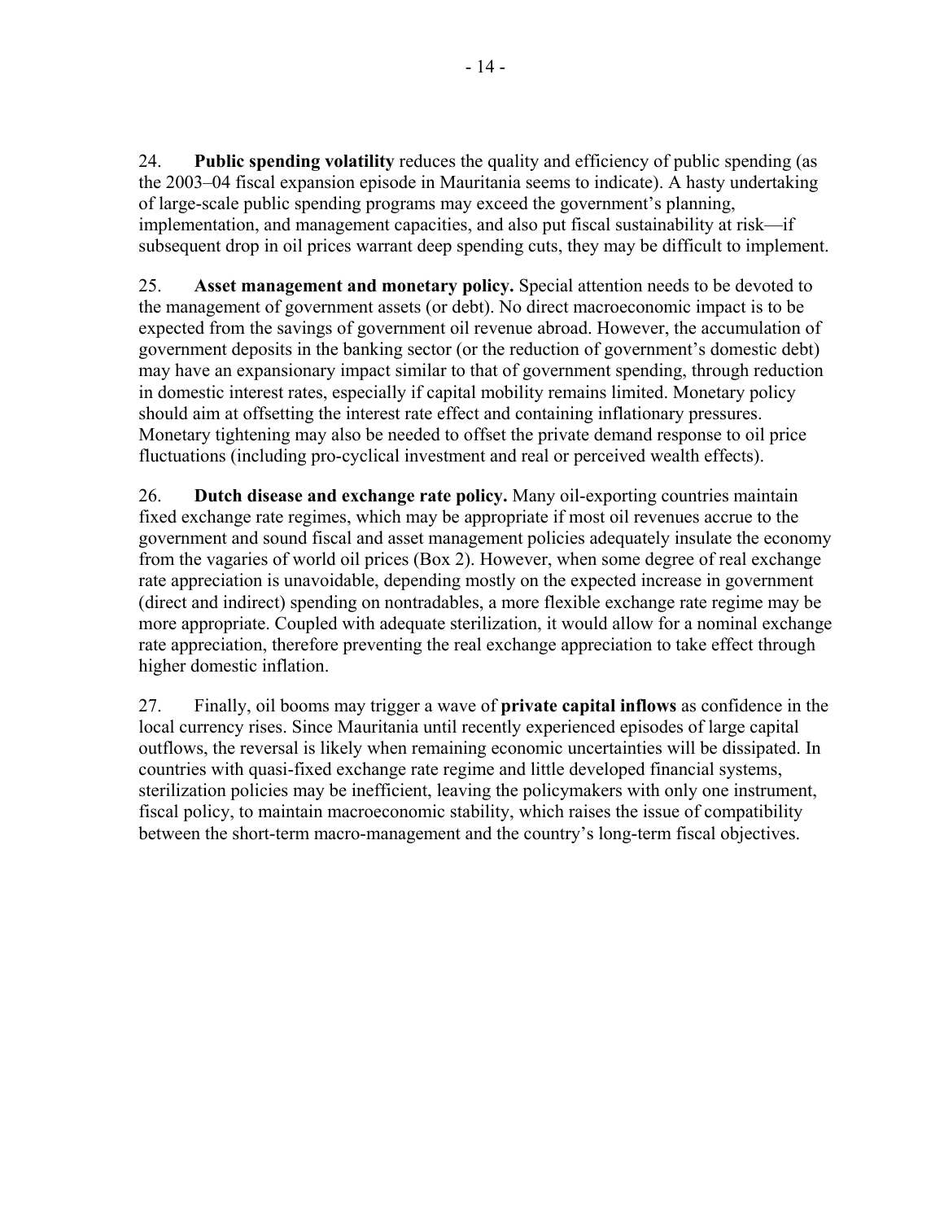24. **Public spending volatility** reduces the quality and efficiency of public spending (as the 2003–04 fiscal expansion episode in Mauritania seems to indicate). A hasty undertaking of large-scale public spending programs may exceed the government's planning, implementation, and management capacities, and also put fiscal sustainability at risk—if subsequent drop in oil prices warrant deep spending cuts, they may be difficult to implement.

25. **Asset management and monetary policy.** Special attention needs to be devoted to the management of government assets (or debt). No direct macroeconomic impact is to be expected from the savings of government oil revenue abroad. However, the accumulation of government deposits in the banking sector (or the reduction of government's domestic debt) may have an expansionary impact similar to that of government spending, through reduction in domestic interest rates, especially if capital mobility remains limited. Monetary policy should aim at offsetting the interest rate effect and containing inflationary pressures. Monetary tightening may also be needed to offset the private demand response to oil price fluctuations (including pro-cyclical investment and real or perceived wealth effects).

26. **Dutch disease and exchange rate policy.** Many oil-exporting countries maintain fixed exchange rate regimes, which may be appropriate if most oil revenues accrue to the government and sound fiscal and asset management policies adequately insulate the economy from the vagaries of world oil prices (Box 2). However, when some degree of real exchange rate appreciation is unavoidable, depending mostly on the expected increase in government (direct and indirect) spending on nontradables, a more flexible exchange rate regime may be more appropriate. Coupled with adequate sterilization, it would allow for a nominal exchange rate appreciation, therefore preventing the real exchange appreciation to take effect through higher domestic inflation.

27. Finally, oil booms may trigger a wave of **private capital inflows** as confidence in the local currency rises. Since Mauritania until recently experienced episodes of large capital outflows, the reversal is likely when remaining economic uncertainties will be dissipated. In countries with quasi-fixed exchange rate regime and little developed financial systems, sterilization policies may be inefficient, leaving the policymakers with only one instrument, fiscal policy, to maintain macroeconomic stability, which raises the issue of compatibility between the short-term macro-management and the country's long-term fiscal objectives.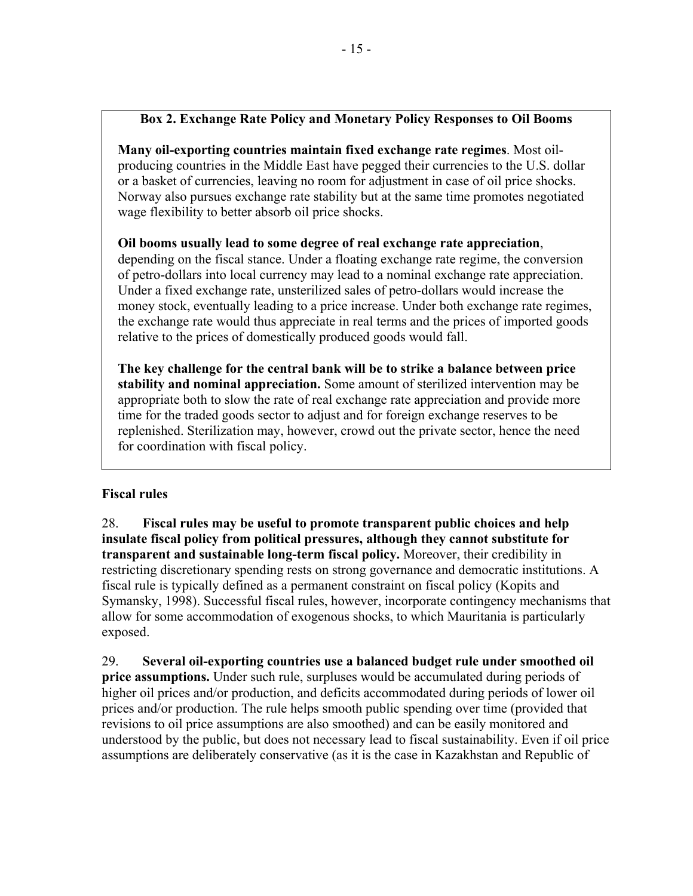**Box 2. Exchange Rate Policy and Monetary Policy Responses to Oil Booms**

**Many oil-exporting countries maintain fixed exchange rate regimes**. Most oil-producing countries in the Middle East have pegged their currencies to the U.S. dollar or a basket of currencies, leaving no room for adjustment in case of oil price shocks. Norway also pursues exchange rate stability but at the same time promotes negotiated wage flexibility to better absorb oil price shocks.

**Oil booms usually lead to some degree of real exchange rate appreciation**, depending on the fiscal stance. Under a floating exchange rate regime, the conversion of petro-dollars into local currency may lead to a nominal exchange rate appreciation. Under a fixed exchange rate, unsterilized sales of petro-dollars would increase the money stock, eventually leading to a price increase. Under both exchange rate regimes, the exchange rate would thus appreciate in real terms and the prices of imported goods relative to the prices of domestically produced goods would fall.

**The key challenge for the central bank will be to strike a balance between price stability and nominal appreciation.** Some amount of sterilized intervention may be appropriate both to slow the rate of real exchange rate appreciation and provide more time for the traded goods sector to adjust and for foreign exchange reserves to be replenished. Sterilization may, however, crowd out the private sector, hence the need for coordination with fiscal policy.

### Fiscal rules

28. **Fiscal rules may be useful to promote transparent public choices and help insulate fiscal policy from political pressures, although they cannot substitute for transparent and sustainable long-term fiscal policy.** Moreover, their credibility in restricting discretionary spending rests on strong governance and democratic institutions. A fiscal rule is typically defined as a permanent constraint on fiscal policy (Kopits and Symansky, 1998). Successful fiscal rules, however, incorporate contingency mechanisms that allow for some accommodation of exogenous shocks, to which Mauritania is particularly exposed.

29. **Several oil-exporting countries use a balanced budget rule under smoothed oil price assumptions.** Under such rule, surpluses would be accumulated during periods of higher oil prices and/or production, and deficits accommodated during periods of lower oil prices and/or production. The rule helps smooth public spending over time (provided that revisions to oil price assumptions are also smoothed) and can be easily monitored and understood by the public, but does not necessary lead to fiscal sustainability. Even if oil price assumptions are deliberately conservative (as it is the case in Kazakhstan and Republic of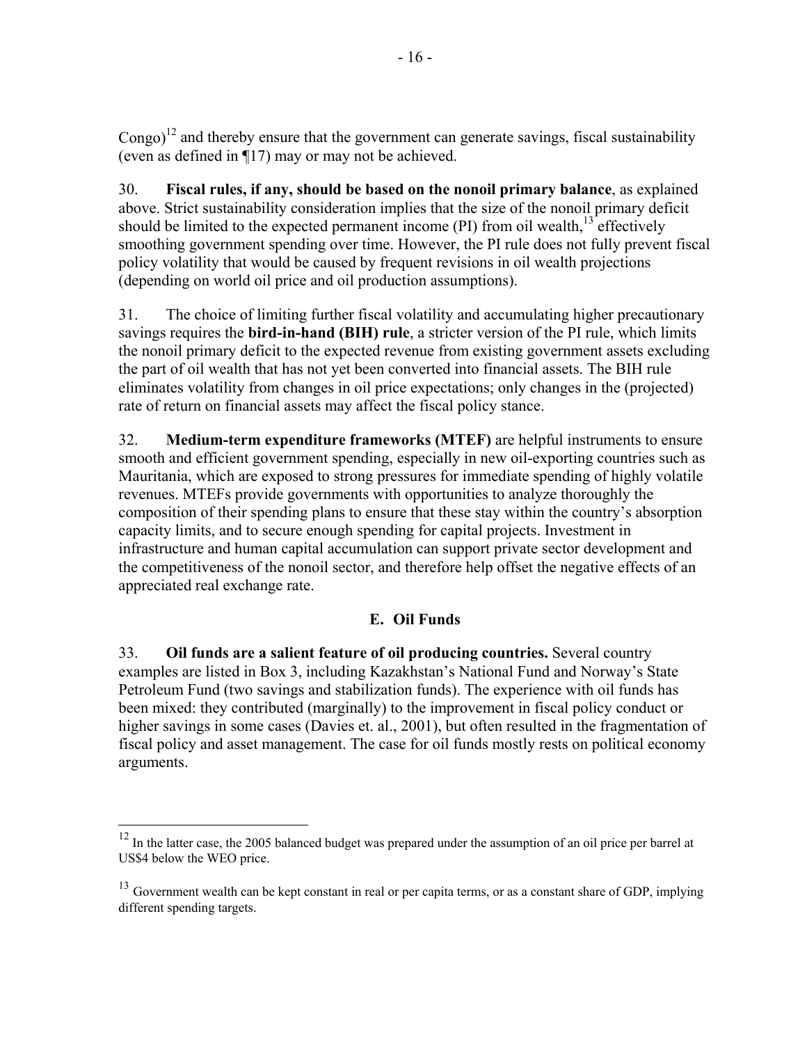Congo)[12] and thereby ensure that the government can generate savings, fiscal sustainability (even as defined in ¶17) may or may not be achieved.

30. **Fiscal rules, if any, should be based on the nonoil primary balance**, as explained above. Strict sustainability consideration implies that the size of the nonoil primary deficit should be limited to the expected permanent income (PI) from oil wealth,[13] effectively smoothing government spending over time. However, the PI rule does not fully prevent fiscal policy volatility that would be caused by frequent revisions in oil wealth projections (depending on world oil price and oil production assumptions).

31. The choice of limiting further fiscal volatility and accumulating higher precautionary savings requires the **bird-in-hand (BIH) rule**, a stricter version of the PI rule, which limits the nonoil primary deficit to the expected revenue from existing government assets excluding the part of oil wealth that has not yet been converted into financial assets. The BIH rule eliminates volatility from changes in oil price expectations; only changes in the (projected) rate of return on financial assets may affect the fiscal policy stance.

32. **Medium-term expenditure frameworks (MTEF)** are helpful instruments to ensure smooth and efficient government spending, especially in new oil-exporting countries such as Mauritania, which are exposed to strong pressures for immediate spending of highly volatile revenues. MTEFs provide governments with opportunities to analyze thoroughly the composition of their spending plans to ensure that these stay within the country's absorption capacity limits, and to secure enough spending for capital projects. Investment in infrastructure and human capital accumulation can support private sector development and the competitiveness of the nonoil sector, and therefore help offset the negative effects of an appreciated real exchange rate.

## E. Oil Funds

33. **Oil funds are a salient feature of oil producing countries.** Several country examples are listed in Box 3, including Kazakhstan's National Fund and Norway's State Petroleum Fund (two savings and stabilization funds). The experience with oil funds has been mixed: they contributed (marginally) to the improvement in fiscal policy conduct or higher savings in some cases (Davies et. al., 2001), but often resulted in the fragmentation of fiscal policy and asset management. The case for oil funds mostly rests on political economy arguments.

---

[12] In the latter case, the 2005 balanced budget was prepared under the assumption of an oil price per barrel at US$4 below the WEO price.

[13] Government wealth can be kept constant in real or per capita terms, or as a constant share of GDP, implying different spending targets.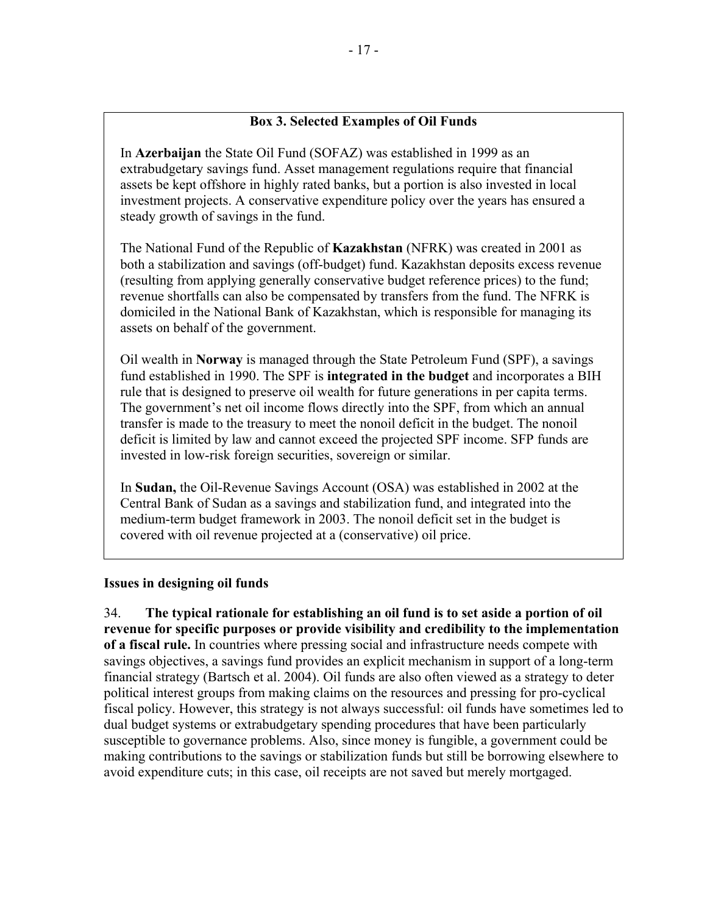**Box 3. Selected Examples of Oil Funds**

In **Azerbaijan** the State Oil Fund (SOFAZ) was established in 1999 as an extrabudgetary savings fund. Asset management regulations require that financial assets be kept offshore in highly rated banks, but a portion is also invested in local investment projects. A conservative expenditure policy over the years has ensured a steady growth of savings in the fund.

The National Fund of the Republic of **Kazakhstan** (NFRK) was created in 2001 as both a stabilization and savings (off-budget) fund. Kazakhstan deposits excess revenue (resulting from applying generally conservative budget reference prices) to the fund; revenue shortfalls can also be compensated by transfers from the fund. The NFRK is domiciled in the National Bank of Kazakhstan, which is responsible for managing its assets on behalf of the government.

Oil wealth in **Norway** is managed through the State Petroleum Fund (SPF), a savings fund established in 1990. The SPF is **integrated in the budget** and incorporates a BIH rule that is designed to preserve oil wealth for future generations in per capita terms. The government's net oil income flows directly into the SPF, from which an annual transfer is made to the treasury to meet the nonoil deficit in the budget. The nonoil deficit is limited by law and cannot exceed the projected SPF income. SFP funds are invested in low-risk foreign securities, sovereign or similar.

In **Sudan,** the Oil-Revenue Savings Account (OSA) was established in 2002 at the Central Bank of Sudan as a savings and stabilization fund, and integrated into the medium-term budget framework in 2003. The nonoil deficit set in the budget is covered with oil revenue projected at a (conservative) oil price.

### Issues in designing oil funds

34. **The typical rationale for establishing an oil fund is to set aside a portion of oil revenue for specific purposes or provide visibility and credibility to the implementation of a fiscal rule.** In countries where pressing social and infrastructure needs compete with savings objectives, a savings fund provides an explicit mechanism in support of a long-term financial strategy (Bartsch et al. 2004). Oil funds are also often viewed as a strategy to deter political interest groups from making claims on the resources and pressing for pro-cyclical fiscal policy. However, this strategy is not always successful: oil funds have sometimes led to dual budget systems or extrabudgetary spending procedures that have been particularly susceptible to governance problems. Also, since money is fungible, a government could be making contributions to the savings or stabilization funds but still be borrowing elsewhere to avoid expenditure cuts; in this case, oil receipts are not saved but merely mortgaged.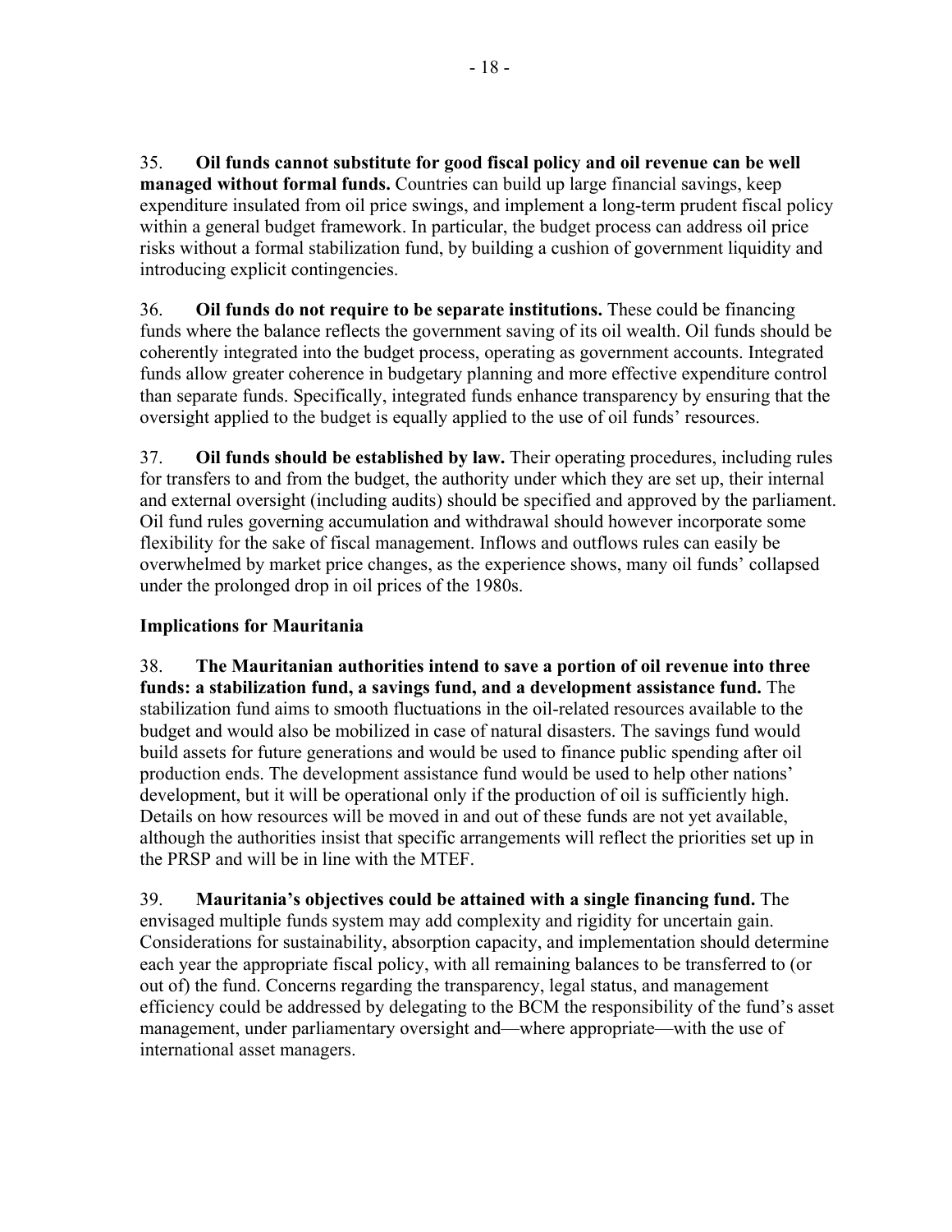35. **Oil funds cannot substitute for good fiscal policy and oil revenue can be well managed without formal funds.** Countries can build up large financial savings, keep expenditure insulated from oil price swings, and implement a long-term prudent fiscal policy within a general budget framework. In particular, the budget process can address oil price risks without a formal stabilization fund, by building a cushion of government liquidity and introducing explicit contingencies.

36. **Oil funds do not require to be separate institutions.** These could be financing funds where the balance reflects the government saving of its oil wealth. Oil funds should be coherently integrated into the budget process, operating as government accounts. Integrated funds allow greater coherence in budgetary planning and more effective expenditure control than separate funds. Specifically, integrated funds enhance transparency by ensuring that the oversight applied to the budget is equally applied to the use of oil funds' resources.

37. **Oil funds should be established by law.** Their operating procedures, including rules for transfers to and from the budget, the authority under which they are set up, their internal and external oversight (including audits) should be specified and approved by the parliament. Oil fund rules governing accumulation and withdrawal should however incorporate some flexibility for the sake of fiscal management. Inflows and outflows rules can easily be overwhelmed by market price changes, as the experience shows, many oil funds' collapsed under the prolonged drop in oil prices of the 1980s.

**Implications for Mauritania**

38. **The Mauritanian authorities intend to save a portion of oil revenue into three funds: a stabilization fund, a savings fund, and a development assistance fund.** The stabilization fund aims to smooth fluctuations in the oil-related resources available to the budget and would also be mobilized in case of natural disasters. The savings fund would build assets for future generations and would be used to finance public spending after oil production ends. The development assistance fund would be used to help other nations' development, but it will be operational only if the production of oil is sufficiently high. Details on how resources will be moved in and out of these funds are not yet available, although the authorities insist that specific arrangements will reflect the priorities set up in the PRSP and will be in line with the MTEF.

39. **Mauritania's objectives could be attained with a single financing fund.** The envisaged multiple funds system may add complexity and rigidity for uncertain gain. Considerations for sustainability, absorption capacity, and implementation should determine each year the appropriate fiscal policy, with all remaining balances to be transferred to (or out of) the fund. Concerns regarding the transparency, legal status, and management efficiency could be addressed by delegating to the BCM the responsibility of the fund's asset management, under parliamentary oversight and—where appropriate—with the use of international asset managers.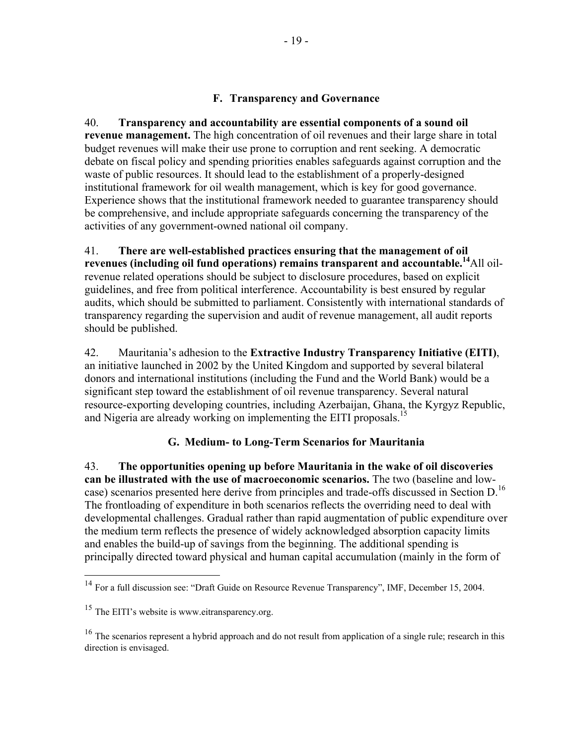### F. Transparency and Governance

40. **Transparency and accountability are essential components of a sound oil revenue management.** The high concentration of oil revenues and their large share in total budget revenues will make their use prone to corruption and rent seeking. A democratic debate on fiscal policy and spending priorities enables safeguards against corruption and the waste of public resources. It should lead to the establishment of a properly-designed institutional framework for oil wealth management, which is key for good governance. Experience shows that the institutional framework needed to guarantee transparency should be comprehensive, and include appropriate safeguards concerning the transparency of the activities of any government-owned national oil company.

41. **There are well-established practices ensuring that the management of oil revenues (including oil fund operations) remains transparent and accountable.**[14] All oil-revenue related operations should be subject to disclosure procedures, based on explicit guidelines, and free from political interference. Accountability is best ensured by regular audits, which should be submitted to parliament. Consistently with international standards of transparency regarding the supervision and audit of revenue management, all audit reports should be published.

42. Mauritania's adhesion to the **Extractive Industry Transparency Initiative (EITI)**, an initiative launched in 2002 by the United Kingdom and supported by several bilateral donors and international institutions (including the Fund and the World Bank) would be a significant step toward the establishment of oil revenue transparency. Several natural resource-exporting developing countries, including Azerbaijan, Ghana, the Kyrgyz Republic, and Nigeria are already working on implementing the EITI proposals.[15]

### G. Medium- to Long-Term Scenarios for Mauritania

43. **The opportunities opening up before Mauritania in the wake of oil discoveries can be illustrated with the use of macroeconomic scenarios.** The two (baseline and low-case) scenarios presented here derive from principles and trade-offs discussed in Section D.[16] The frontloading of expenditure in both scenarios reflects the overriding need to deal with developmental challenges. Gradual rather than rapid augmentation of public expenditure over the medium term reflects the presence of widely acknowledged absorption capacity limits and enables the build-up of savings from the beginning. The additional spending is principally directed toward physical and human capital accumulation (mainly in the form of

---

[14] For a full discussion see: "Draft Guide on Resource Revenue Transparency", IMF, December 15, 2004.

[15] The EITI's website is www.eitransparency.org.

[16] The scenarios represent a hybrid approach and do not result from application of a single rule; research in this direction is envisaged.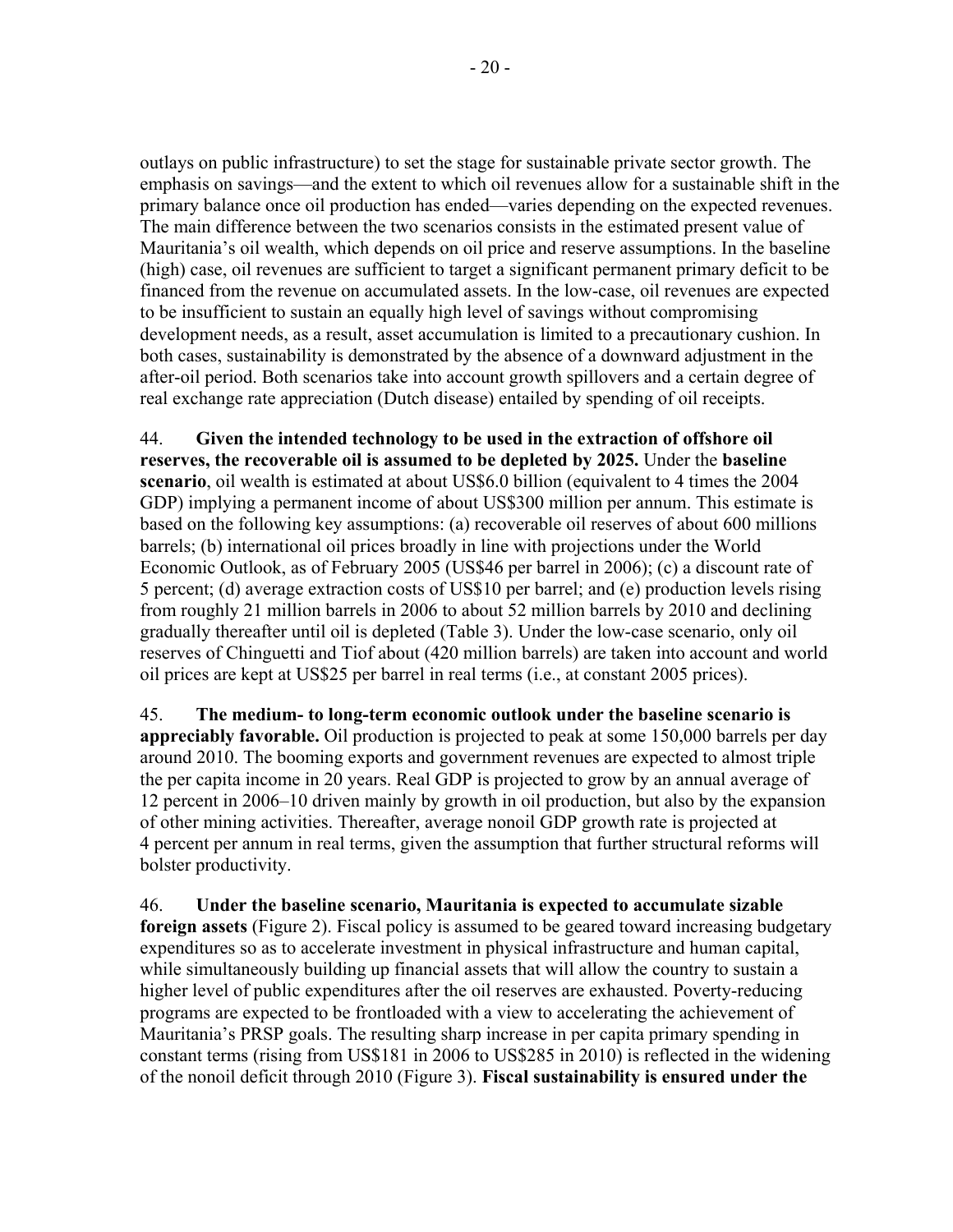outlays on public infrastructure) to set the stage for sustainable private sector growth. The emphasis on savings—and the extent to which oil revenues allow for a sustainable shift in the primary balance once oil production has ended—varies depending on the expected revenues. The main difference between the two scenarios consists in the estimated present value of Mauritania's oil wealth, which depends on oil price and reserve assumptions. In the baseline (high) case, oil revenues are sufficient to target a significant permanent primary deficit to be financed from the revenue on accumulated assets. In the low-case, oil revenues are expected to be insufficient to sustain an equally high level of savings without compromising development needs, as a result, asset accumulation is limited to a precautionary cushion. In both cases, sustainability is demonstrated by the absence of a downward adjustment in the after-oil period. Both scenarios take into account growth spillovers and a certain degree of real exchange rate appreciation (Dutch disease) entailed by spending of oil receipts.

44. **Given the intended technology to be used in the extraction of offshore oil reserves, the recoverable oil is assumed to be depleted by 2025.** Under the **baseline scenario**, oil wealth is estimated at about US$6.0 billion (equivalent to 4 times the 2004 GDP) implying a permanent income of about US$300 million per annum. This estimate is based on the following key assumptions: (a) recoverable oil reserves of about 600 millions barrels; (b) international oil prices broadly in line with projections under the World Economic Outlook, as of February 2005 (US$46 per barrel in 2006); (c) a discount rate of 5 percent; (d) average extraction costs of US$10 per barrel; and (e) production levels rising from roughly 21 million barrels in 2006 to about 52 million barrels by 2010 and declining gradually thereafter until oil is depleted (Table 3). Under the low-case scenario, only oil reserves of Chinguetti and Tiof about (420 million barrels) are taken into account and world oil prices are kept at US$25 per barrel in real terms (i.e., at constant 2005 prices).

45. **The medium- to long-term economic outlook under the baseline scenario is appreciably favorable.** Oil production is projected to peak at some 150,000 barrels per day around 2010. The booming exports and government revenues are expected to almost triple the per capita income in 20 years. Real GDP is projected to grow by an annual average of 12 percent in 2006–10 driven mainly by growth in oil production, but also by the expansion of other mining activities. Thereafter, average nonoil GDP growth rate is projected at 4 percent per annum in real terms, given the assumption that further structural reforms will bolster productivity.

46. **Under the baseline scenario, Mauritania is expected to accumulate sizable foreign assets** (Figure 2). Fiscal policy is assumed to be geared toward increasing budgetary expenditures so as to accelerate investment in physical infrastructure and human capital, while simultaneously building up financial assets that will allow the country to sustain a higher level of public expenditures after the oil reserves are exhausted. Poverty-reducing programs are expected to be frontloaded with a view to accelerating the achievement of Mauritania's PRSP goals. The resulting sharp increase in per capita primary spending in constant terms (rising from US$181 in 2006 to US$285 in 2010) is reflected in the widening of the nonoil deficit through 2010 (Figure 3). **Fiscal sustainability is ensured under the**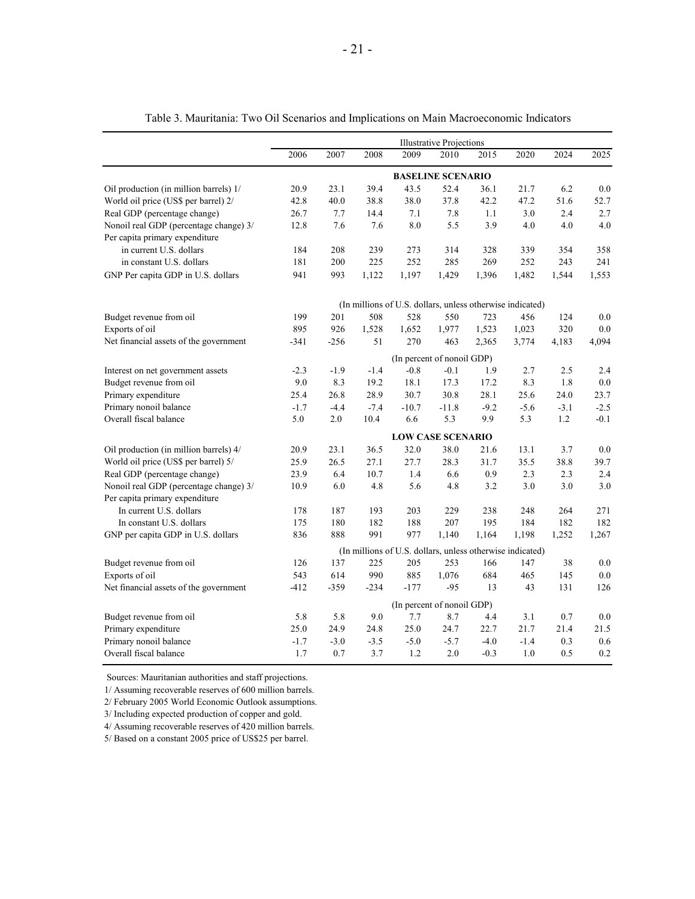Table 3. Mauritania: Two Oil Scenarios and Implications on Main Macroeconomic Indicators

| | Illustrative Projections | | | | | | | | |
|---|---|---|---|---|---|---|---|---|---|
| | 2006 | 2007 | 2008 | 2009 | 2010 | 2015 | 2020 | 2024 | 2025 |
| **BASELINE SCENARIO** | | | | | | | | | |
| Oil production (in million barrels) 1/ | 20.9 | 23.1 | 39.4 | 43.5 | 52.4 | 36.1 | 21.7 | 6.2 | 0.0 |
| World oil price (US$ per barrel) 2/ | 42.8 | 40.0 | 38.8 | 38.0 | 37.8 | 42.2 | 47.2 | 51.6 | 52.7 |
| Real GDP (percentage change) | 26.7 | 7.7 | 14.4 | 7.1 | 7.8 | 1.1 | 3.0 | 2.4 | 2.7 |
| Nonoil real GDP (percentage change) 3/ | 12.8 | 7.6 | 7.6 | 8.0 | 5.5 | 3.9 | 4.0 | 4.0 | 4.0 |
| Per capita primary expenditure | | | | | | | | | |
| in current U.S. dollars | 184 | 208 | 239 | 273 | 314 | 328 | 339 | 354 | 358 |
| in constant U.S. dollars | 181 | 200 | 225 | 252 | 285 | 269 | 252 | 243 | 241 |
| GNP Per capita GDP in U.S. dollars | 941 | 993 | 1,122 | 1,197 | 1,429 | 1,396 | 1,482 | 1,544 | 1,553 |
| (In millions of U.S. dollars, unless otherwise indicated) | | | | | | | | | |
| Budget revenue from oil | 199 | 201 | 508 | 528 | 550 | 723 | 456 | 124 | 0.0 |
| Exports of oil | 895 | 926 | 1,528 | 1,652 | 1,977 | 1,523 | 1,023 | 320 | 0.0 |
| Net financial assets of the government | -341 | -256 | 51 | 270 | 463 | 2,365 | 3,774 | 4,183 | 4,094 |
| (In percent of nonoil GDP) | | | | | | | | | |
| Interest on net government assets | -2.3 | -1.9 | -1.4 | -0.8 | -0.1 | 1.9 | 2.7 | 2.5 | 2.4 |
| Budget revenue from oil | 9.0 | 8.3 | 19.2 | 18.1 | 17.3 | 17.2 | 8.3 | 1.8 | 0.0 |
| Primary expenditure | 25.4 | 26.8 | 28.9 | 30.7 | 30.8 | 28.1 | 25.6 | 24.0 | 23.7 |
| Primary nonoil balance | -1.7 | -4.4 | -7.4 | -10.7 | -11.8 | -9.2 | -5.6 | -3.1 | -2.5 |
| Overall fiscal balance | 5.0 | 2.0 | 10.4 | 6.6 | 5.3 | 9.9 | 5.3 | 1.2 | -0.1 |
| **LOW CASE SCENARIO** | | | | | | | | | |
| Oil production (in million barrels) 4/ | 20.9 | 23.1 | 36.5 | 32.0 | 38.0 | 21.6 | 13.1 | 3.7 | 0.0 |
| World oil price (US$ per barrel) 5/ | 25.9 | 26.5 | 27.1 | 27.7 | 28.3 | 31.7 | 35.5 | 38.8 | 39.7 |
| Real GDP (percentage change) | 23.9 | 6.4 | 10.7 | 1.4 | 6.6 | 0.9 | 2.3 | 2.3 | 2.4 |
| Nonoil real GDP (percentage change) 3/ | 10.9 | 6.0 | 4.8 | 5.6 | 4.8 | 3.2 | 3.0 | 3.0 | 3.0 |
| Per capita primary expenditure | | | | | | | | | |
| In current U.S. dollars | 178 | 187 | 193 | 203 | 229 | 238 | 248 | 264 | 271 |
| In constant U.S. dollars | 175 | 180 | 182 | 188 | 207 | 195 | 184 | 182 | 182 |
| GNP per capita GDP in U.S. dollars | 836 | 888 | 991 | 977 | 1,140 | 1,164 | 1,198 | 1,252 | 1,267 |
| (In millions of U.S. dollars, unless otherwise indicated) | | | | | | | | | |
| Budget revenue from oil | 126 | 137 | 225 | 205 | 253 | 166 | 147 | 38 | 0.0 |
| Exports of oil | 543 | 614 | 990 | 885 | 1,076 | 684 | 465 | 145 | 0.0 |
| Net financial assets of the government | -412 | -359 | -234 | -177 | -95 | 13 | 43 | 131 | 126 |
| (In percent of nonoil GDP) | | | | | | | | | |
| Budget revenue from oil | 5.8 | 5.8 | 9.0 | 7.7 | 8.7 | 4.4 | 3.1 | 0.7 | 0.0 |
| Primary expenditure | 25.0 | 24.9 | 24.8 | 25.0 | 24.7 | 22.7 | 21.7 | 21.4 | 21.5 |
| Primary nonoil balance | -1.7 | -3.0 | -3.5 | -5.0 | -5.7 | -4.0 | -1.4 | 0.3 | 0.6 |
| Overall fiscal balance | 1.7 | 0.7 | 3.7 | 1.2 | 2.0 | -0.3 | 1.0 | 0.5 | 0.2 |

Sources: Mauritanian authorities and staff projections.

1/ Assuming recoverable reserves of 600 million barrels.

2/ February 2005 World Economic Outlook assumptions.

3/ Including expected production of copper and gold.

4/ Assuming recoverable reserves of 420 million barrels.

5/ Based on a constant 2005 price of US$25 per barrel.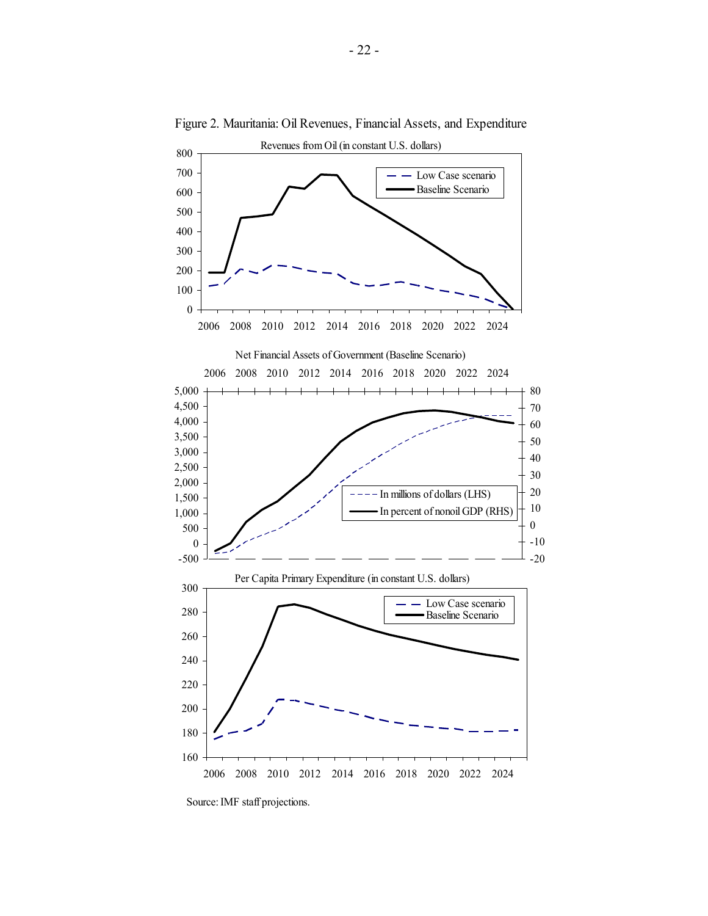Figure 2. Mauritania: Oil Revenues, Financial Assets, and Expenditure

Revenues from Oil (in constant U.S. dollars)

Net Financial Assets of Government (Baseline Scenario)

Per Capita Primary Expenditure (in constant U.S. dollars)

Source: IMF staff projections.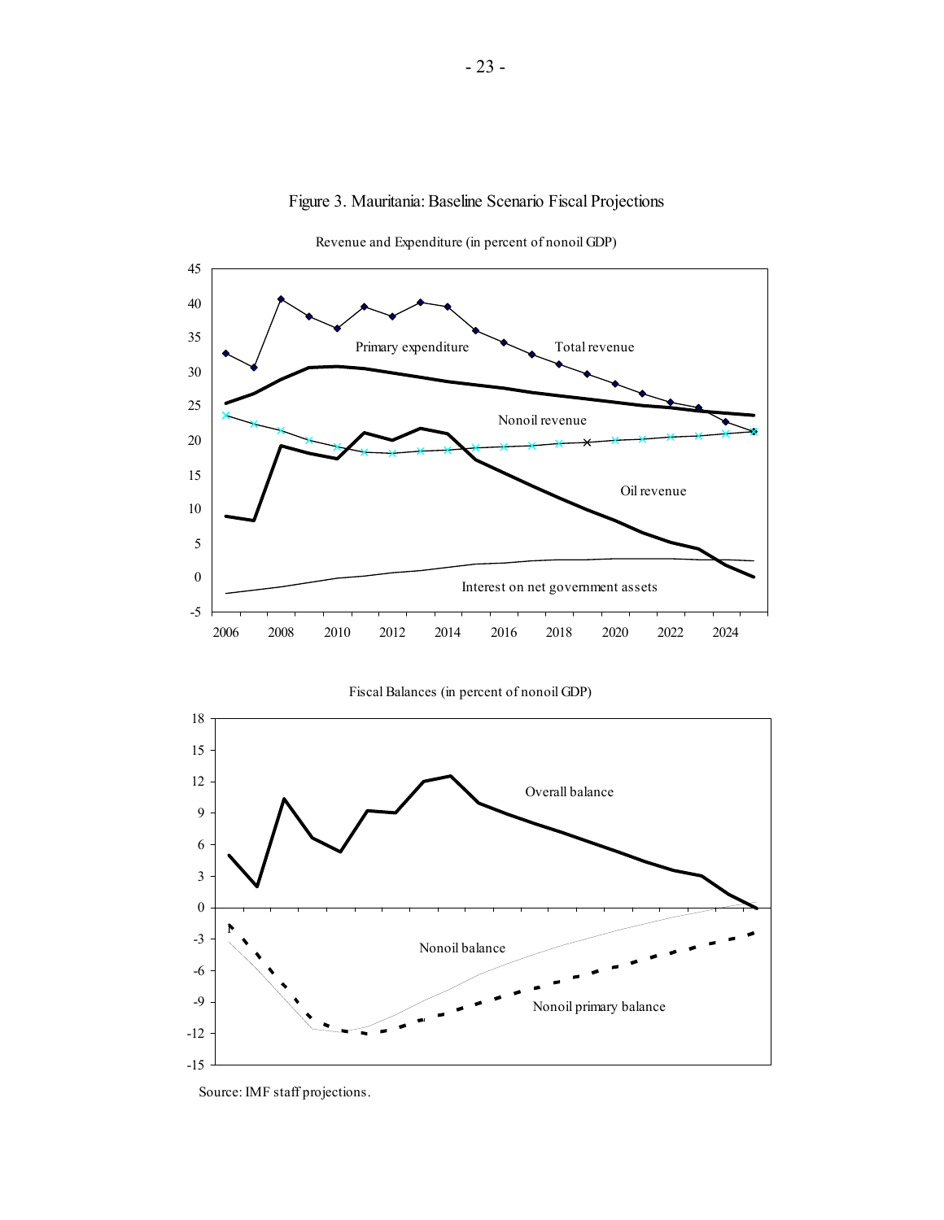Figure 3. Mauritania: Baseline Scenario Fiscal Projections

Revenue and Expenditure (in percent of nonoil GDP)

Fiscal Balances (in percent of nonoil GDP)

Source: IMF staff projections.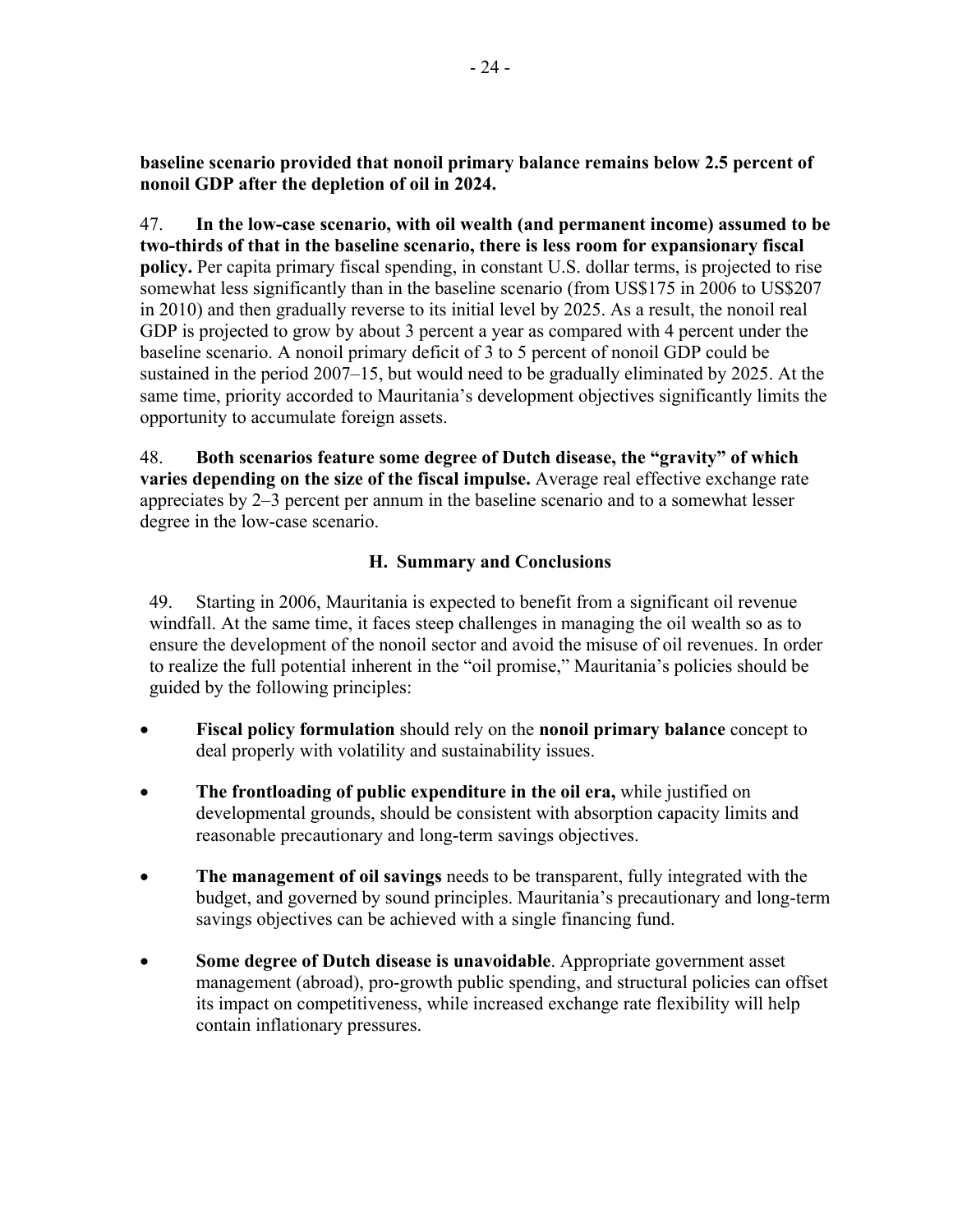**baseline scenario provided that nonoil primary balance remains below 2.5 percent of nonoil GDP after the depletion of oil in 2024.**

47. **In the low-case scenario, with oil wealth (and permanent income) assumed to be two-thirds of that in the baseline scenario, there is less room for expansionary fiscal policy.** Per capita primary fiscal spending, in constant U.S. dollar terms, is projected to rise somewhat less significantly than in the baseline scenario (from US$175 in 2006 to US$207 in 2010) and then gradually reverse to its initial level by 2025. As a result, the nonoil real GDP is projected to grow by about 3 percent a year as compared with 4 percent under the baseline scenario. A nonoil primary deficit of 3 to 5 percent of nonoil GDP could be sustained in the period 2007–15, but would need to be gradually eliminated by 2025. At the same time, priority accorded to Mauritania's development objectives significantly limits the opportunity to accumulate foreign assets.

48. **Both scenarios feature some degree of Dutch disease, the "gravity" of which varies depending on the size of the fiscal impulse.** Average real effective exchange rate appreciates by 2–3 percent per annum in the baseline scenario and to a somewhat lesser degree in the low-case scenario.

## H. Summary and Conclusions

49. Starting in 2006, Mauritania is expected to benefit from a significant oil revenue windfall. At the same time, it faces steep challenges in managing the oil wealth so as to ensure the development of the nonoil sector and avoid the misuse of oil revenues. In order to realize the full potential inherent in the "oil promise," Mauritania's policies should be guided by the following principles:

- **Fiscal policy formulation** should rely on the **nonoil primary balance** concept to deal properly with volatility and sustainability issues.

- **The frontloading of public expenditure in the oil era,** while justified on developmental grounds, should be consistent with absorption capacity limits and reasonable precautionary and long-term savings objectives.

- **The management of oil savings** needs to be transparent, fully integrated with the budget, and governed by sound principles. Mauritania's precautionary and long-term savings objectives can be achieved with a single financing fund.

- **Some degree of Dutch disease is unavoidable**. Appropriate government asset management (abroad), pro-growth public spending, and structural policies can offset its impact on competitiveness, while increased exchange rate flexibility will help contain inflationary pressures.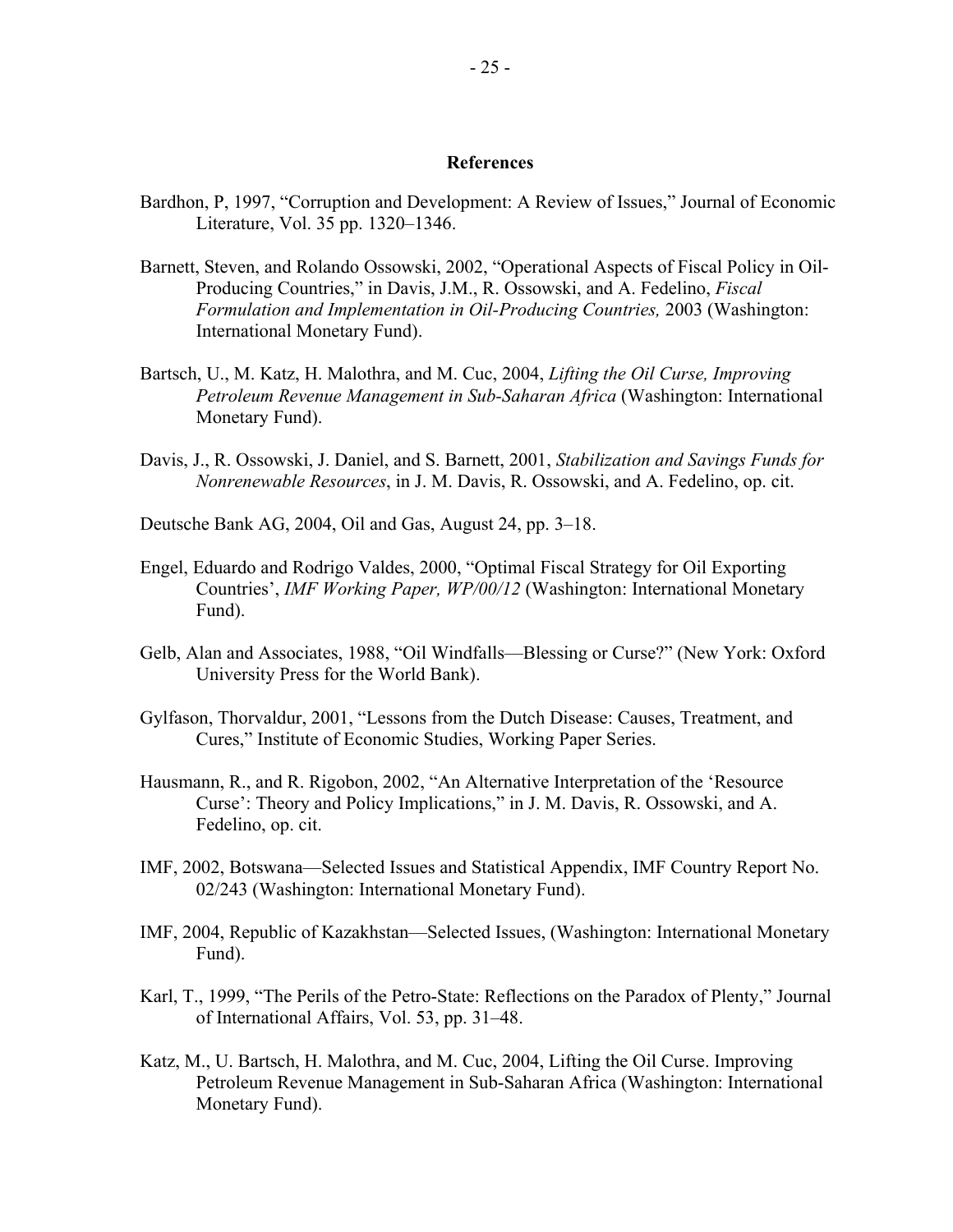## References

Bardhon, P, 1997, "Corruption and Development: A Review of Issues," Journal of Economic Literature, Vol. 35 pp. 1320–1346.

Barnett, Steven, and Rolando Ossowski, 2002, "Operational Aspects of Fiscal Policy in Oil-Producing Countries," in Davis, J.M., R. Ossowski, and A. Fedelino, *Fiscal Formulation and Implementation in Oil-Producing Countries,* 2003 (Washington: International Monetary Fund).

Bartsch, U., M. Katz, H. Malothra, and M. Cuc, 2004, *Lifting the Oil Curse, Improving Petroleum Revenue Management in Sub-Saharan Africa* (Washington: International Monetary Fund).

Davis, J., R. Ossowski, J. Daniel, and S. Barnett, 2001, *Stabilization and Savings Funds for Nonrenewable Resources*, in J. M. Davis, R. Ossowski, and A. Fedelino, op. cit.

Deutsche Bank AG, 2004, Oil and Gas, August 24, pp. 3–18.

Engel, Eduardo and Rodrigo Valdes, 2000, "Optimal Fiscal Strategy for Oil Exporting Countries', *IMF Working Paper, WP/00/12* (Washington: International Monetary Fund).

Gelb, Alan and Associates, 1988, "Oil Windfalls—Blessing or Curse?" (New York: Oxford University Press for the World Bank).

Gylfason, Thorvaldur, 2001, "Lessons from the Dutch Disease: Causes, Treatment, and Cures," Institute of Economic Studies, Working Paper Series.

Hausmann, R., and R. Rigobon, 2002, "An Alternative Interpretation of the 'Resource Curse': Theory and Policy Implications," in J. M. Davis, R. Ossowski, and A. Fedelino, op. cit.

IMF, 2002, Botswana—Selected Issues and Statistical Appendix, IMF Country Report No. 02/243 (Washington: International Monetary Fund).

IMF, 2004, Republic of Kazakhstan—Selected Issues, (Washington: International Monetary Fund).

Karl, T., 1999, "The Perils of the Petro-State: Reflections on the Paradox of Plenty," Journal of International Affairs, Vol. 53, pp. 31–48.

Katz, M., U. Bartsch, H. Malothra, and M. Cuc, 2004, Lifting the Oil Curse. Improving Petroleum Revenue Management in Sub-Saharan Africa (Washington: International Monetary Fund).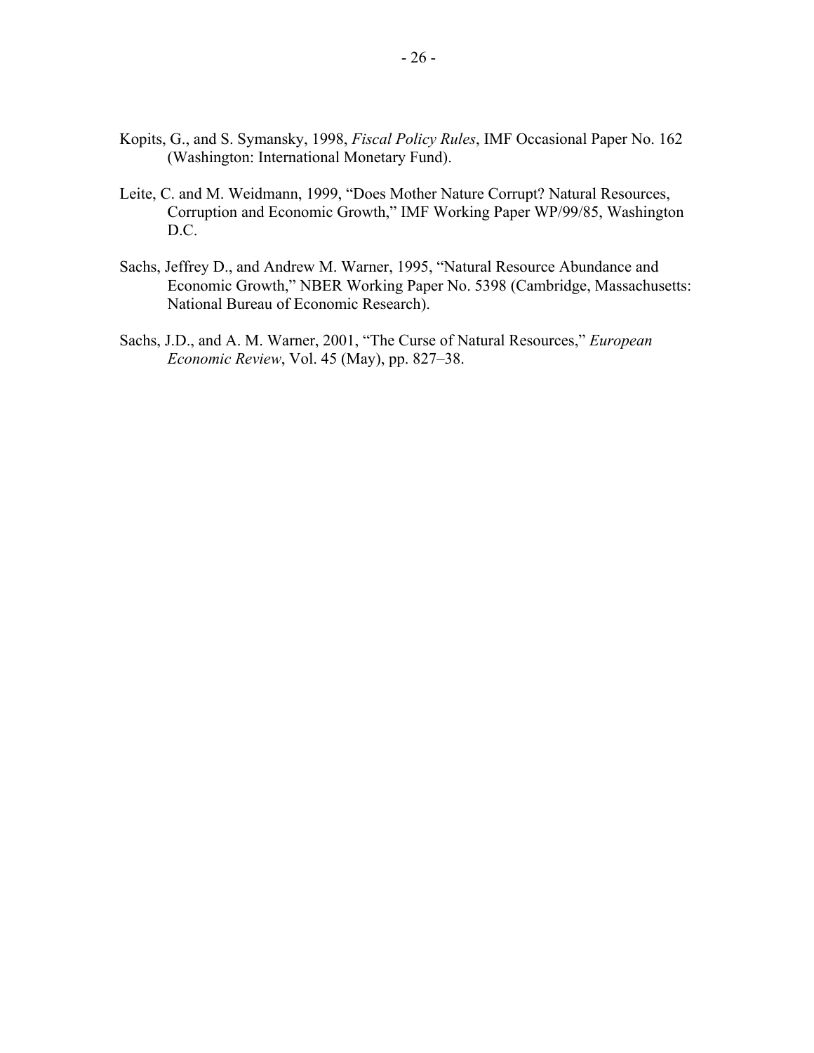Kopits, G., and S. Symansky, 1998, *Fiscal Policy Rules*, IMF Occasional Paper No. 162 (Washington: International Monetary Fund).

Leite, C. and M. Weidmann, 1999, "Does Mother Nature Corrupt? Natural Resources, Corruption and Economic Growth," IMF Working Paper WP/99/85, Washington D.C.

Sachs, Jeffrey D., and Andrew M. Warner, 1995, "Natural Resource Abundance and Economic Growth," NBER Working Paper No. 5398 (Cambridge, Massachusetts: National Bureau of Economic Research).

Sachs, J.D., and A. M. Warner, 2001, "The Curse of Natural Resources," *European Economic Review*, Vol. 45 (May), pp. 827–38.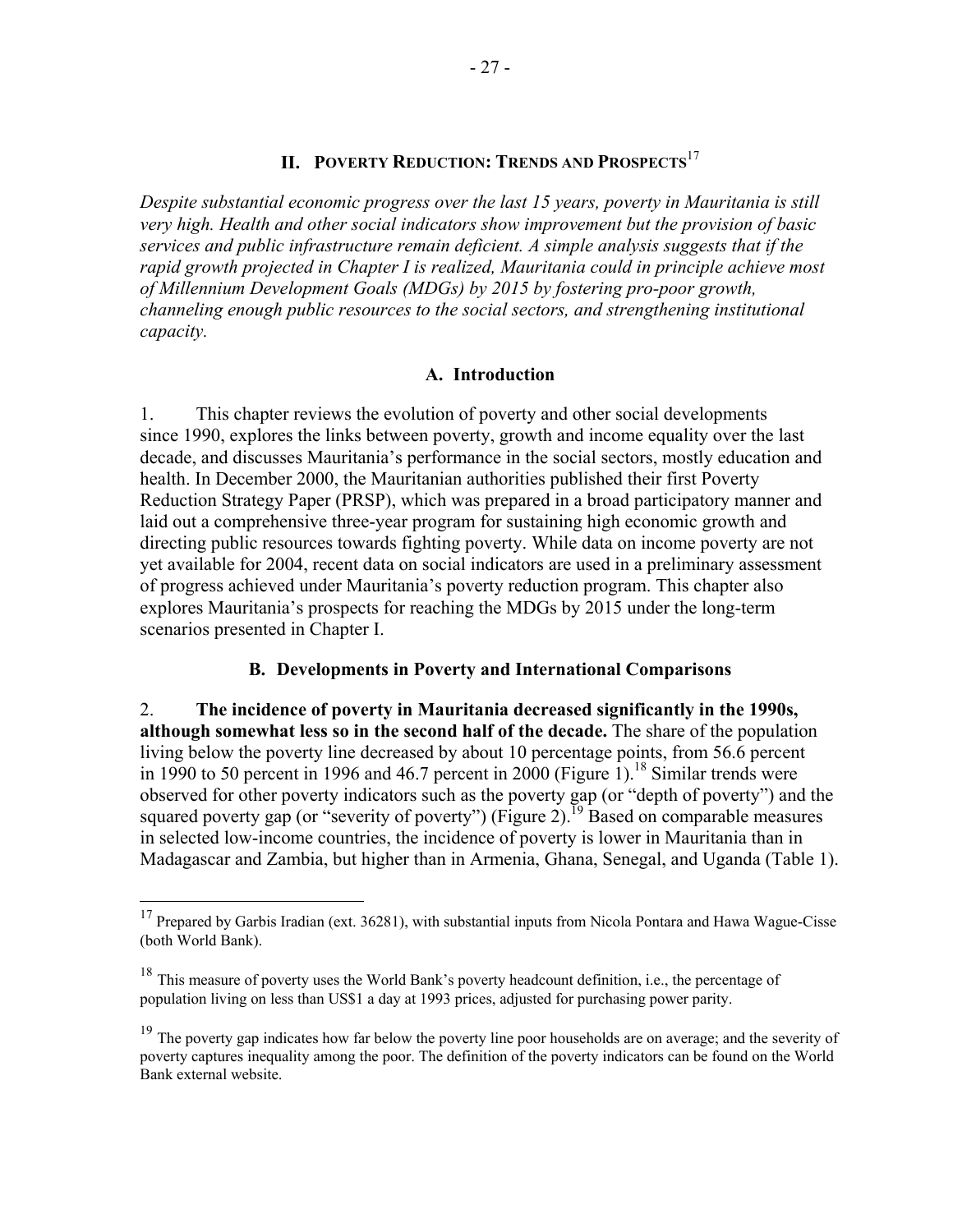## II. POVERTY REDUCTION: TRENDS AND PROSPECTS[17]

*Despite substantial economic progress over the last 15 years, poverty in Mauritania is still very high. Health and other social indicators show improvement but the provision of basic services and public infrastructure remain deficient. A simple analysis suggests that if the rapid growth projected in Chapter I is realized, Mauritania could in principle achieve most of Millennium Development Goals (MDGs) by 2015 by fostering pro-poor growth, channeling enough public resources to the social sectors, and strengthening institutional capacity.*

### A. Introduction

1. This chapter reviews the evolution of poverty and other social developments since 1990, explores the links between poverty, growth and income equality over the last decade, and discusses Mauritania's performance in the social sectors, mostly education and health. In December 2000, the Mauritanian authorities published their first Poverty Reduction Strategy Paper (PRSP), which was prepared in a broad participatory manner and laid out a comprehensive three-year program for sustaining high economic growth and directing public resources towards fighting poverty. While data on income poverty are not yet available for 2004, recent data on social indicators are used in a preliminary assessment of progress achieved under Mauritania's poverty reduction program. This chapter also explores Mauritania's prospects for reaching the MDGs by 2015 under the long-term scenarios presented in Chapter I.

### B. Developments in Poverty and International Comparisons

2. **The incidence of poverty in Mauritania decreased significantly in the 1990s, although somewhat less so in the second half of the decade.** The share of the population living below the poverty line decreased by about 10 percentage points, from 56.6 percent in 1990 to 50 percent in 1996 and 46.7 percent in 2000 (Figure 1).[18] Similar trends were observed for other poverty indicators such as the poverty gap (or "depth of poverty") and the squared poverty gap (or "severity of poverty") (Figure 2).[19] Based on comparable measures in selected low-income countries, the incidence of poverty is lower in Mauritania than in Madagascar and Zambia, but higher than in Armenia, Ghana, Senegal, and Uganda (Table 1).

---

[17] Prepared by Garbis Iradian (ext. 36281), with substantial inputs from Nicola Pontara and Hawa Wague-Cisse (both World Bank).

[18] This measure of poverty uses the World Bank's poverty headcount definition, i.e., the percentage of population living on less than US$1 a day at 1993 prices, adjusted for purchasing power parity.

[19] The poverty gap indicates how far below the poverty line poor households are on average; and the severity of poverty captures inequality among the poor. The definition of the poverty indicators can be found on the World Bank external website.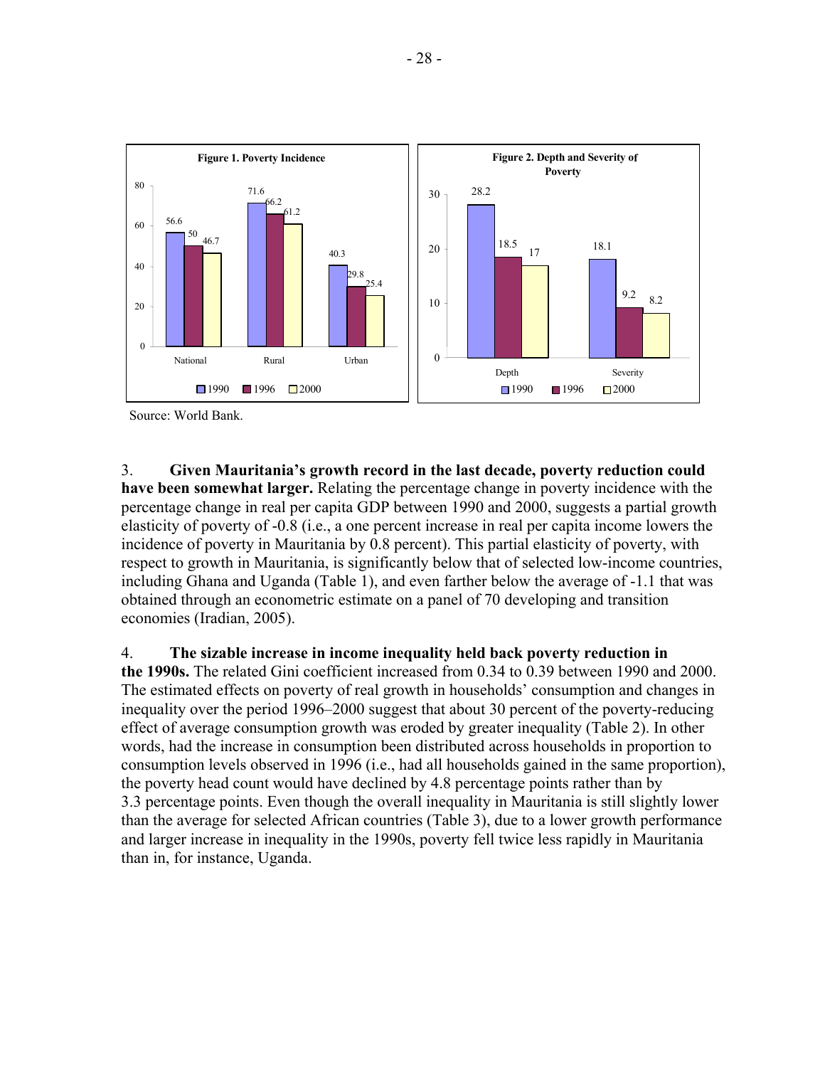**Figure 1. Poverty Incidence**

| | 1990 | 1996 | 2000 |
|---|---|---|---|
| National | 56.6 | 50 | 46.7 |
| Rural | 71.6 | 66.2 | 61.2 |
| Urban | 40.3 | 29.8 | 25.4 |

**Figure 2. Depth and Severity of Poverty**

| | 1990 | 1996 | 2000 |
|---|---|---|---|
| Depth | 28.2 | 18.5 | 17 |
| Severity | 18.1 | 9.2 | 8.2 |

Source: World Bank.

3. **Given Mauritania's growth record in the last decade, poverty reduction could have been somewhat larger.** Relating the percentage change in poverty incidence with the percentage change in real per capita GDP between 1990 and 2000, suggests a partial growth elasticity of poverty of -0.8 (i.e., a one percent increase in real per capita income lowers the incidence of poverty in Mauritania by 0.8 percent). This partial elasticity of poverty, with respect to growth in Mauritania, is significantly below that of selected low-income countries, including Ghana and Uganda (Table 1), and even farther below the average of -1.1 that was obtained through an econometric estimate on a panel of 70 developing and transition economies (Iradian, 2005).

4. **The sizable increase in income inequality held back poverty reduction in the 1990s.** The related Gini coefficient increased from 0.34 to 0.39 between 1990 and 2000. The estimated effects on poverty of real growth in households' consumption and changes in inequality over the period 1996–2000 suggest that about 30 percent of the poverty-reducing effect of average consumption growth was eroded by greater inequality (Table 2). In other words, had the increase in consumption been distributed across households in proportion to consumption levels observed in 1996 (i.e., had all households gained in the same proportion), the poverty head count would have declined by 4.8 percentage points rather than by 3.3 percentage points. Even though the overall inequality in Mauritania is still slightly lower than the average for selected African countries (Table 3), due to a lower growth performance and larger increase in inequality in the 1990s, poverty fell twice less rapidly in Mauritania than in, for instance, Uganda.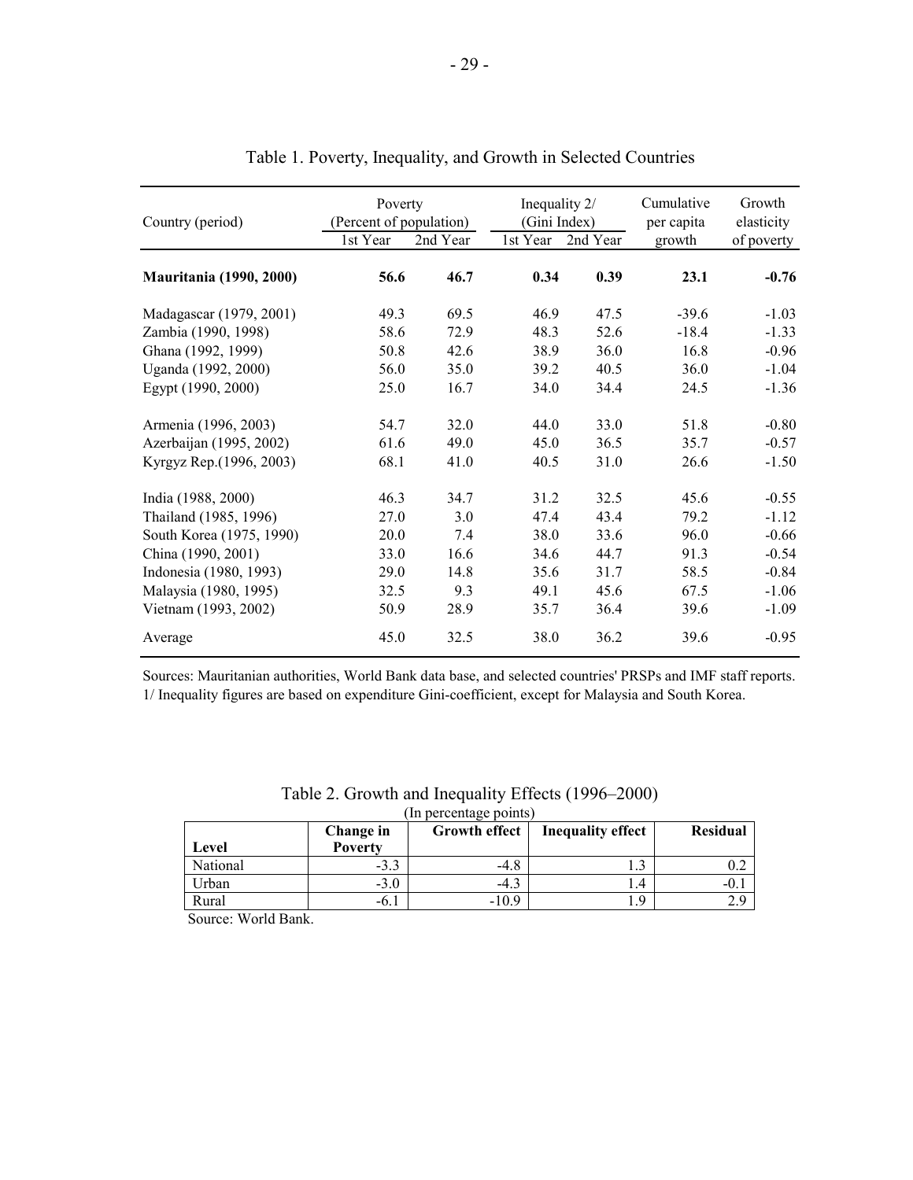Table 1. Poverty, Inequality, and Growth in Selected Countries

| Country (period) | Poverty (Percent of population) | | Inequality 2/ (Gini Index) | | Cumulative per capita growth | Growth elasticity of poverty |
|---|---|---|---|---|---|---|
| | 1st Year | 2nd Year | 1st Year | 2nd Year | | |
| **Mauritania (1990, 2000)** | **56.6** | **46.7** | **0.34** | **0.39** | **23.1** | **-0.76** |
| Madagascar (1979, 2001) | 49.3 | 69.5 | 46.9 | 47.5 | -39.6 | -1.03 |
| Zambia (1990, 1998) | 58.6 | 72.9 | 48.3 | 52.6 | -18.4 | -1.33 |
| Ghana (1992, 1999) | 50.8 | 42.6 | 38.9 | 36.0 | 16.8 | -0.96 |
| Uganda (1992, 2000) | 56.0 | 35.0 | 39.2 | 40.5 | 36.0 | -1.04 |
| Egypt (1990, 2000) | 25.0 | 16.7 | 34.0 | 34.4 | 24.5 | -1.36 |
| Armenia (1996, 2003) | 54.7 | 32.0 | 44.0 | 33.0 | 51.8 | -0.80 |
| Azerbaijan (1995, 2002) | 61.6 | 49.0 | 45.0 | 36.5 | 35.7 | -0.57 |
| Kyrgyz Rep.(1996, 2003) | 68.1 | 41.0 | 40.5 | 31.0 | 26.6 | -1.50 |
| India (1988, 2000) | 46.3 | 34.7 | 31.2 | 32.5 | 45.6 | -0.55 |
| Thailand (1985, 1996) | 27.0 | 3.0 | 47.4 | 43.4 | 79.2 | -1.12 |
| South Korea (1975, 1990) | 20.0 | 7.4 | 38.0 | 33.6 | 96.0 | -0.66 |
| China (1990, 2001) | 33.0 | 16.6 | 34.6 | 44.7 | 91.3 | -0.54 |
| Indonesia (1980, 1993) | 29.0 | 14.8 | 35.6 | 31.7 | 58.5 | -0.84 |
| Malaysia (1980, 1995) | 32.5 | 9.3 | 49.1 | 45.6 | 67.5 | -1.06 |
| Vietnam (1993, 2002) | 50.9 | 28.9 | 35.7 | 36.4 | 39.6 | -1.09 |
| Average | 45.0 | 32.5 | 38.0 | 36.2 | 39.6 | -0.95 |

Sources: Mauritanian authorities, World Bank data base, and selected countries' PRSPs and IMF staff reports.
1/ Inequality figures are based on expenditure Gini-coefficient, except for Malaysia and South Korea.

Table 2. Growth and Inequality Effects (1996–2000)
(In percentage points)

| Level | Change in Poverty | Growth effect | Inequality effect | Residual |
|---|---|---|---|---|
| National | -3.3 | -4.8 | 1.3 | 0.2 |
| Urban | -3.0 | -4.3 | 1.4 | -0.1 |
| Rural | -6.1 | -10.9 | 1.9 | 2.9 |

Source: World Bank.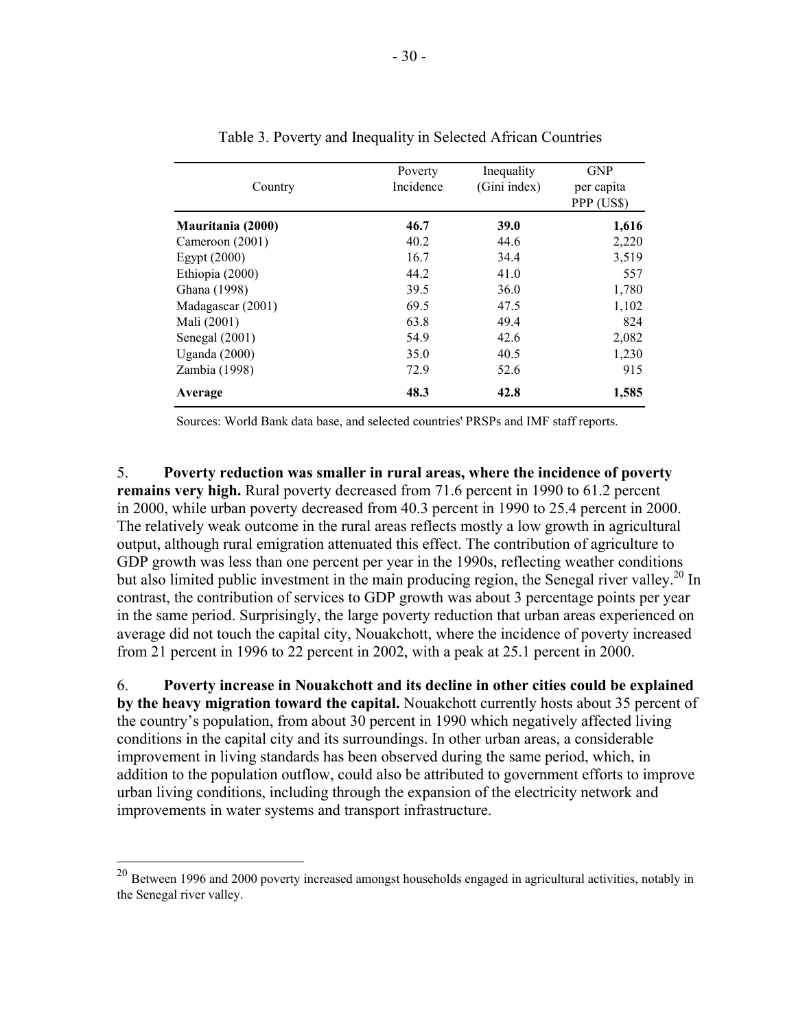Table 3. Poverty and Inequality in Selected African Countries

| Country | Poverty Incidence | Inequality (Gini index) | GNP per capita PPP (US$) |
|---|---|---|---|
| **Mauritania (2000)** | **46.7** | **39.0** | **1,616** |
| Cameroon (2001) | 40.2 | 44.6 | 2,220 |
| Egypt (2000) | 16.7 | 34.4 | 3,519 |
| Ethiopia (2000) | 44.2 | 41.0 | 557 |
| Ghana (1998) | 39.5 | 36.0 | 1,780 |
| Madagascar (2001) | 69.5 | 47.5 | 1,102 |
| Mali (2001) | 63.8 | 49.4 | 824 |
| Senegal (2001) | 54.9 | 42.6 | 2,082 |
| Uganda (2000) | 35.0 | 40.5 | 1,230 |
| Zambia (1998) | 72.9 | 52.6 | 915 |
| **Average** | **48.3** | **42.8** | **1,585** |

Sources: World Bank data base, and selected countries' PRSPs and IMF staff reports.

5. **Poverty reduction was smaller in rural areas, where the incidence of poverty remains very high.** Rural poverty decreased from 71.6 percent in 1990 to 61.2 percent in 2000, while urban poverty decreased from 40.3 percent in 1990 to 25.4 percent in 2000. The relatively weak outcome in the rural areas reflects mostly a low growth in agricultural output, although rural emigration attenuated this effect. The contribution of agriculture to GDP growth was less than one percent per year in the 1990s, reflecting weather conditions but also limited public investment in the main producing region, the Senegal river valley.[20] In contrast, the contribution of services to GDP growth was about 3 percentage points per year in the same period. Surprisingly, the large poverty reduction that urban areas experienced on average did not touch the capital city, Nouakchott, where the incidence of poverty increased from 21 percent in 1996 to 22 percent in 2002, with a peak at 25.1 percent in 2000.

6. **Poverty increase in Nouakchott and its decline in other cities could be explained by the heavy migration toward the capital.** Nouakchott currently hosts about 35 percent of the country's population, from about 30 percent in 1990 which negatively affected living conditions in the capital city and its surroundings. In other urban areas, a considerable improvement in living standards has been observed during the same period, which, in addition to the population outflow, could also be attributed to government efforts to improve urban living conditions, including through the expansion of the electricity network and improvements in water systems and transport infrastructure.

[20] Between 1996 and 2000 poverty increased amongst households engaged in agricultural activities, notably in the Senegal river valley.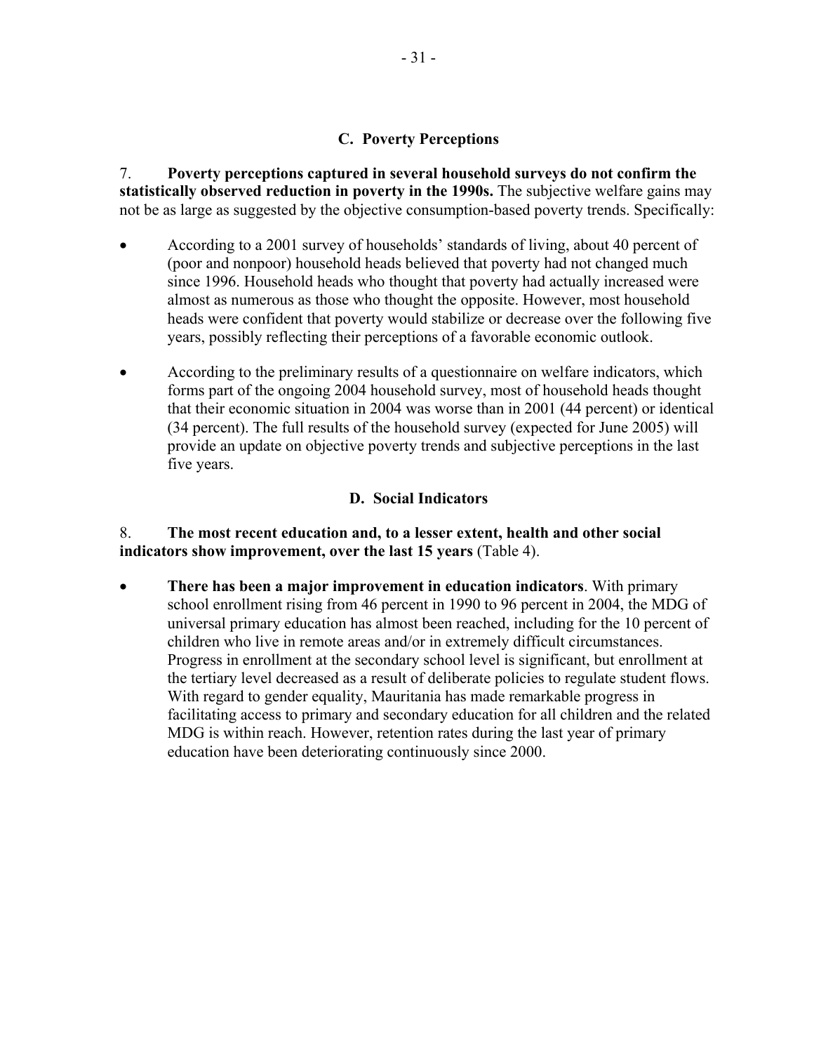### C. Poverty Perceptions

7. **Poverty perceptions captured in several household surveys do not confirm the statistically observed reduction in poverty in the 1990s.** The subjective welfare gains may not be as large as suggested by the objective consumption-based poverty trends. Specifically:

- According to a 2001 survey of households' standards of living, about 40 percent of (poor and nonpoor) household heads believed that poverty had not changed much since 1996. Household heads who thought that poverty had actually increased were almost as numerous as those who thought the opposite. However, most household heads were confident that poverty would stabilize or decrease over the following five years, possibly reflecting their perceptions of a favorable economic outlook.

- According to the preliminary results of a questionnaire on welfare indicators, which forms part of the ongoing 2004 household survey, most of household heads thought that their economic situation in 2004 was worse than in 2001 (44 percent) or identical (34 percent). The full results of the household survey (expected for June 2005) will provide an update on objective poverty trends and subjective perceptions in the last five years.

### D. Social Indicators

8. **The most recent education and, to a lesser extent, health and other social indicators show improvement, over the last 15 years** (Table 4).

- **There has been a major improvement in education indicators**. With primary school enrollment rising from 46 percent in 1990 to 96 percent in 2004, the MDG of universal primary education has almost been reached, including for the 10 percent of children who live in remote areas and/or in extremely difficult circumstances. Progress in enrollment at the secondary school level is significant, but enrollment at the tertiary level decreased as a result of deliberate policies to regulate student flows. With regard to gender equality, Mauritania has made remarkable progress in facilitating access to primary and secondary education for all children and the related MDG is within reach. However, retention rates during the last year of primary education have been deteriorating continuously since 2000.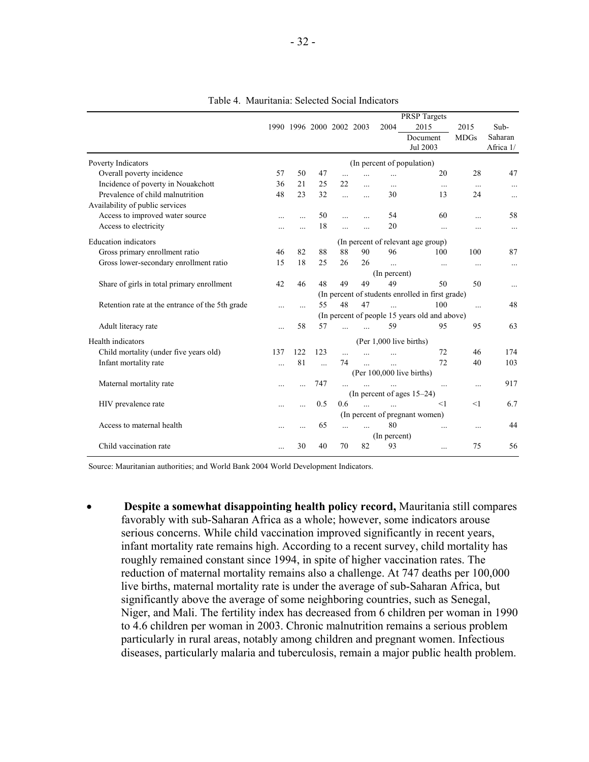Table 4. Mauritania: Selected Social Indicators

| | 1990 | 1996 | 2000 | 2002 | 2003 | 2004 | PRSP Targets 2015 Document Jul 2003 | 2015 MDGs | Sub-Saharan Africa 1/ |
|---|---|---|---|---|---|---|---|---|---|
| Poverty Indicators | | | | | (In percent of population) | | | | |
| Overall poverty incidence | 57 | 50 | 47 | ... | ... | ... | 20 | 28 | 47 |
| Incidence of poverty in Nouakchott | 36 | 21 | 25 | 22 | ... | ... | ... | ... | ... |
| Prevalence of child malnutrition | 48 | 23 | 32 | ... | ... | 30 | 13 | 24 | ... |
| Availability of public services | | | | | | | | | |
| Access to improved water source | ... | ... | 50 | ... | ... | 54 | 60 | ... | 58 |
| Access to electricity | ... | ... | 18 | ... | ... | 20 | ... | ... | ... |
| Education indicators | | | | | (In percent of relevant age group) | | | | |
| Gross primary enrollment ratio | 46 | 82 | 88 | 88 | 90 | 96 | 100 | 100 | 87 |
| Gross lower-secondary enrollment ratio | 15 | 18 | 25 | 26 | 26 | ... | ... | ... | ... |
| | | | | | (In percent) | | | | |
| Share of girls in total primary enrollment | 42 | 46 | 48 | 49 | 49 | 49 | 50 | 50 | ... |
| | | | | | (In percent of students enrolled in first grade) | | | | |
| Retention rate at the entrance of the 5th grade | ... | ... | 55 | 48 | 47 | ... | 100 | ... | 48 |
| | | | | | (In percent of people 15 years old and above) | | | | |
| Adult literacy rate | ... | 58 | 57 | ... | ... | 59 | 95 | 95 | 63 |
| Health indicators | | | | | (Per 1,000 live births) | | | | |
| Child mortality (under five years old) | 137 | 122 | 123 | ... | ... | ... | 72 | 46 | 174 |
| Infant mortality rate | ... | 81 | ... | 74 | ... | ... | 72 | 40 | 103 |
| | | | | | (Per 100,000 live births) | | | | |
| Maternal mortality rate | ... | ... | 747 | ... | ... | ... | ... | ... | 917 |
| | | | | | (In percent of ages 15–24) | | | | |
| HIV prevalence rate | ... | ... | 0.5 | 0.6 | ... | ... | <1 | <1 | 6.7 |
| | | | | | (In percent of pregnant women) | | | | |
| Access to maternal health | ... | ... | 65 | ... | ... | 80 | ... | ... | 44 |
| | | | | | (In percent) | | | | |
| Child vaccination rate | ... | 30 | 40 | 70 | 82 | 93 | ... | 75 | 56 |

Source: Mauritanian authorities; and World Bank 2004 World Development Indicators.

- **Despite a somewhat disappointing health policy record,** Mauritania still compares favorably with sub-Saharan Africa as a whole; however, some indicators arouse serious concerns. While child vaccination improved significantly in recent years, infant mortality rate remains high. According to a recent survey, child mortality has roughly remained constant since 1994, in spite of higher vaccination rates. The reduction of maternal mortality remains also a challenge. At 747 deaths per 100,000 live births, maternal mortality rate is under the average of sub-Saharan Africa, but significantly above the average of some neighboring countries, such as Senegal, Niger, and Mali. The fertility index has decreased from 6 children per woman in 1990 to 4.6 children per woman in 2003. Chronic malnutrition remains a serious problem particularly in rural areas, notably among children and pregnant women. Infectious diseases, particularly malaria and tuberculosis, remain a major public health problem.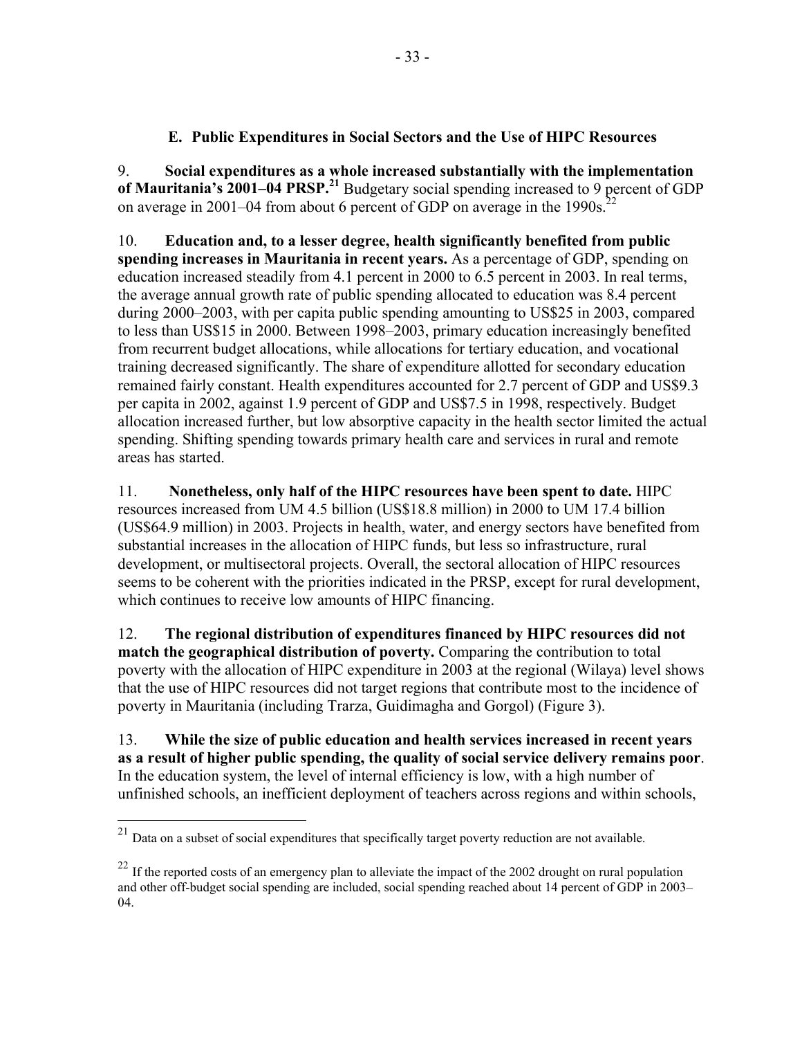### E. Public Expenditures in Social Sectors and the Use of HIPC Resources

9. **Social expenditures as a whole increased substantially with the implementation of Mauritania's 2001–04 PRSP.**[21] Budgetary social spending increased to 9 percent of GDP on average in 2001–04 from about 6 percent of GDP on average in the 1990s.[22]

10. **Education and, to a lesser degree, health significantly benefited from public spending increases in Mauritania in recent years.** As a percentage of GDP, spending on education increased steadily from 4.1 percent in 2000 to 6.5 percent in 2003. In real terms, the average annual growth rate of public spending allocated to education was 8.4 percent during 2000–2003, with per capita public spending amounting to US$25 in 2003, compared to less than US$15 in 2000. Between 1998–2003, primary education increasingly benefited from recurrent budget allocations, while allocations for tertiary education, and vocational training decreased significantly. The share of expenditure allotted for secondary education remained fairly constant. Health expenditures accounted for 2.7 percent of GDP and US$9.3 per capita in 2002, against 1.9 percent of GDP and US$7.5 in 1998, respectively. Budget allocation increased further, but low absorptive capacity in the health sector limited the actual spending. Shifting spending towards primary health care and services in rural and remote areas has started.

11. **Nonetheless, only half of the HIPC resources have been spent to date.** HIPC resources increased from UM 4.5 billion (US$18.8 million) in 2000 to UM 17.4 billion (US$64.9 million) in 2003. Projects in health, water, and energy sectors have benefited from substantial increases in the allocation of HIPC funds, but less so infrastructure, rural development, or multisectoral projects. Overall, the sectoral allocation of HIPC resources seems to be coherent with the priorities indicated in the PRSP, except for rural development, which continues to receive low amounts of HIPC financing.

12. **The regional distribution of expenditures financed by HIPC resources did not match the geographical distribution of poverty.** Comparing the contribution to total poverty with the allocation of HIPC expenditure in 2003 at the regional (Wilaya) level shows that the use of HIPC resources did not target regions that contribute most to the incidence of poverty in Mauritania (including Trarza, Guidimagha and Gorgol) (Figure 3).

13. **While the size of public education and health services increased in recent years as a result of higher public spending, the quality of social service delivery remains poor**. In the education system, the level of internal efficiency is low, with a high number of unfinished schools, an inefficient deployment of teachers across regions and within schools,

---

[21] Data on a subset of social expenditures that specifically target poverty reduction are not available.

[22] If the reported costs of an emergency plan to alleviate the impact of the 2002 drought on rural population and other off-budget social spending are included, social spending reached about 14 percent of GDP in 2003–04.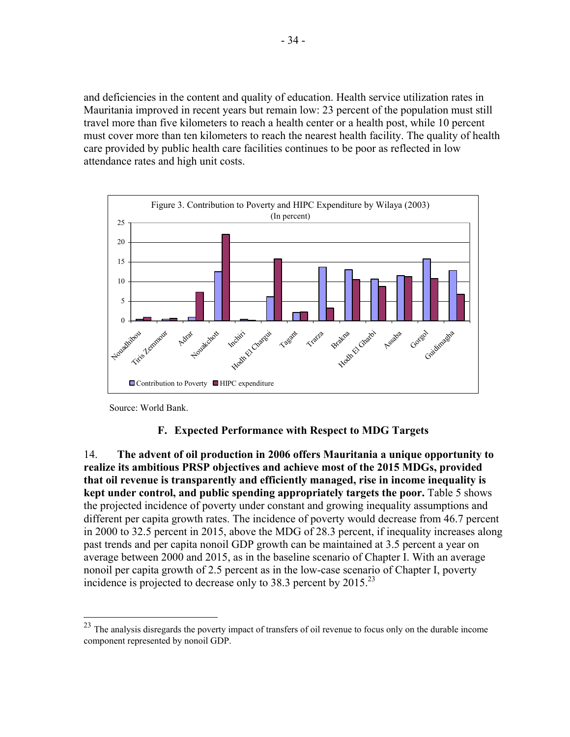and deficiencies in the content and quality of education. Health service utilization rates in Mauritania improved in recent years but remain low: 23 percent of the population must still travel more than five kilometers to reach a health center or a health post, while 10 percent must cover more than ten kilometers to reach the nearest health facility. The quality of health care provided by public health care facilities continues to be poor as reflected in low attendance rates and high unit costs.

Figure 3. Contribution to Poverty and HIPC Expenditure by Wilaya (2003)
(In percent)

Source: World Bank.

### F. Expected Performance with Respect to MDG Targets

14. **The advent of oil production in 2006 offers Mauritania a unique opportunity to realize its ambitious PRSP objectives and achieve most of the 2015 MDGs, provided that oil revenue is transparently and efficiently managed, rise in income inequality is kept under control, and public spending appropriately targets the poor.** Table 5 shows the projected incidence of poverty under constant and growing inequality assumptions and different per capita growth rates. The incidence of poverty would decrease from 46.7 percent in 2000 to 32.5 percent in 2015, above the MDG of 28.3 percent, if inequality increases along past trends and per capita nonoil GDP growth can be maintained at 3.5 percent a year on average between 2000 and 2015, as in the baseline scenario of Chapter I. With an average nonoil per capita growth of 2.5 percent as in the low-case scenario of Chapter I, poverty incidence is projected to decrease only to 38.3 percent by 2015.[23]

[23] The analysis disregards the poverty impact of transfers of oil revenue to focus only on the durable income component represented by nonoil GDP.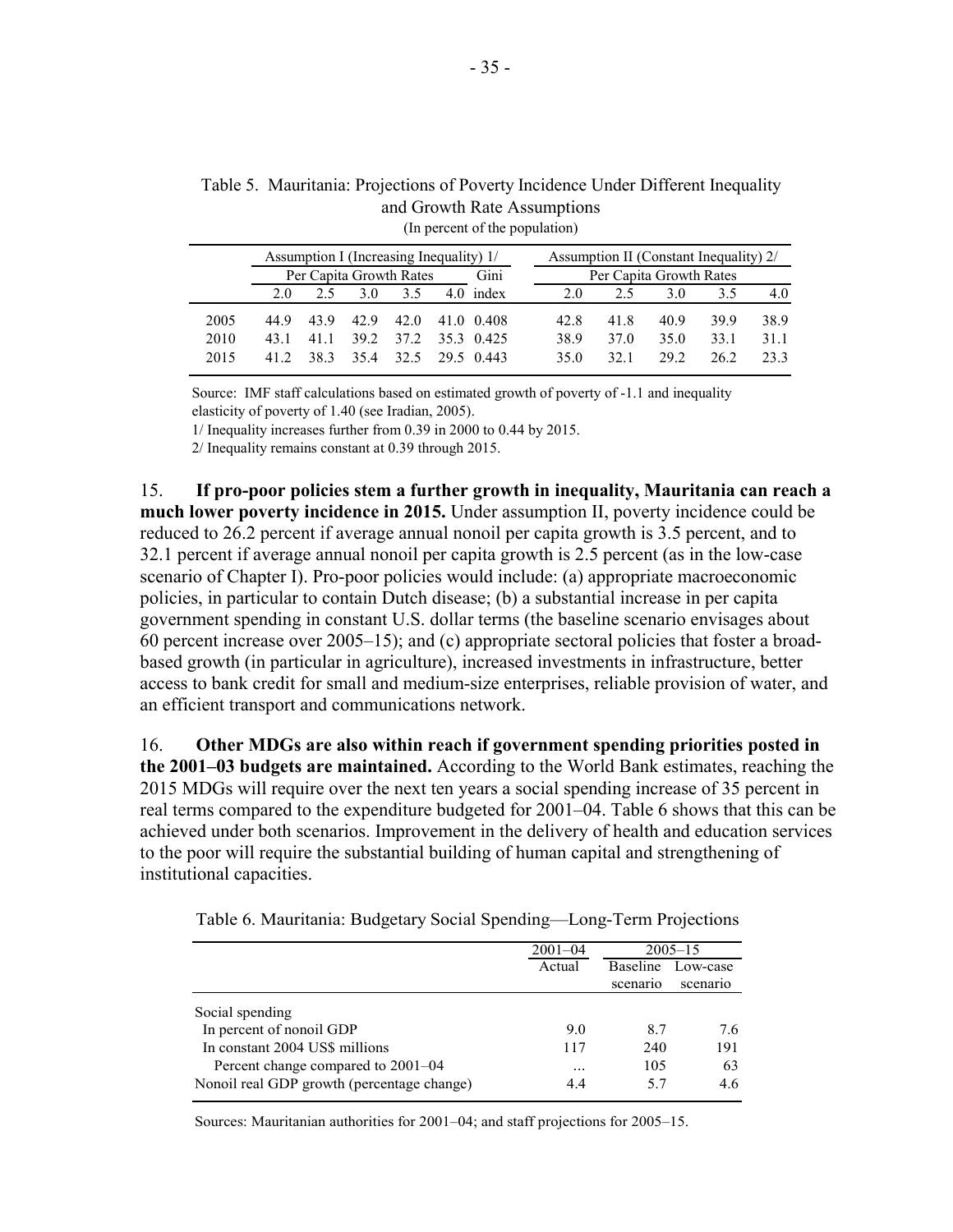Table 5. Mauritania: Projections of Poverty Incidence Under Different Inequality and Growth Rate Assumptions

(In percent of the population)

| | Assumption I (Increasing Inequality) 1/ | | | | | | Assumption II (Constant Inequality) 2/ | | | | |
|---|---|---|---|---|---|---|---|---|---|---|---|
| | Per Capita Growth Rates | | | | | Gini | Per Capita Growth Rates | | | | |
| | 2.0 | 2.5 | 3.0 | 3.5 | 4.0 | index | 2.0 | 2.5 | 3.0 | 3.5 | 4.0 |
| 2005 | 44.9 | 43.9 | 42.9 | 42.0 | 41.0 | 0.408 | 42.8 | 41.8 | 40.9 | 39.9 | 38.9 |
| 2010 | 43.1 | 41.1 | 39.2 | 37.2 | 35.3 | 0.425 | 38.9 | 37.0 | 35.0 | 33.1 | 31.1 |
| 2015 | 41.2 | 38.3 | 35.4 | 32.5 | 29.5 | 0.443 | 35.0 | 32.1 | 29.2 | 26.2 | 23.3 |

Source: IMF staff calculations based on estimated growth of poverty of -1.1 and inequality elasticity of poverty of 1.40 (see Iradian, 2005).

1/ Inequality increases further from 0.39 in 2000 to 0.44 by 2015.

2/ Inequality remains constant at 0.39 through 2015.

15. **If pro-poor policies stem a further growth in inequality, Mauritania can reach a much lower poverty incidence in 2015.** Under assumption II, poverty incidence could be reduced to 26.2 percent if average annual nonoil per capita growth is 3.5 percent, and to 32.1 percent if average annual nonoil per capita growth is 2.5 percent (as in the low-case scenario of Chapter I). Pro-poor policies would include: (a) appropriate macroeconomic policies, in particular to contain Dutch disease; (b) a substantial increase in per capita government spending in constant U.S. dollar terms (the baseline scenario envisages about 60 percent increase over 2005–15); and (c) appropriate sectoral policies that foster a broad-based growth (in particular in agriculture), increased investments in infrastructure, better access to bank credit for small and medium-size enterprises, reliable provision of water, and an efficient transport and communications network.

16. **Other MDGs are also within reach if government spending priorities posted in the 2001–03 budgets are maintained.** According to the World Bank estimates, reaching the 2015 MDGs will require over the next ten years a social spending increase of 35 percent in real terms compared to the expenditure budgeted for 2001–04. Table 6 shows that this can be achieved under both scenarios. Improvement in the delivery of health and education services to the poor will require the substantial building of human capital and strengthening of institutional capacities.

Table 6. Mauritania: Budgetary Social Spending—Long-Term Projections

| | 2001–04 | 2005–15 | |
|---|---|---|---|
| | Actual | Baseline scenario | Low-case scenario |
| Social spending | | | |
| In percent of nonoil GDP | 9.0 | 8.7 | 7.6 |
| In constant 2004 US$ millions | 117 | 240 | 191 |
| Percent change compared to 2001–04 | … | 105 | 63 |
| Nonoil real GDP growth (percentage change) | 4.4 | 5.7 | 4.6 |

Sources: Mauritanian authorities for 2001–04; and staff projections for 2005–15.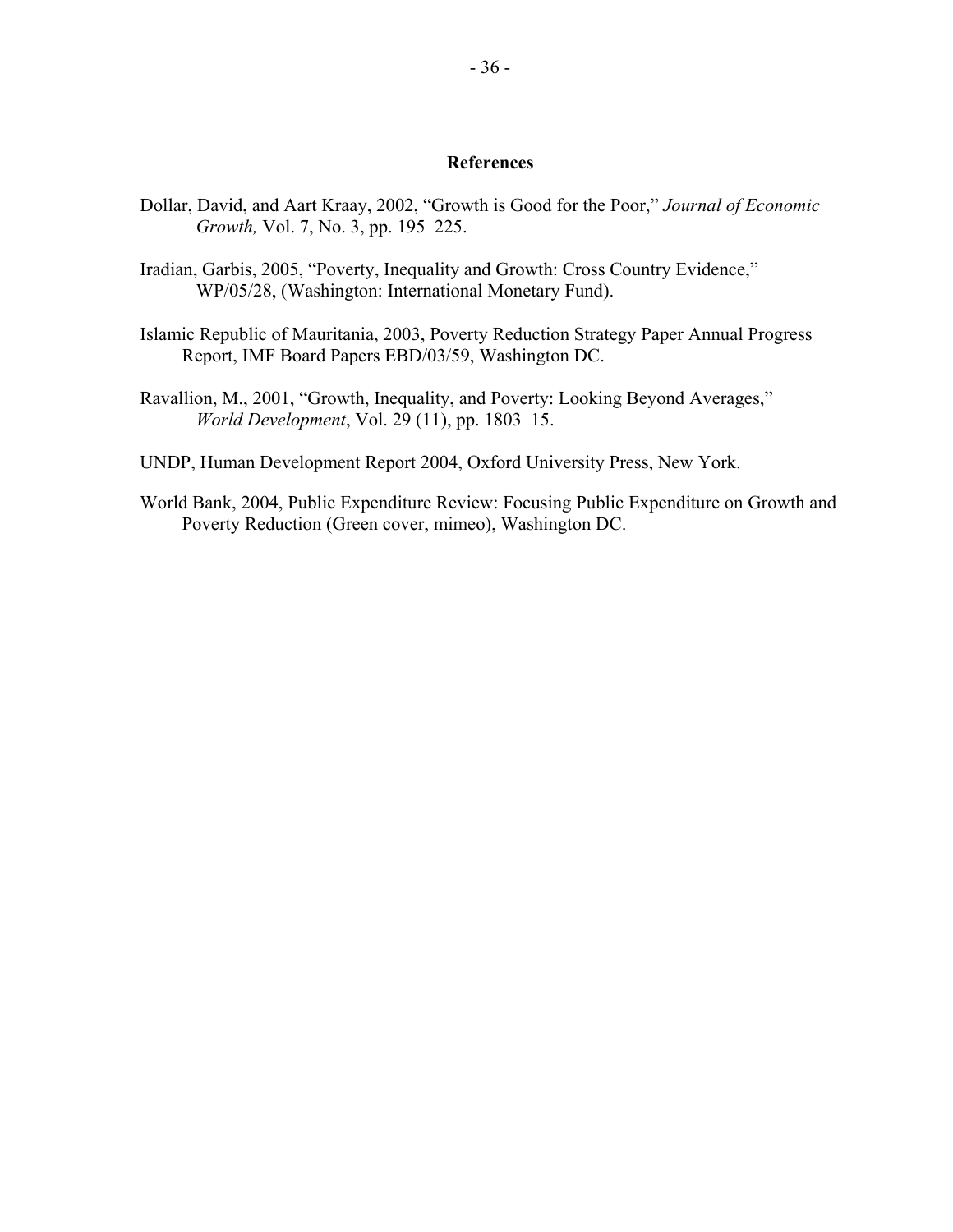# References

Dollar, David, and Aart Kraay, 2002, "Growth is Good for the Poor," *Journal of Economic Growth,* Vol. 7, No. 3, pp. 195–225.

Iradian, Garbis, 2005, "Poverty, Inequality and Growth: Cross Country Evidence," WP/05/28, (Washington: International Monetary Fund).

Islamic Republic of Mauritania, 2003, Poverty Reduction Strategy Paper Annual Progress Report, IMF Board Papers EBD/03/59, Washington DC.

Ravallion, M., 2001, "Growth, Inequality, and Poverty: Looking Beyond Averages," *World Development*, Vol. 29 (11), pp. 1803–15.

UNDP, Human Development Report 2004, Oxford University Press, New York.

World Bank, 2004, Public Expenditure Review: Focusing Public Expenditure on Growth and Poverty Reduction (Green cover, mimeo), Washington DC.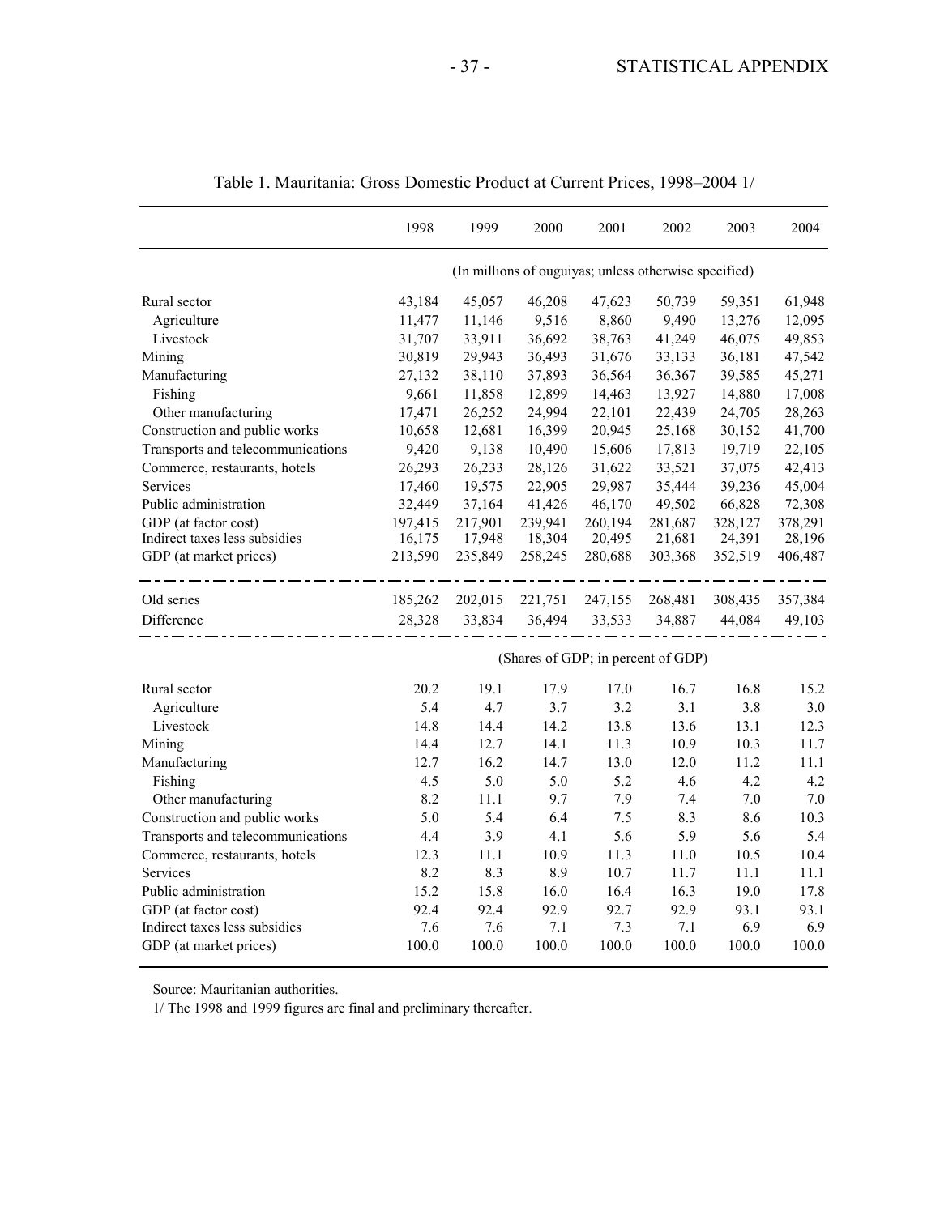# Table 1. Mauritania: Gross Domestic Product at Current Prices, 1998–2004 1/

| | 1998 | 1999 | 2000 | 2001 | 2002 | 2003 | 2004 |
|---|---|---|---|---|---|---|---|
| | (In millions of ouguiyas; unless otherwise specified) | | | | | | |
| Rural sector | 43,184 | 45,057 | 46,208 | 47,623 | 50,739 | 59,351 | 61,948 |
| Agriculture | 11,477 | 11,146 | 9,516 | 8,860 | 9,490 | 13,276 | 12,095 |
| Livestock | 31,707 | 33,911 | 36,692 | 38,763 | 41,249 | 46,075 | 49,853 |
| Mining | 30,819 | 29,943 | 36,493 | 31,676 | 33,133 | 36,181 | 47,542 |
| Manufacturing | 27,132 | 38,110 | 37,893 | 36,564 | 36,367 | 39,585 | 45,271 |
| Fishing | 9,661 | 11,858 | 12,899 | 14,463 | 13,927 | 14,880 | 17,008 |
| Other manufacturing | 17,471 | 26,252 | 24,994 | 22,101 | 22,439 | 24,705 | 28,263 |
| Construction and public works | 10,658 | 12,681 | 16,399 | 20,945 | 25,168 | 30,152 | 41,700 |
| Transports and telecommunications | 9,420 | 9,138 | 10,490 | 15,606 | 17,813 | 19,719 | 22,105 |
| Commerce, restaurants, hotels | 26,293 | 26,233 | 28,126 | 31,622 | 33,521 | 37,075 | 42,413 |
| Services | 17,460 | 19,575 | 22,905 | 29,987 | 35,444 | 39,236 | 45,004 |
| Public administration | 32,449 | 37,164 | 41,426 | 46,170 | 49,502 | 66,828 | 72,308 |
| GDP (at factor cost) | 197,415 | 217,901 | 239,941 | 260,194 | 281,687 | 328,127 | 378,291 |
| Indirect taxes less subsidies | 16,175 | 17,948 | 18,304 | 20,495 | 21,681 | 24,391 | 28,196 |
| GDP (at market prices) | 213,590 | 235,849 | 258,245 | 280,688 | 303,368 | 352,519 | 406,487 |
| Old series | 185,262 | 202,015 | 221,751 | 247,155 | 268,481 | 308,435 | 357,384 |
| Difference | 28,328 | 33,834 | 36,494 | 33,533 | 34,887 | 44,084 | 49,103 |
| | (Shares of GDP; in percent of GDP) | | | | | | |
| Rural sector | 20.2 | 19.1 | 17.9 | 17.0 | 16.7 | 16.8 | 15.2 |
| Agriculture | 5.4 | 4.7 | 3.7 | 3.2 | 3.1 | 3.8 | 3.0 |
| Livestock | 14.8 | 14.4 | 14.2 | 13.8 | 13.6 | 13.1 | 12.3 |
| Mining | 14.4 | 12.7 | 14.1 | 11.3 | 10.9 | 10.3 | 11.7 |
| Manufacturing | 12.7 | 16.2 | 14.7 | 13.0 | 12.0 | 11.2 | 11.1 |
| Fishing | 4.5 | 5.0 | 5.0 | 5.2 | 4.6 | 4.2 | 4.2 |
| Other manufacturing | 8.2 | 11.1 | 9.7 | 7.9 | 7.4 | 7.0 | 7.0 |
| Construction and public works | 5.0 | 5.4 | 6.4 | 7.5 | 8.3 | 8.6 | 10.3 |
| Transports and telecommunications | 4.4 | 3.9 | 4.1 | 5.6 | 5.9 | 5.6 | 5.4 |
| Commerce, restaurants, hotels | 12.3 | 11.1 | 10.9 | 11.3 | 11.0 | 10.5 | 10.4 |
| Services | 8.2 | 8.3 | 8.9 | 10.7 | 11.7 | 11.1 | 11.1 |
| Public administration | 15.2 | 15.8 | 16.0 | 16.4 | 16.3 | 19.0 | 17.8 |
| GDP (at factor cost) | 92.4 | 92.4 | 92.9 | 92.7 | 92.9 | 93.1 | 93.1 |
| Indirect taxes less subsidies | 7.6 | 7.6 | 7.1 | 7.3 | 7.1 | 6.9 | 6.9 |
| GDP (at market prices) | 100.0 | 100.0 | 100.0 | 100.0 | 100.0 | 100.0 | 100.0 |

Source: Mauritanian authorities.

1/ The 1998 and 1999 figures are final and preliminary thereafter.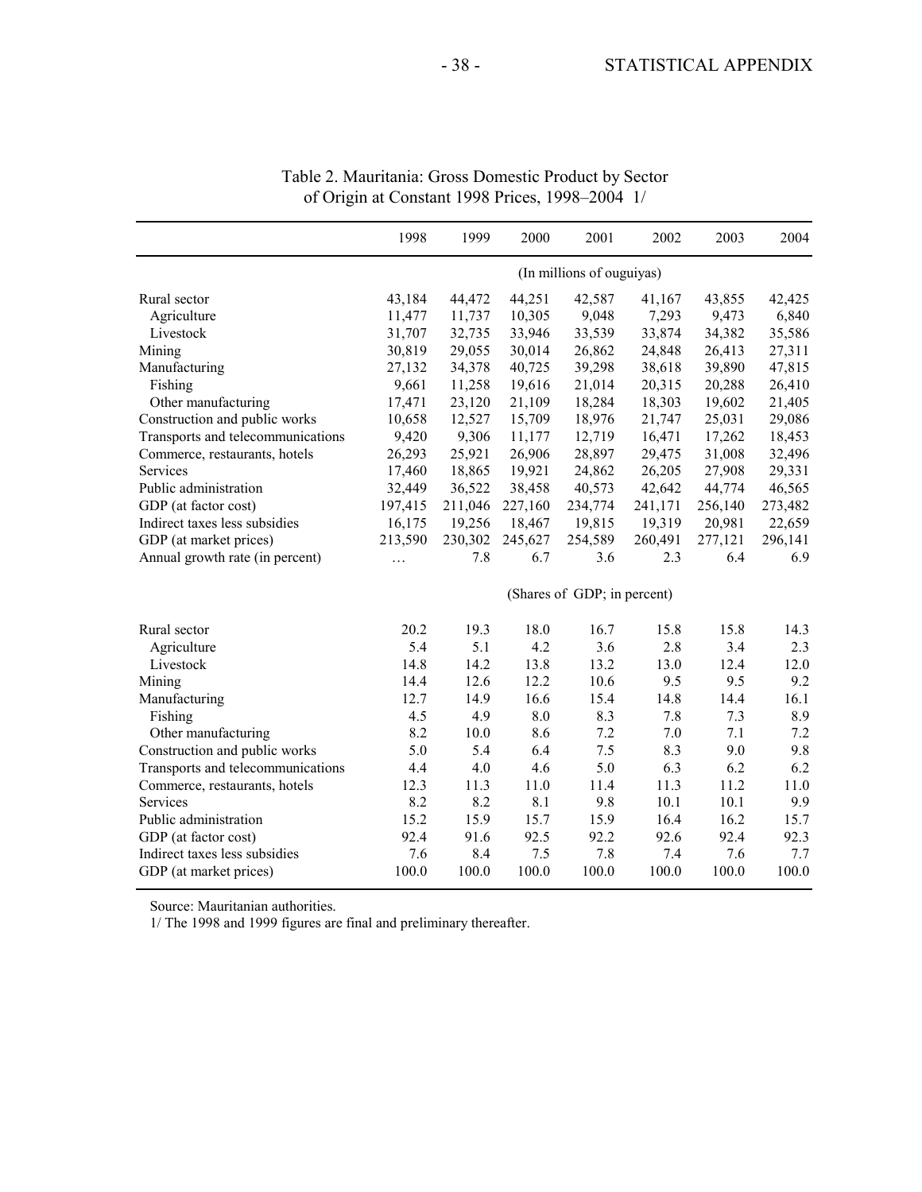Table 2. Mauritania: Gross Domestic Product by Sector of Origin at Constant 1998 Prices, 1998–2004 1/

| | 1998 | 1999 | 2000 | 2001 | 2002 | 2003 | 2004 |
|---|---|---|---|---|---|---|---|
| | (In millions of ouguiyas) | | | | | | |
| Rural sector | 43,184 | 44,472 | 44,251 | 42,587 | 41,167 | 43,855 | 42,425 |
| Agriculture | 11,477 | 11,737 | 10,305 | 9,048 | 7,293 | 9,473 | 6,840 |
| Livestock | 31,707 | 32,735 | 33,946 | 33,539 | 33,874 | 34,382 | 35,586 |
| Mining | 30,819 | 29,055 | 30,014 | 26,862 | 24,848 | 26,413 | 27,311 |
| Manufacturing | 27,132 | 34,378 | 40,725 | 39,298 | 38,618 | 39,890 | 47,815 |
| Fishing | 9,661 | 11,258 | 19,616 | 21,014 | 20,315 | 20,288 | 26,410 |
| Other manufacturing | 17,471 | 23,120 | 21,109 | 18,284 | 18,303 | 19,602 | 21,405 |
| Construction and public works | 10,658 | 12,527 | 15,709 | 18,976 | 21,747 | 25,031 | 29,086 |
| Transports and telecommunications | 9,420 | 9,306 | 11,177 | 12,719 | 16,471 | 17,262 | 18,453 |
| Commerce, restaurants, hotels | 26,293 | 25,921 | 26,906 | 28,897 | 29,475 | 31,008 | 32,496 |
| Services | 17,460 | 18,865 | 19,921 | 24,862 | 26,205 | 27,908 | 29,331 |
| Public administration | 32,449 | 36,522 | 38,458 | 40,573 | 42,642 | 44,774 | 46,565 |
| GDP (at factor cost) | 197,415 | 211,046 | 227,160 | 234,774 | 241,171 | 256,140 | 273,482 |
| Indirect taxes less subsidies | 16,175 | 19,256 | 18,467 | 19,815 | 19,319 | 20,981 | 22,659 |
| GDP (at market prices) | 213,590 | 230,302 | 245,627 | 254,589 | 260,491 | 277,121 | 296,141 |
| Annual growth rate (in percent) | … | 7.8 | 6.7 | 3.6 | 2.3 | 6.4 | 6.9 |
| | (Shares of GDP; in percent) | | | | | | |
| Rural sector | 20.2 | 19.3 | 18.0 | 16.7 | 15.8 | 15.8 | 14.3 |
| Agriculture | 5.4 | 5.1 | 4.2 | 3.6 | 2.8 | 3.4 | 2.3 |
| Livestock | 14.8 | 14.2 | 13.8 | 13.2 | 13.0 | 12.4 | 12.0 |
| Mining | 14.4 | 12.6 | 12.2 | 10.6 | 9.5 | 9.5 | 9.2 |
| Manufacturing | 12.7 | 14.9 | 16.6 | 15.4 | 14.8 | 14.4 | 16.1 |
| Fishing | 4.5 | 4.9 | 8.0 | 8.3 | 7.8 | 7.3 | 8.9 |
| Other manufacturing | 8.2 | 10.0 | 8.6 | 7.2 | 7.0 | 7.1 | 7.2 |
| Construction and public works | 5.0 | 5.4 | 6.4 | 7.5 | 8.3 | 9.0 | 9.8 |
| Transports and telecommunications | 4.4 | 4.0 | 4.6 | 5.0 | 6.3 | 6.2 | 6.2 |
| Commerce, restaurants, hotels | 12.3 | 11.3 | 11.0 | 11.4 | 11.3 | 11.2 | 11.0 |
| Services | 8.2 | 8.2 | 8.1 | 9.8 | 10.1 | 10.1 | 9.9 |
| Public administration | 15.2 | 15.9 | 15.7 | 15.9 | 16.4 | 16.2 | 15.7 |
| GDP (at factor cost) | 92.4 | 91.6 | 92.5 | 92.2 | 92.6 | 92.4 | 92.3 |
| Indirect taxes less subsidies | 7.6 | 8.4 | 7.5 | 7.8 | 7.4 | 7.6 | 7.7 |
| GDP (at market prices) | 100.0 | 100.0 | 100.0 | 100.0 | 100.0 | 100.0 | 100.0 |

Source: Mauritanian authorities.

1/ The 1998 and 1999 figures are final and preliminary thereafter.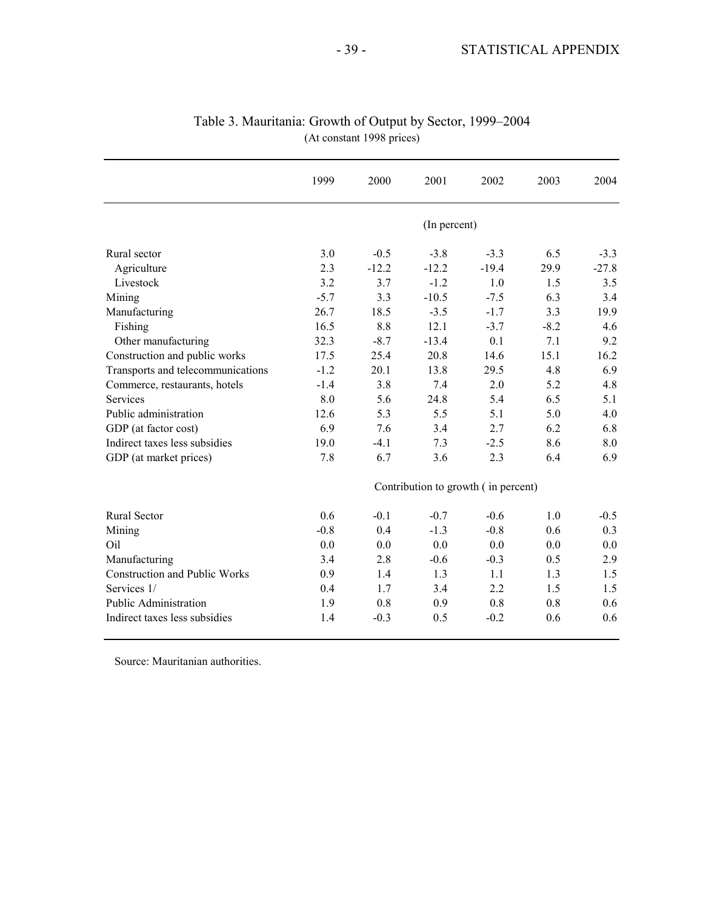## Table 3. Mauritania: Growth of Output by Sector, 1999–2004

(At constant 1998 prices)

| | 1999 | 2000 | 2001 | 2002 | 2003 | 2004 |
|---|---|---|---|---|---|---|
| | | | (In percent) | | | |
| Rural sector | 3.0 | -0.5 | -3.8 | -3.3 | 6.5 | -3.3 |
| Agriculture | 2.3 | -12.2 | -12.2 | -19.4 | 29.9 | -27.8 |
| Livestock | 3.2 | 3.7 | -1.2 | 1.0 | 1.5 | 3.5 |
| Mining | -5.7 | 3.3 | -10.5 | -7.5 | 6.3 | 3.4 |
| Manufacturing | 26.7 | 18.5 | -3.5 | -1.7 | 3.3 | 19.9 |
| Fishing | 16.5 | 8.8 | 12.1 | -3.7 | -8.2 | 4.6 |
| Other manufacturing | 32.3 | -8.7 | -13.4 | 0.1 | 7.1 | 9.2 |
| Construction and public works | 17.5 | 25.4 | 20.8 | 14.6 | 15.1 | 16.2 |
| Transports and telecommunications | -1.2 | 20.1 | 13.8 | 29.5 | 4.8 | 6.9 |
| Commerce, restaurants, hotels | -1.4 | 3.8 | 7.4 | 2.0 | 5.2 | 4.8 |
| Services | 8.0 | 5.6 | 24.8 | 5.4 | 6.5 | 5.1 |
| Public administration | 12.6 | 5.3 | 5.5 | 5.1 | 5.0 | 4.0 |
| GDP (at factor cost) | 6.9 | 7.6 | 3.4 | 2.7 | 6.2 | 6.8 |
| Indirect taxes less subsidies | 19.0 | -4.1 | 7.3 | -2.5 | 8.6 | 8.0 |
| GDP (at market prices) | 7.8 | 6.7 | 3.6 | 2.3 | 6.4 | 6.9 |
| | | | Contribution to growth ( in percent) | | | |
| Rural Sector | 0.6 | -0.1 | -0.7 | -0.6 | 1.0 | -0.5 |
| Mining | -0.8 | 0.4 | -1.3 | -0.8 | 0.6 | 0.3 |
| Oil | 0.0 | 0.0 | 0.0 | 0.0 | 0.0 | 0.0 |
| Manufacturing | 3.4 | 2.8 | -0.6 | -0.3 | 0.5 | 2.9 |
| Construction and Public Works | 0.9 | 1.4 | 1.3 | 1.1 | 1.3 | 1.5 |
| Services 1/ | 0.4 | 1.7 | 3.4 | 2.2 | 1.5 | 1.5 |
| Public Administration | 1.9 | 0.8 | 0.9 | 0.8 | 0.8 | 0.6 |
| Indirect taxes less subsidies | 1.4 | -0.3 | 0.5 | -0.2 | 0.6 | 0.6 |

Source: Mauritanian authorities.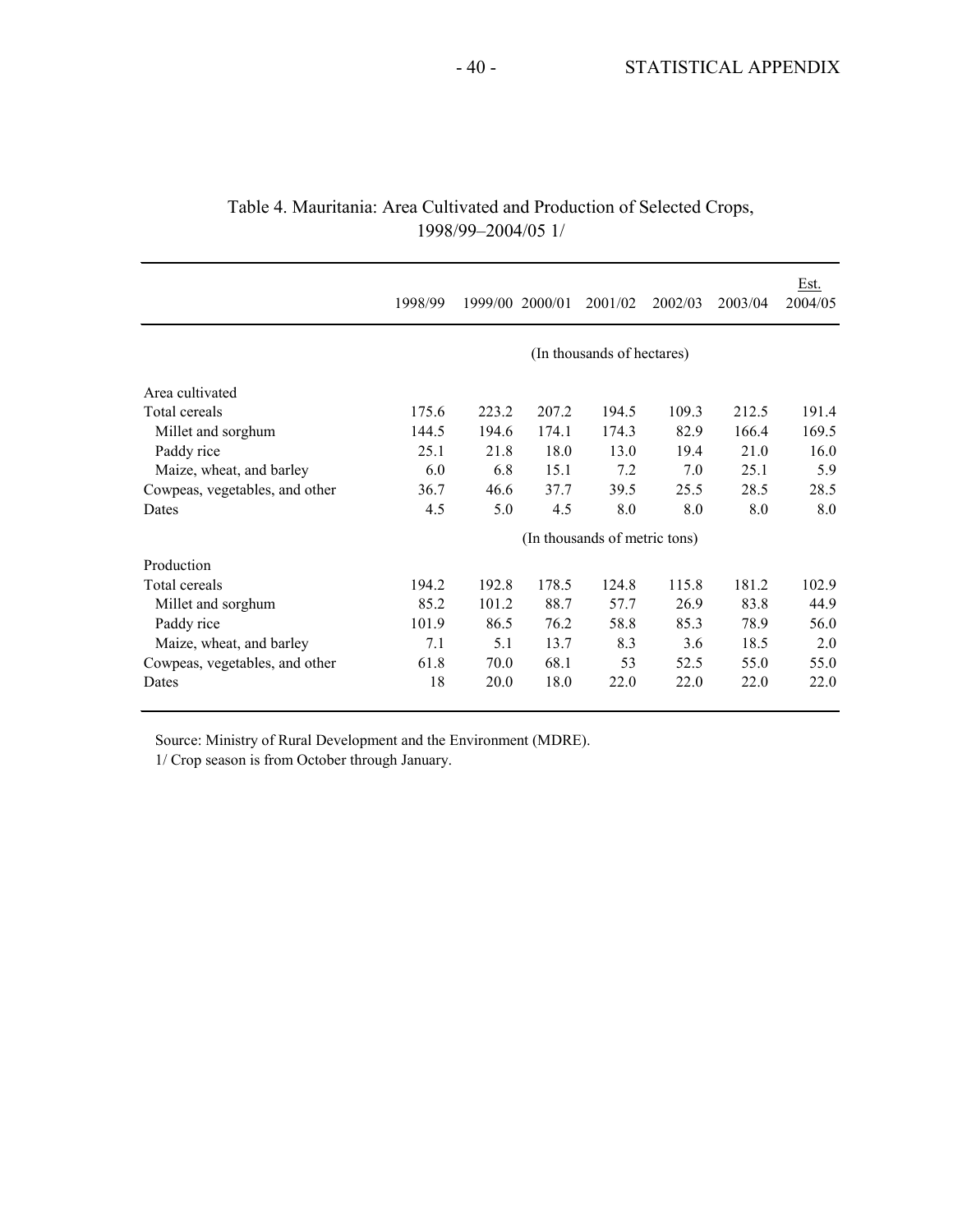## Table 4. Mauritania: Area Cultivated and Production of Selected Crops, 1998/99–2004/05 1/

| | 1998/99 | 1999/00 | 2000/01 | 2001/02 | 2002/03 | 2003/04 | Est. 2004/05 |
|---|---|---|---|---|---|---|---|
| | (In thousands of hectares) | | | | | | |
| Area cultivated | | | | | | | |
| Total cereals | 175.6 | 223.2 | 207.2 | 194.5 | 109.3 | 212.5 | 191.4 |
| Millet and sorghum | 144.5 | 194.6 | 174.1 | 174.3 | 82.9 | 166.4 | 169.5 |
| Paddy rice | 25.1 | 21.8 | 18.0 | 13.0 | 19.4 | 21.0 | 16.0 |
| Maize, wheat, and barley | 6.0 | 6.8 | 15.1 | 7.2 | 7.0 | 25.1 | 5.9 |
| Cowpeas, vegetables, and other | 36.7 | 46.6 | 37.7 | 39.5 | 25.5 | 28.5 | 28.5 |
| Dates | 4.5 | 5.0 | 4.5 | 8.0 | 8.0 | 8.0 | 8.0 |
| | (In thousands of metric tons) | | | | | | |
| Production | | | | | | | |
| Total cereals | 194.2 | 192.8 | 178.5 | 124.8 | 115.8 | 181.2 | 102.9 |
| Millet and sorghum | 85.2 | 101.2 | 88.7 | 57.7 | 26.9 | 83.8 | 44.9 |
| Paddy rice | 101.9 | 86.5 | 76.2 | 58.8 | 85.3 | 78.9 | 56.0 |
| Maize, wheat, and barley | 7.1 | 5.1 | 13.7 | 8.3 | 3.6 | 18.5 | 2.0 |
| Cowpeas, vegetables, and other | 61.8 | 70.0 | 68.1 | 53 | 52.5 | 55.0 | 55.0 |
| Dates | 18 | 20.0 | 18.0 | 22.0 | 22.0 | 22.0 | 22.0 |

Source: Ministry of Rural Development and the Environment (MDRE).

1/ Crop season is from October through January.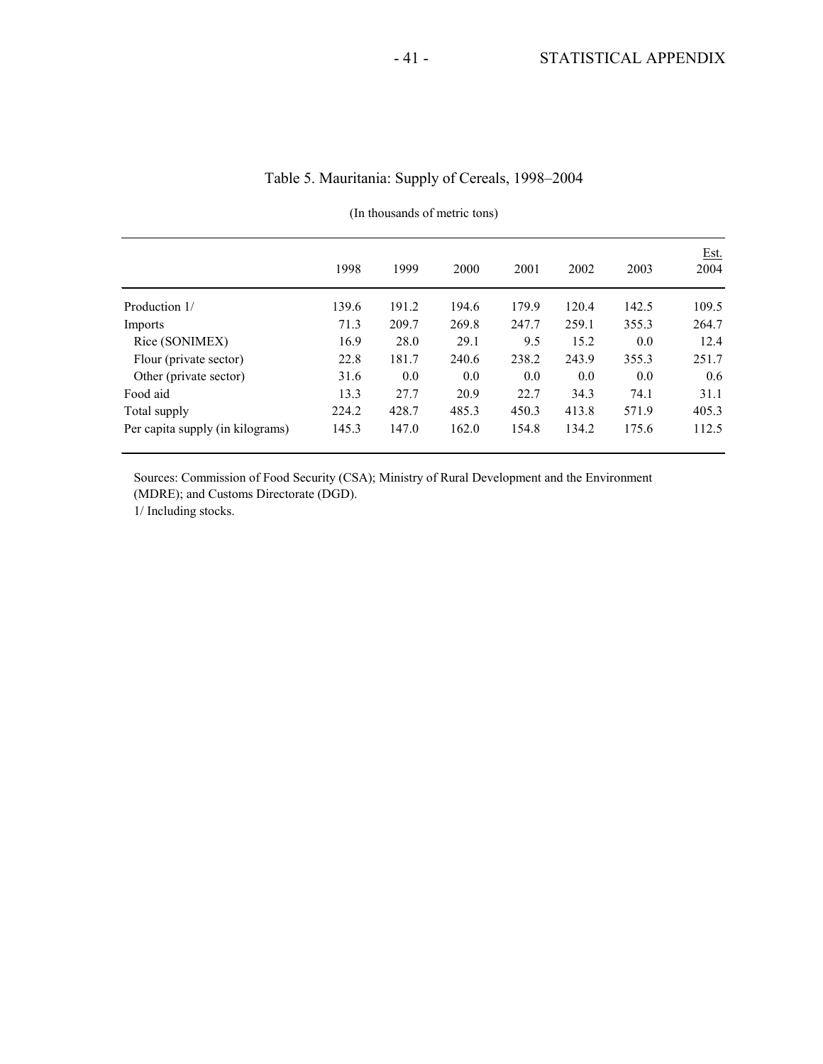# Table 5. Mauritania: Supply of Cereals, 1998–2004

(In thousands of metric tons)

| | 1998 | 1999 | 2000 | 2001 | 2002 | 2003 | Est. 2004 |
|---|---|---|---|---|---|---|---|
| Production 1/ | 139.6 | 191.2 | 194.6 | 179.9 | 120.4 | 142.5 | 109.5 |
| Imports | 71.3 | 209.7 | 269.8 | 247.7 | 259.1 | 355.3 | 264.7 |
| Rice (SONIMEX) | 16.9 | 28.0 | 29.1 | 9.5 | 15.2 | 0.0 | 12.4 |
| Flour (private sector) | 22.8 | 181.7 | 240.6 | 238.2 | 243.9 | 355.3 | 251.7 |
| Other (private sector) | 31.6 | 0.0 | 0.0 | 0.0 | 0.0 | 0.0 | 0.6 |
| Food aid | 13.3 | 27.7 | 20.9 | 22.7 | 34.3 | 74.1 | 31.1 |
| Total supply | 224.2 | 428.7 | 485.3 | 450.3 | 413.8 | 571.9 | 405.3 |
| Per capita supply (in kilograms) | 145.3 | 147.0 | 162.0 | 154.8 | 134.2 | 175.6 | 112.5 |

Sources: Commission of Food Security (CSA); Ministry of Rural Development and the Environment (MDRE); and Customs Directorate (DGD).

1/ Including stocks.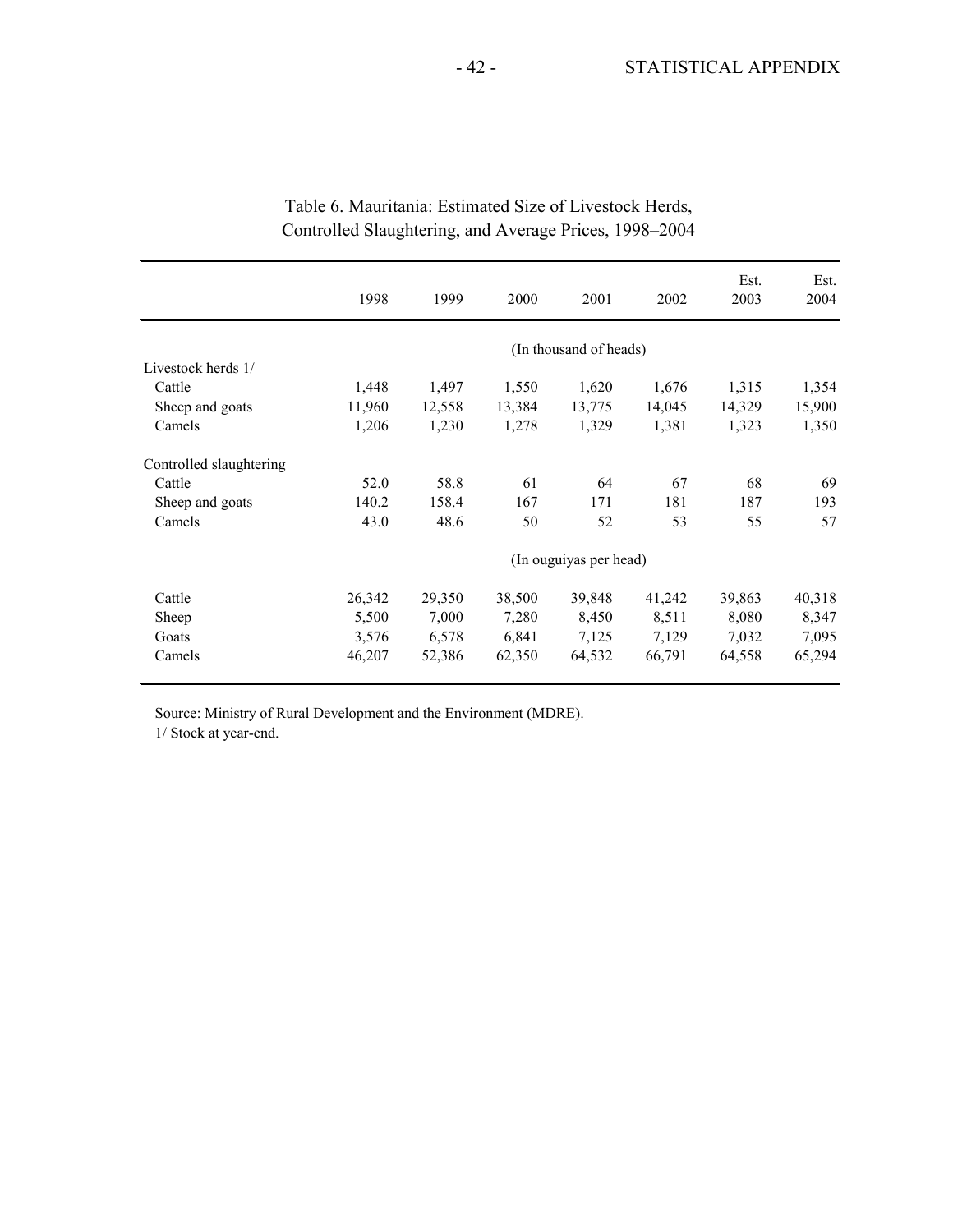# Table 6. Mauritania: Estimated Size of Livestock Herds, Controlled Slaughtering, and Average Prices, 1998–2004

| | 1998 | 1999 | 2000 | 2001 | 2002 | Est. 2003 | Est. 2004 |
|---|---|---|---|---|---|---|---|
| | | | | (In thousand of heads) | | | |
| Livestock herds 1/ | | | | | | | |
| Cattle | 1,448 | 1,497 | 1,550 | 1,620 | 1,676 | 1,315 | 1,354 |
| Sheep and goats | 11,960 | 12,558 | 13,384 | 13,775 | 14,045 | 14,329 | 15,900 |
| Camels | 1,206 | 1,230 | 1,278 | 1,329 | 1,381 | 1,323 | 1,350 |
| Controlled slaughtering | | | | | | | |
| Cattle | 52.0 | 58.8 | 61 | 64 | 67 | 68 | 69 |
| Sheep and goats | 140.2 | 158.4 | 167 | 171 | 181 | 187 | 193 |
| Camels | 43.0 | 48.6 | 50 | 52 | 53 | 55 | 57 |
| | | | | (In ouguiyas per head) | | | |
| Cattle | 26,342 | 29,350 | 38,500 | 39,848 | 41,242 | 39,863 | 40,318 |
| Sheep | 5,500 | 7,000 | 7,280 | 8,450 | 8,511 | 8,080 | 8,347 |
| Goats | 3,576 | 6,578 | 6,841 | 7,125 | 7,129 | 7,032 | 7,095 |
| Camels | 46,207 | 52,386 | 62,350 | 64,532 | 66,791 | 64,558 | 65,294 |

Source: Ministry of Rural Development and the Environment (MDRE).

1/ Stock at year-end.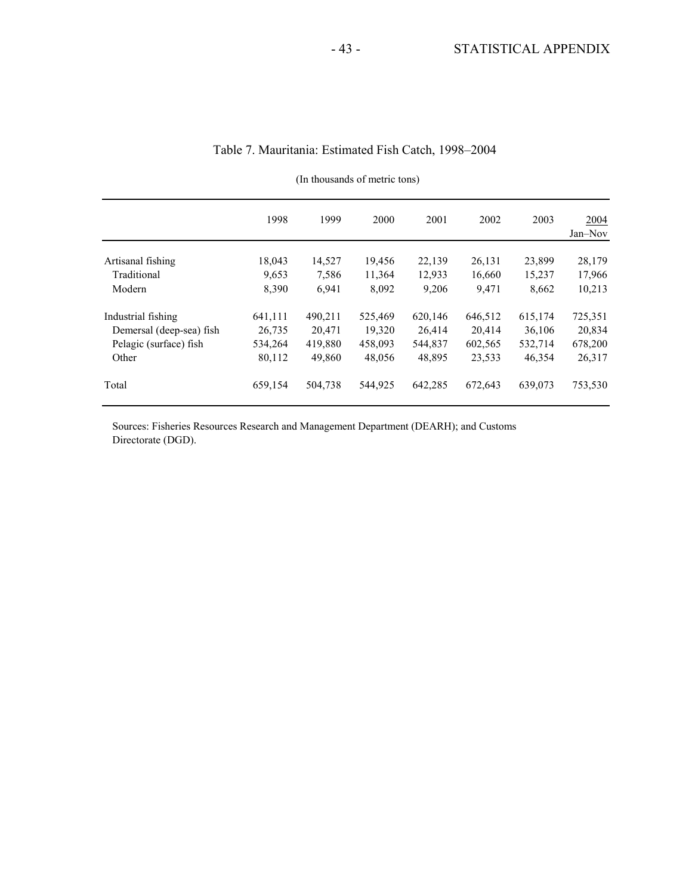# Table 7. Mauritania: Estimated Fish Catch, 1998–2004

(In thousands of metric tons)

| | 1998 | 1999 | 2000 | 2001 | 2002 | 2003 | 2004 Jan–Nov |
|---|---|---|---|---|---|---|---|
| Artisanal fishing | 18,043 | 14,527 | 19,456 | 22,139 | 26,131 | 23,899 | 28,179 |
| Traditional | 9,653 | 7,586 | 11,364 | 12,933 | 16,660 | 15,237 | 17,966 |
| Modern | 8,390 | 6,941 | 8,092 | 9,206 | 9,471 | 8,662 | 10,213 |
| Industrial fishing | 641,111 | 490,211 | 525,469 | 620,146 | 646,512 | 615,174 | 725,351 |
| Demersal (deep-sea) fish | 26,735 | 20,471 | 19,320 | 26,414 | 20,414 | 36,106 | 20,834 |
| Pelagic (surface) fish | 534,264 | 419,880 | 458,093 | 544,837 | 602,565 | 532,714 | 678,200 |
| Other | 80,112 | 49,860 | 48,056 | 48,895 | 23,533 | 46,354 | 26,317 |
| Total | 659,154 | 504,738 | 544,925 | 642,285 | 672,643 | 639,073 | 753,530 |

Sources: Fisheries Resources Research and Management Department (DEARH); and Customs Directorate (DGD).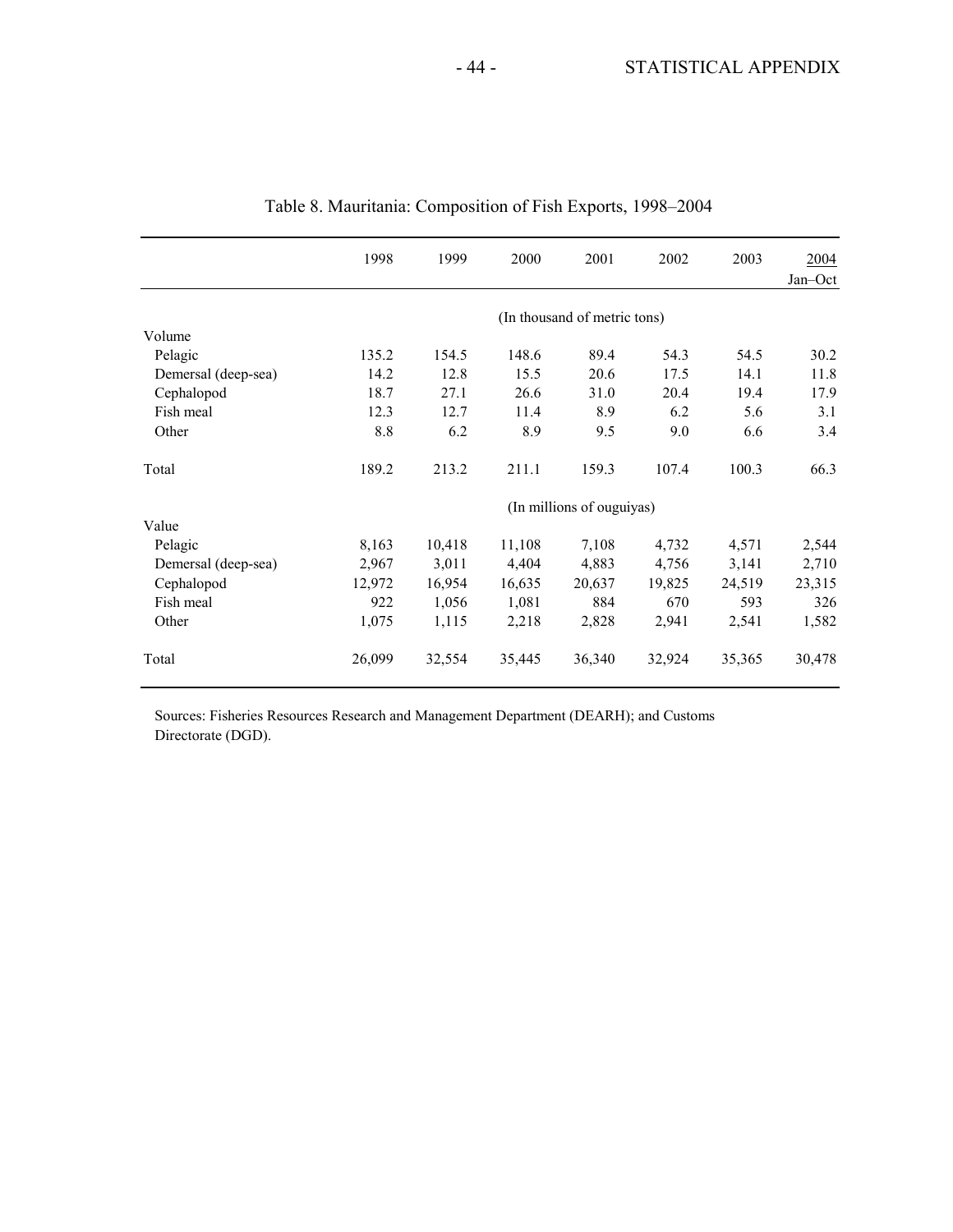# Table 8. Mauritania: Composition of Fish Exports, 1998–2004

| | 1998 | 1999 | 2000 | 2001 | 2002 | 2003 | 2004 Jan–Oct |
|---|---|---|---|---|---|---|---|
| | (In thousand of metric tons) | | | | | | |
| Volume | | | | | | | |
| Pelagic | 135.2 | 154.5 | 148.6 | 89.4 | 54.3 | 54.5 | 30.2 |
| Demersal (deep-sea) | 14.2 | 12.8 | 15.5 | 20.6 | 17.5 | 14.1 | 11.8 |
| Cephalopod | 18.7 | 27.1 | 26.6 | 31.0 | 20.4 | 19.4 | 17.9 |
| Fish meal | 12.3 | 12.7 | 11.4 | 8.9 | 6.2 | 5.6 | 3.1 |
| Other | 8.8 | 6.2 | 8.9 | 9.5 | 9.0 | 6.6 | 3.4 |
| Total | 189.2 | 213.2 | 211.1 | 159.3 | 107.4 | 100.3 | 66.3 |
| | (In millions of ouguiyas) | | | | | | |
| Value | | | | | | | |
| Pelagic | 8,163 | 10,418 | 11,108 | 7,108 | 4,732 | 4,571 | 2,544 |
| Demersal (deep-sea) | 2,967 | 3,011 | 4,404 | 4,883 | 4,756 | 3,141 | 2,710 |
| Cephalopod | 12,972 | 16,954 | 16,635 | 20,637 | 19,825 | 24,519 | 23,315 |
| Fish meal | 922 | 1,056 | 1,081 | 884 | 670 | 593 | 326 |
| Other | 1,075 | 1,115 | 2,218 | 2,828 | 2,941 | 2,541 | 1,582 |
| Total | 26,099 | 32,554 | 35,445 | 36,340 | 32,924 | 35,365 | 30,478 |

Sources: Fisheries Resources Research and Management Department (DEARH); and Customs Directorate (DGD).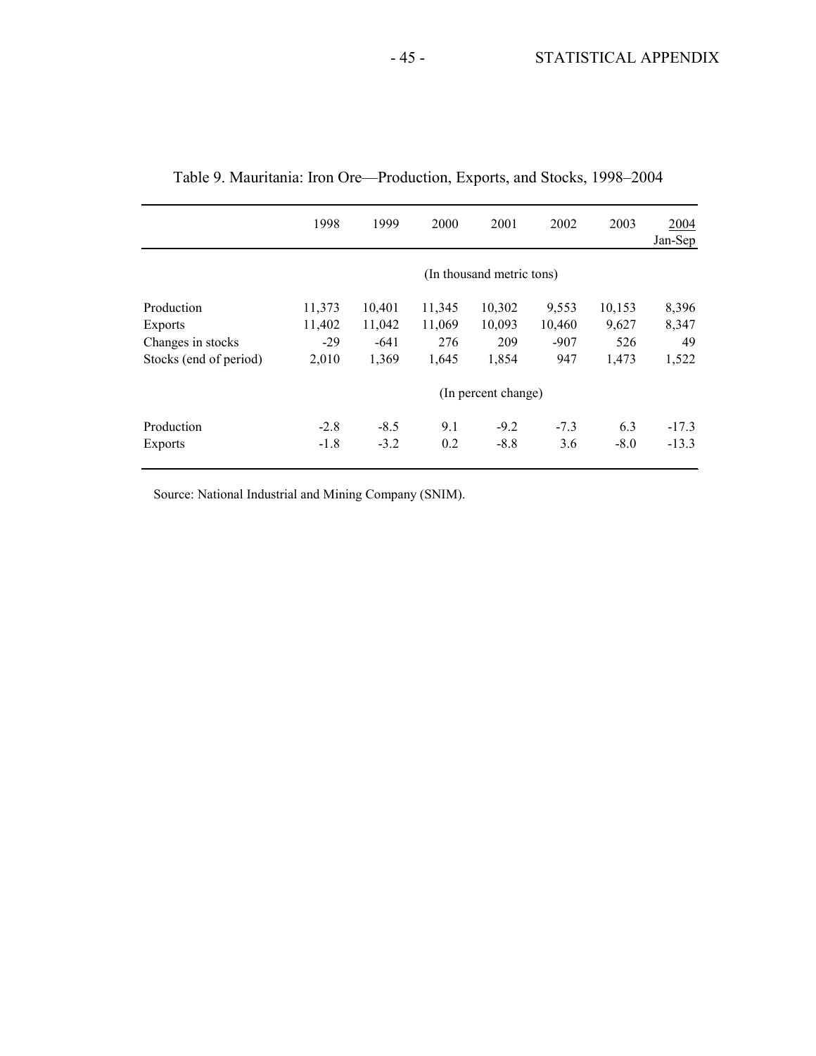Table 9. Mauritania: Iron Ore—Production, Exports, and Stocks, 1998–2004

| | 1998 | 1999 | 2000 | 2001 | 2002 | 2003 | 2004 Jan-Sep |
|---|---|---|---|---|---|---|---|
| | (In thousand metric tons) | | | | | | |
| Production | 11,373 | 10,401 | 11,345 | 10,302 | 9,553 | 10,153 | 8,396 |
| Exports | 11,402 | 11,042 | 11,069 | 10,093 | 10,460 | 9,627 | 8,347 |
| Changes in stocks | -29 | -641 | 276 | 209 | -907 | 526 | 49 |
| Stocks (end of period) | 2,010 | 1,369 | 1,645 | 1,854 | 947 | 1,473 | 1,522 |
| | (In percent change) | | | | | | |
| Production | -2.8 | -8.5 | 9.1 | -9.2 | -7.3 | 6.3 | -17.3 |
| Exports | -1.8 | -3.2 | 0.2 | -8.8 | 3.6 | -8.0 | -13.3 |

Source: National Industrial and Mining Company (SNIM).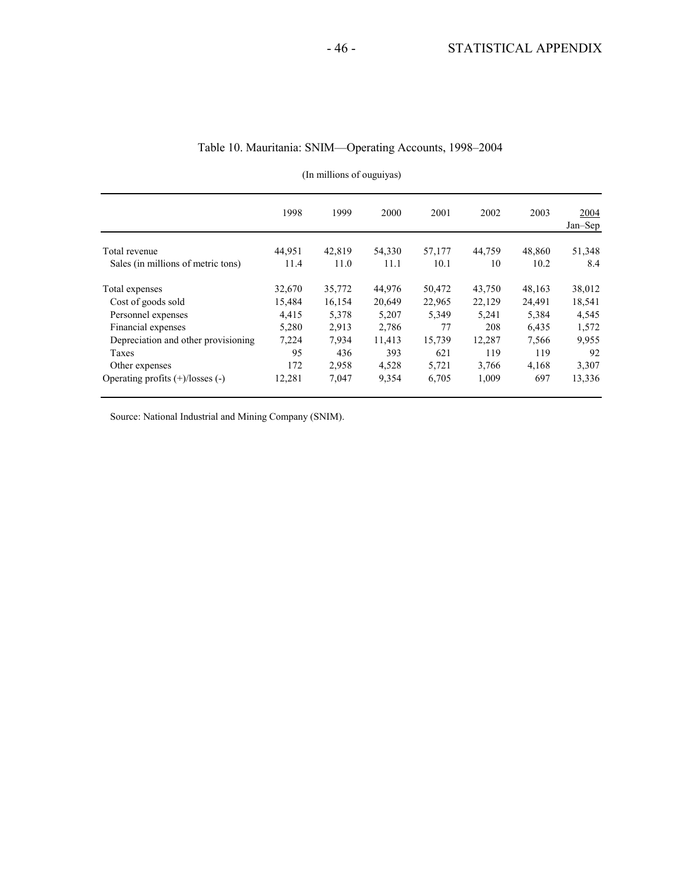# Table 10. Mauritania: SNIM—Operating Accounts, 1998–2004

(In millions of ouguiyas)

| | 1998 | 1999 | 2000 | 2001 | 2002 | 2003 | 2004 Jan–Sep |
|---|---|---|---|---|---|---|---|
| Total revenue | 44,951 | 42,819 | 54,330 | 57,177 | 44,759 | 48,860 | 51,348 |
| Sales (in millions of metric tons) | 11.4 | 11.0 | 11.1 | 10.1 | 10 | 10.2 | 8.4 |
| Total expenses | 32,670 | 35,772 | 44,976 | 50,472 | 43,750 | 48,163 | 38,012 |
| Cost of goods sold | 15,484 | 16,154 | 20,649 | 22,965 | 22,129 | 24,491 | 18,541 |
| Personnel expenses | 4,415 | 5,378 | 5,207 | 5,349 | 5,241 | 5,384 | 4,545 |
| Financial expenses | 5,280 | 2,913 | 2,786 | 77 | 208 | 6,435 | 1,572 |
| Depreciation and other provisioning | 7,224 | 7,934 | 11,413 | 15,739 | 12,287 | 7,566 | 9,955 |
| Taxes | 95 | 436 | 393 | 621 | 119 | 119 | 92 |
| Other expenses | 172 | 2,958 | 4,528 | 5,721 | 3,766 | 4,168 | 3,307 |
| Operating profits (+)/losses (-) | 12,281 | 7,047 | 9,354 | 6,705 | 1,009 | 697 | 13,336 |

Source: National Industrial and Mining Company (SNIM).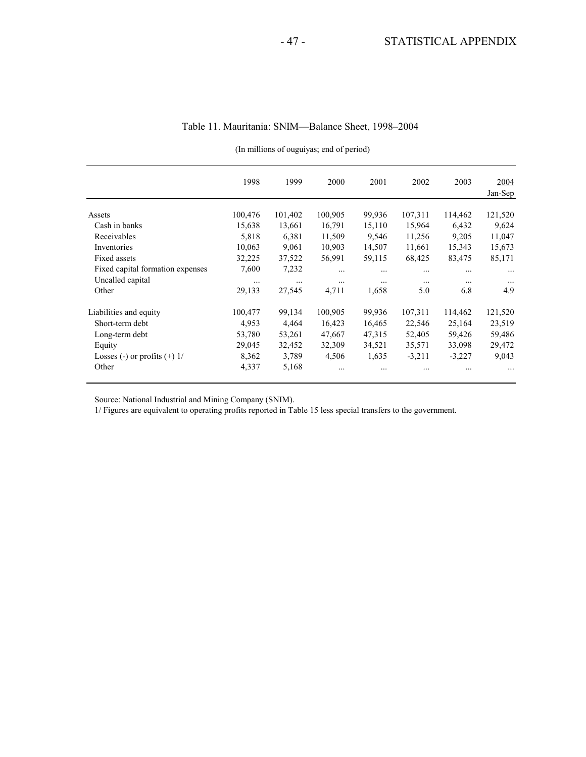# Table 11. Mauritania: SNIM—Balance Sheet, 1998–2004

(In millions of ouguiyas; end of period)

| | 1998 | 1999 | 2000 | 2001 | 2002 | 2003 | 2004 Jan-Sep |
|---|---|---|---|---|---|---|---|
| Assets | 100,476 | 101,402 | 100,905 | 99,936 | 107,311 | 114,462 | 121,520 |
| Cash in banks | 15,638 | 13,661 | 16,791 | 15,110 | 15,964 | 6,432 | 9,624 |
| Receivables | 5,818 | 6,381 | 11,509 | 9,546 | 11,256 | 9,205 | 11,047 |
| Inventories | 10,063 | 9,061 | 10,903 | 14,507 | 11,661 | 15,343 | 15,673 |
| Fixed assets | 32,225 | 37,522 | 56,991 | 59,115 | 68,425 | 83,475 | 85,171 |
| Fixed capital formation expenses | 7,600 | 7,232 | ... | ... | ... | ... | ... |
| Uncalled capital | ... | ... | ... | ... | ... | ... | ... |
| Other | 29,133 | 27,545 | 4,711 | 1,658 | 5.0 | 6.8 | 4.9 |
| Liabilities and equity | 100,477 | 99,134 | 100,905 | 99,936 | 107,311 | 114,462 | 121,520 |
| Short-term debt | 4,953 | 4,464 | 16,423 | 16,465 | 22,546 | 25,164 | 23,519 |
| Long-term debt | 53,780 | 53,261 | 47,667 | 47,315 | 52,405 | 59,426 | 59,486 |
| Equity | 29,045 | 32,452 | 32,309 | 34,521 | 35,571 | 33,098 | 29,472 |
| Losses (-) or profits (+) 1/ | 8,362 | 3,789 | 4,506 | 1,635 | -3,211 | -3,227 | 9,043 |
| Other | 4,337 | 5,168 | ... | ... | ... | ... | ... |

Source: National Industrial and Mining Company (SNIM).

1/ Figures are equivalent to operating profits reported in Table 15 less special transfers to the government.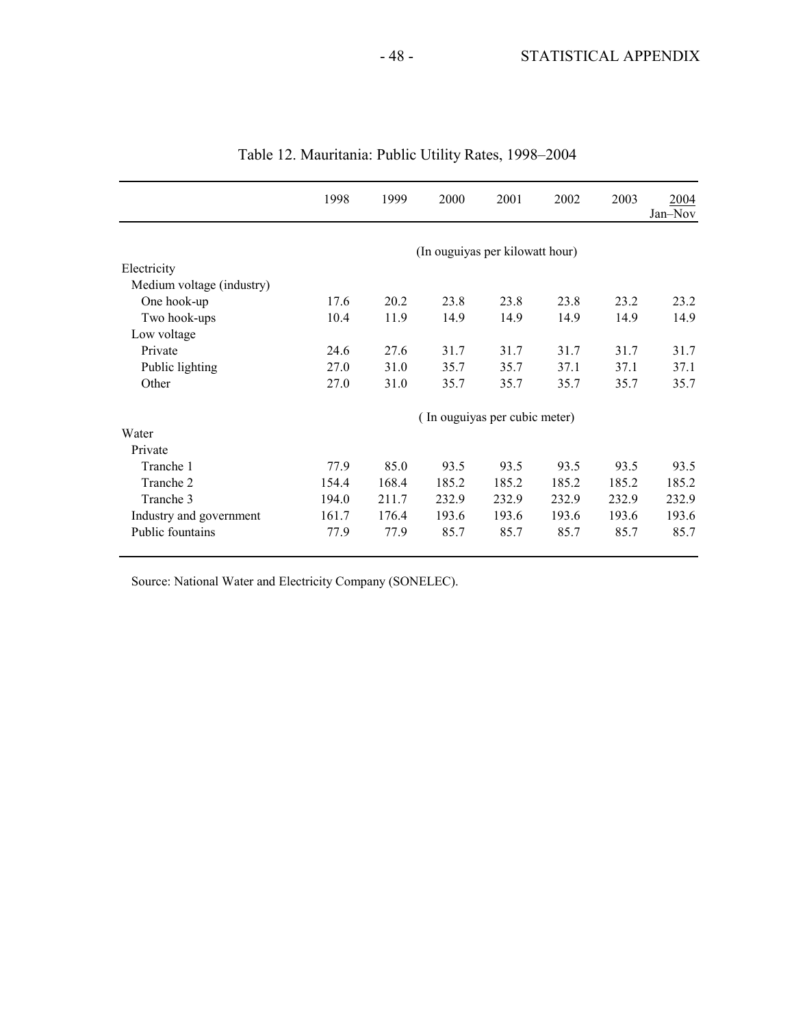Table 12. Mauritania: Public Utility Rates, 1998–2004

| | 1998 | 1999 | 2000 | 2001 | 2002 | 2003 | 2004 Jan–Nov |
|---|---|---|---|---|---|---|---|
| | (In ouguiyas per kilowatt hour) | | | | | | |
| Electricity | | | | | | | |
| Medium voltage (industry) | | | | | | | |
| One hook-up | 17.6 | 20.2 | 23.8 | 23.8 | 23.8 | 23.2 | 23.2 |
| Two hook-ups | 10.4 | 11.9 | 14.9 | 14.9 | 14.9 | 14.9 | 14.9 |
| Low voltage | | | | | | | |
| Private | 24.6 | 27.6 | 31.7 | 31.7 | 31.7 | 31.7 | 31.7 |
| Public lighting | 27.0 | 31.0 | 35.7 | 35.7 | 37.1 | 37.1 | 37.1 |
| Other | 27.0 | 31.0 | 35.7 | 35.7 | 35.7 | 35.7 | 35.7 |
| | ( In ouguiyas per cubic meter) | | | | | | |
| Water | | | | | | | |
| Private | | | | | | | |
| Tranche 1 | 77.9 | 85.0 | 93.5 | 93.5 | 93.5 | 93.5 | 93.5 |
| Tranche 2 | 154.4 | 168.4 | 185.2 | 185.2 | 185.2 | 185.2 | 185.2 |
| Tranche 3 | 194.0 | 211.7 | 232.9 | 232.9 | 232.9 | 232.9 | 232.9 |
| Industry and government | 161.7 | 176.4 | 193.6 | 193.6 | 193.6 | 193.6 | 193.6 |
| Public fountains | 77.9 | 77.9 | 85.7 | 85.7 | 85.7 | 85.7 | 85.7 |

Source: National Water and Electricity Company (SONELEC).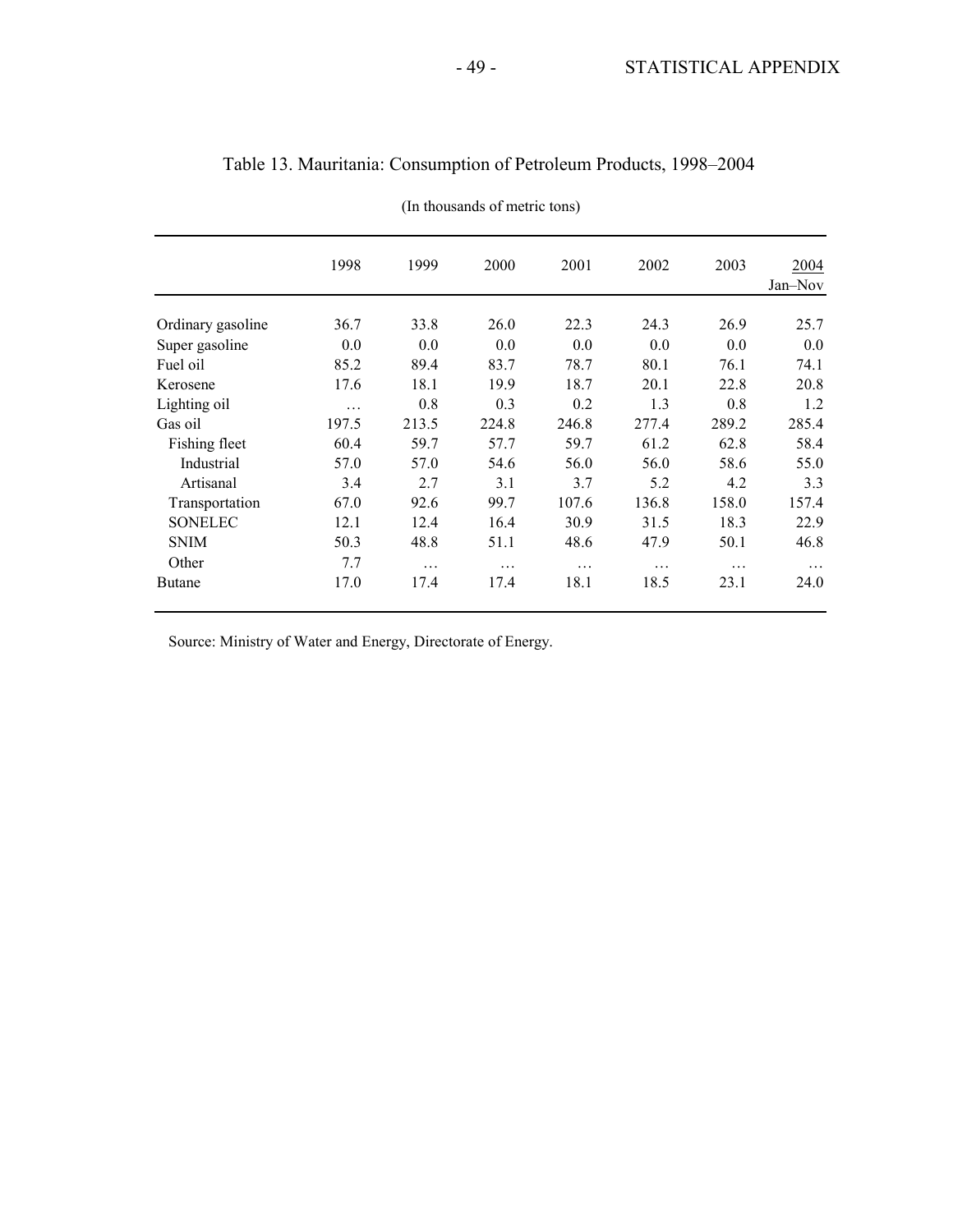# Table 13. Mauritania: Consumption of Petroleum Products, 1998–2004

(In thousands of metric tons)

| | 1998 | 1999 | 2000 | 2001 | 2002 | 2003 | 2004 Jan–Nov |
|---|---|---|---|---|---|---|---|
| Ordinary gasoline | 36.7 | 33.8 | 26.0 | 22.3 | 24.3 | 26.9 | 25.7 |
| Super gasoline | 0.0 | 0.0 | 0.0 | 0.0 | 0.0 | 0.0 | 0.0 |
| Fuel oil | 85.2 | 89.4 | 83.7 | 78.7 | 80.1 | 76.1 | 74.1 |
| Kerosene | 17.6 | 18.1 | 19.9 | 18.7 | 20.1 | 22.8 | 20.8 |
| Lighting oil | … | 0.8 | 0.3 | 0.2 | 1.3 | 0.8 | 1.2 |
| Gas oil | 197.5 | 213.5 | 224.8 | 246.8 | 277.4 | 289.2 | 285.4 |
| Fishing fleet | 60.4 | 59.7 | 57.7 | 59.7 | 61.2 | 62.8 | 58.4 |
| Industrial | 57.0 | 57.0 | 54.6 | 56.0 | 56.0 | 58.6 | 55.0 |
| Artisanal | 3.4 | 2.7 | 3.1 | 3.7 | 5.2 | 4.2 | 3.3 |
| Transportation | 67.0 | 92.6 | 99.7 | 107.6 | 136.8 | 158.0 | 157.4 |
| SONELEC | 12.1 | 12.4 | 16.4 | 30.9 | 31.5 | 18.3 | 22.9 |
| SNIM | 50.3 | 48.8 | 51.1 | 48.6 | 47.9 | 50.1 | 46.8 |
| Other | 7.7 | … | … | … | … | … | … |
| Butane | 17.0 | 17.4 | 17.4 | 18.1 | 18.5 | 23.1 | 24.0 |

Source: Ministry of Water and Energy, Directorate of Energy.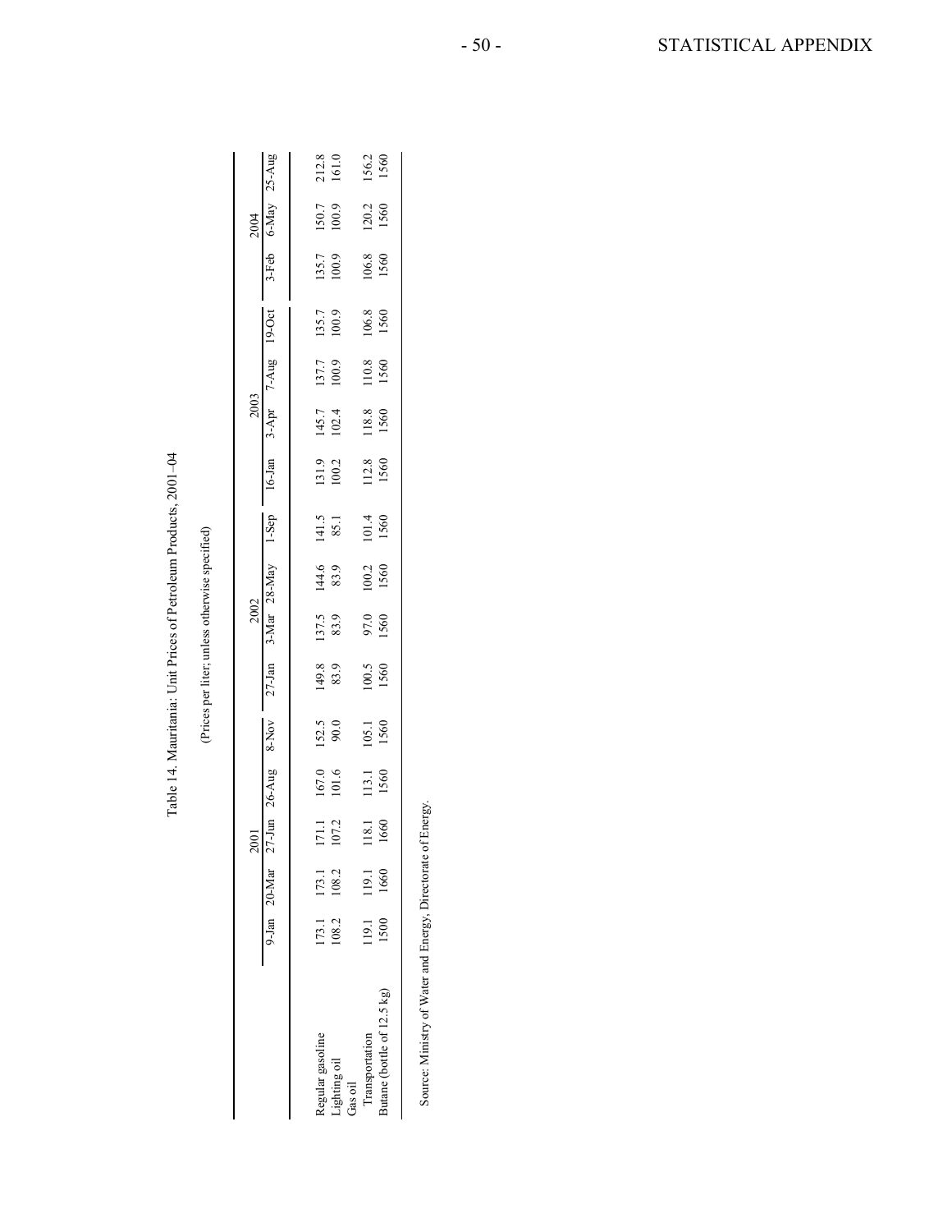Table 14. Mauritania: Unit Prices of Petroleum Products, 2001–04

(Prices per liter; unless otherwise specified)

| | 2001 | | | | | 2002 | | | | 2003 | | | | 2004 | | |
|---|---|---|---|---|---|---|---|---|---|---|---|---|---|---|---|---|
| | 9-Jan | 20-Mar | 27-Jun | 26-Aug | 8-Nov | 27-Jan | 3-Mar | 28-May | 1-Sep | 16-Jan | 3-Apr | 7-Aug | 19-Oct | 3-Feb | 6-May | 25-Aug |
| Regular gasoline | 173.1 | 173.1 | 171.1 | 167.0 | 152.5 | 149.8 | 137.5 | 144.6 | 141.5 | 131.9 | 145.7 | 137.7 | 135.7 | 135.7 | 150.7 | 212.8 |
| Lighting oil | 108.2 | 108.2 | 107.2 | 101.6 | 90.0 | 83.9 | 83.9 | 83.9 | 85.1 | 100.2 | 102.4 | 100.9 | 100.9 | 100.9 | 100.9 | 161.0 |
| Gas oil | | | | | | | | | | | | | | | | |
| Transportation | 119.1 | 119.1 | 118.1 | 113.1 | 105.1 | 100.5 | 97.0 | 100.2 | 101.4 | 112.8 | 118.8 | 110.8 | 106.8 | 106.8 | 120.2 | 156.2 |
| Butane (bottle of 12.5 kg) | 1500 | 1660 | 1660 | 1560 | 1560 | 1560 | 1560 | 1560 | 1560 | 1560 | 1560 | 1560 | 1560 | 1560 | 1560 | 1560 |

Source: Ministry of Water and Energy, Directorate of Energy.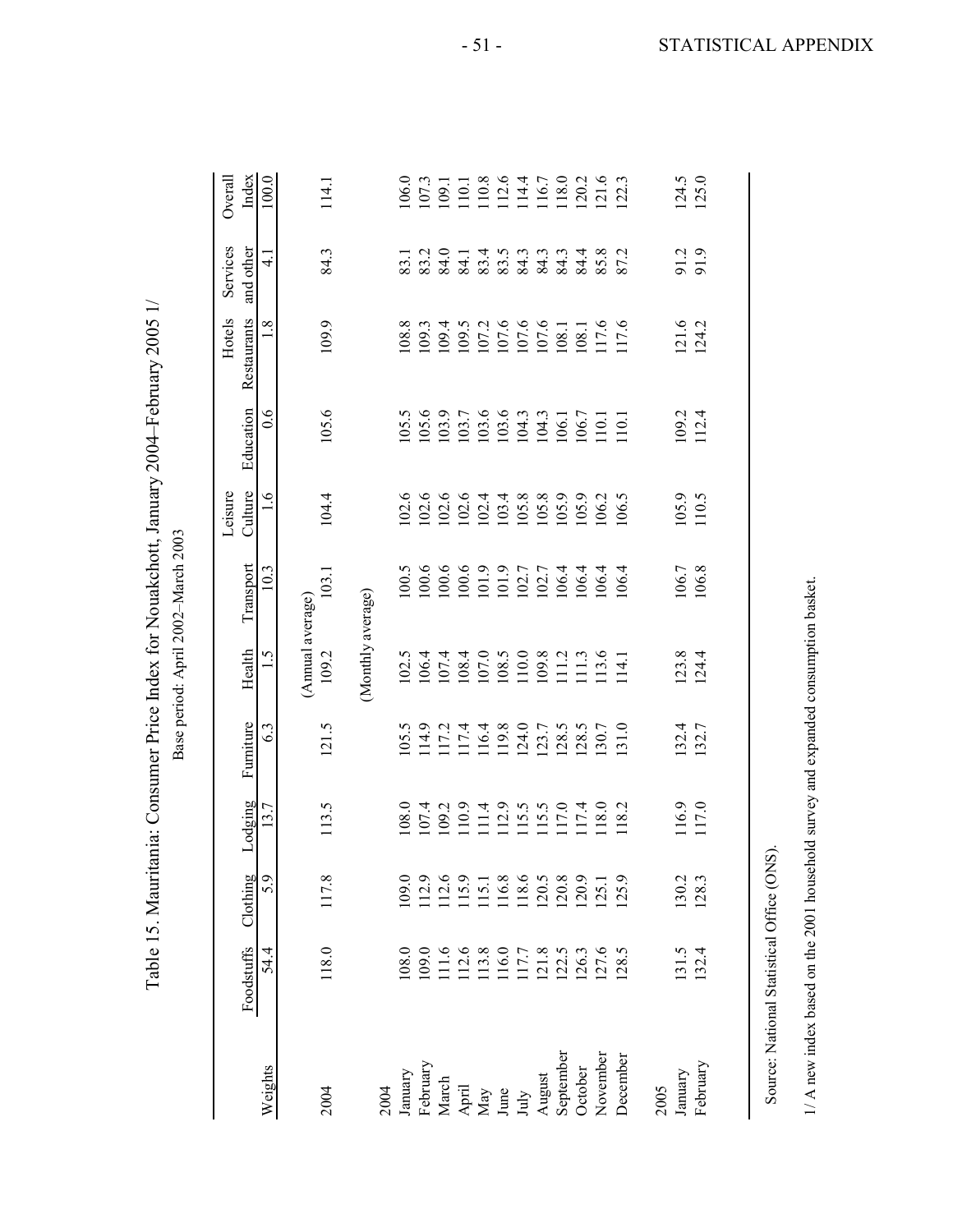# Table 15. Mauritania: Consumer Price Index for Nouakchott, January 2004–February 2005 1/

Base period: April 2002–March 2003

| | Foodstuffs | Clothing | Lodging | Furniture | Health | Transport | Leisure Culture | Education | Hotels Restaurants | Services and other | Overall Index |
|---|---|---|---|---|---|---|---|---|---|---|---|
| Weights | 54.4 | 5.9 | 13.7 | 6.3 | 1.5 | 10.3 | 1.6 | 0.6 | 1.8 | 4.1 | 100.0 |
| | | | | | (Annual average) | | | | | | |
| 2004 | 118.0 | 117.8 | 113.5 | 121.5 | 109.2 | 103.1 | 104.4 | 105.6 | 109.9 | 84.3 | 114.1 |
| | | | | | (Monthly average) | | | | | | |
| 2004 | | | | | | | | | | | |
| January | 108.0 | 109.0 | 108.0 | 105.5 | 102.5 | 100.5 | 102.6 | 105.5 | 108.8 | 83.1 | 106.0 |
| February | 109.0 | 112.9 | 107.4 | 114.9 | 106.4 | 100.6 | 102.6 | 105.6 | 109.3 | 83.2 | 107.3 |
| March | 111.6 | 112.6 | 109.2 | 117.2 | 107.4 | 100.6 | 102.6 | 103.9 | 109.4 | 84.0 | 109.1 |
| April | 112.6 | 115.9 | 110.9 | 117.4 | 108.4 | 100.6 | 102.6 | 103.7 | 109.5 | 84.1 | 110.1 |
| May | 113.8 | 115.1 | 111.4 | 116.4 | 107.0 | 101.9 | 102.4 | 103.6 | 107.2 | 83.4 | 110.8 |
| June | 116.0 | 116.8 | 112.9 | 119.8 | 108.5 | 101.9 | 103.4 | 103.6 | 107.6 | 83.5 | 112.6 |
| July | 117.7 | 118.6 | 115.5 | 124.0 | 110.0 | 102.7 | 105.8 | 104.3 | 107.6 | 84.3 | 114.4 |
| August | 121.8 | 120.5 | 115.5 | 123.7 | 109.8 | 102.7 | 105.8 | 104.3 | 107.6 | 84.3 | 116.7 |
| September | 122.5 | 120.8 | 117.0 | 128.5 | 111.2 | 106.4 | 105.9 | 106.1 | 108.1 | 84.3 | 118.0 |
| October | 126.3 | 120.9 | 117.4 | 128.5 | 111.3 | 106.4 | 105.9 | 106.7 | 108.1 | 84.4 | 120.2 |
| November | 127.6 | 125.1 | 118.0 | 130.7 | 113.6 | 106.4 | 106.2 | 110.1 | 117.6 | 85.8 | 121.6 |
| December | 128.5 | 125.9 | 118.2 | 131.0 | 114.1 | 106.4 | 106.5 | 110.1 | 117.6 | 87.2 | 122.3 |
| 2005 | | | | | | | | | | | |
| January | 131.5 | 130.2 | 116.9 | 132.4 | 123.8 | 106.7 | 105.9 | 109.2 | 121.6 | 91.2 | 124.5 |
| February | 132.4 | 128.3 | 117.0 | 132.7 | 124.4 | 106.8 | 110.5 | 112.4 | 124.2 | 91.9 | 125.0 |

Source: National Statistical Office (ONS).

1/ A new index based on the 2001 household survey and expanded consumption basket.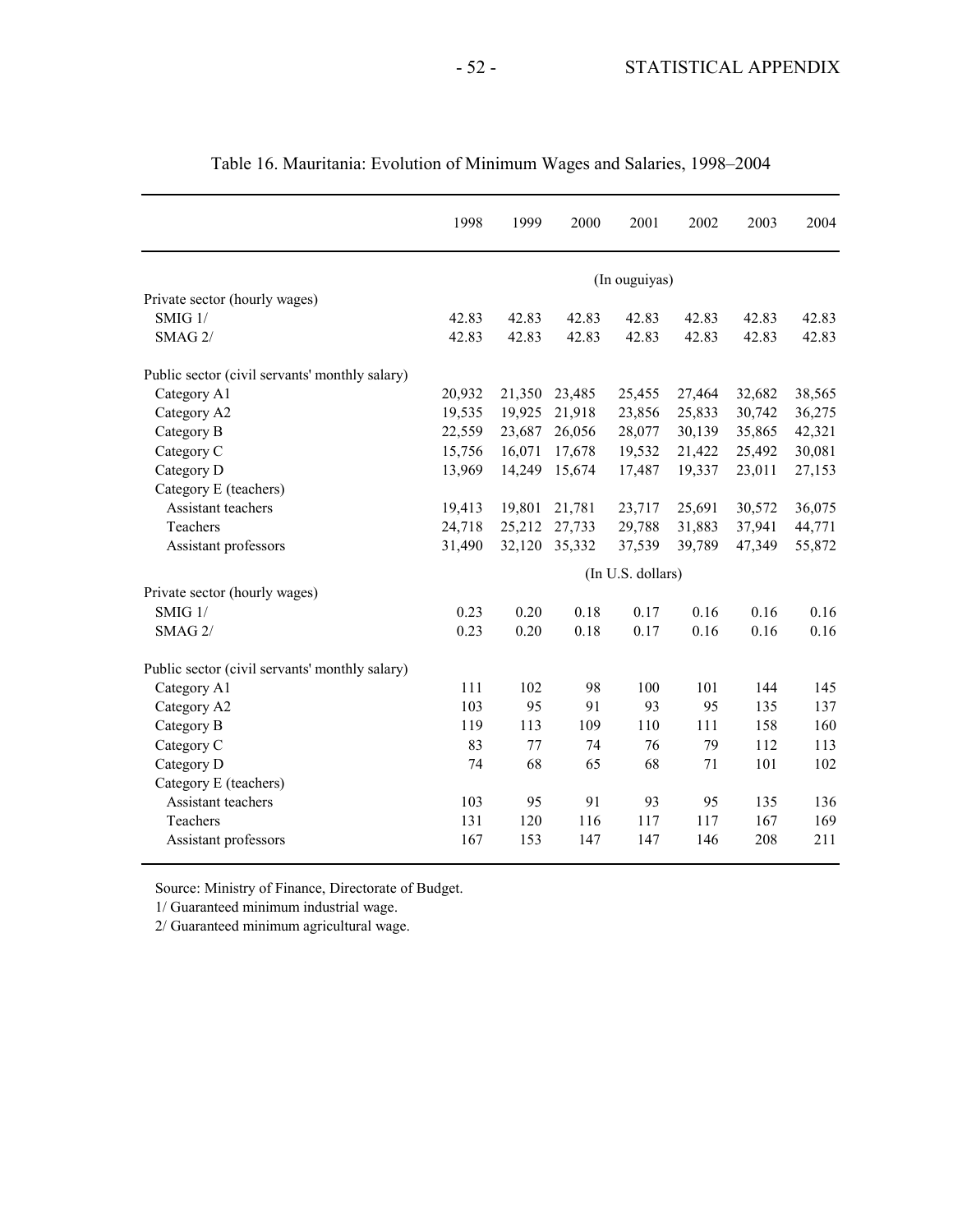# Table 16. Mauritania: Evolution of Minimum Wages and Salaries, 1998–2004

| | 1998 | 1999 | 2000 | 2001 | 2002 | 2003 | 2004 |
|---|---|---|---|---|---|---|---|
| | (In ouguiyas) | | | | | | |
| Private sector (hourly wages) | | | | | | | |
| SMIG 1/ | 42.83 | 42.83 | 42.83 | 42.83 | 42.83 | 42.83 | 42.83 |
| SMAG 2/ | 42.83 | 42.83 | 42.83 | 42.83 | 42.83 | 42.83 | 42.83 |
| Public sector (civil servants' monthly salary) | | | | | | | |
| Category A1 | 20,932 | 21,350 | 23,485 | 25,455 | 27,464 | 32,682 | 38,565 |
| Category A2 | 19,535 | 19,925 | 21,918 | 23,856 | 25,833 | 30,742 | 36,275 |
| Category B | 22,559 | 23,687 | 26,056 | 28,077 | 30,139 | 35,865 | 42,321 |
| Category C | 15,756 | 16,071 | 17,678 | 19,532 | 21,422 | 25,492 | 30,081 |
| Category D | 13,969 | 14,249 | 15,674 | 17,487 | 19,337 | 23,011 | 27,153 |
| Category E (teachers) | | | | | | | |
| Assistant teachers | 19,413 | 19,801 | 21,781 | 23,717 | 25,691 | 30,572 | 36,075 |
| Teachers | 24,718 | 25,212 | 27,733 | 29,788 | 31,883 | 37,941 | 44,771 |
| Assistant professors | 31,490 | 32,120 | 35,332 | 37,539 | 39,789 | 47,349 | 55,872 |
| | (In U.S. dollars) | | | | | | |
| Private sector (hourly wages) | | | | | | | |
| SMIG 1/ | 0.23 | 0.20 | 0.18 | 0.17 | 0.16 | 0.16 | 0.16 |
| SMAG 2/ | 0.23 | 0.20 | 0.18 | 0.17 | 0.16 | 0.16 | 0.16 |
| Public sector (civil servants' monthly salary) | | | | | | | |
| Category A1 | 111 | 102 | 98 | 100 | 101 | 144 | 145 |
| Category A2 | 103 | 95 | 91 | 93 | 95 | 135 | 137 |
| Category B | 119 | 113 | 109 | 110 | 111 | 158 | 160 |
| Category C | 83 | 77 | 74 | 76 | 79 | 112 | 113 |
| Category D | 74 | 68 | 65 | 68 | 71 | 101 | 102 |
| Category E (teachers) | | | | | | | |
| Assistant teachers | 103 | 95 | 91 | 93 | 95 | 135 | 136 |
| Teachers | 131 | 120 | 116 | 117 | 117 | 167 | 169 |
| Assistant professors | 167 | 153 | 147 | 147 | 146 | 208 | 211 |

Source: Ministry of Finance, Directorate of Budget.

1/ Guaranteed minimum industrial wage.

2/ Guaranteed minimum agricultural wage.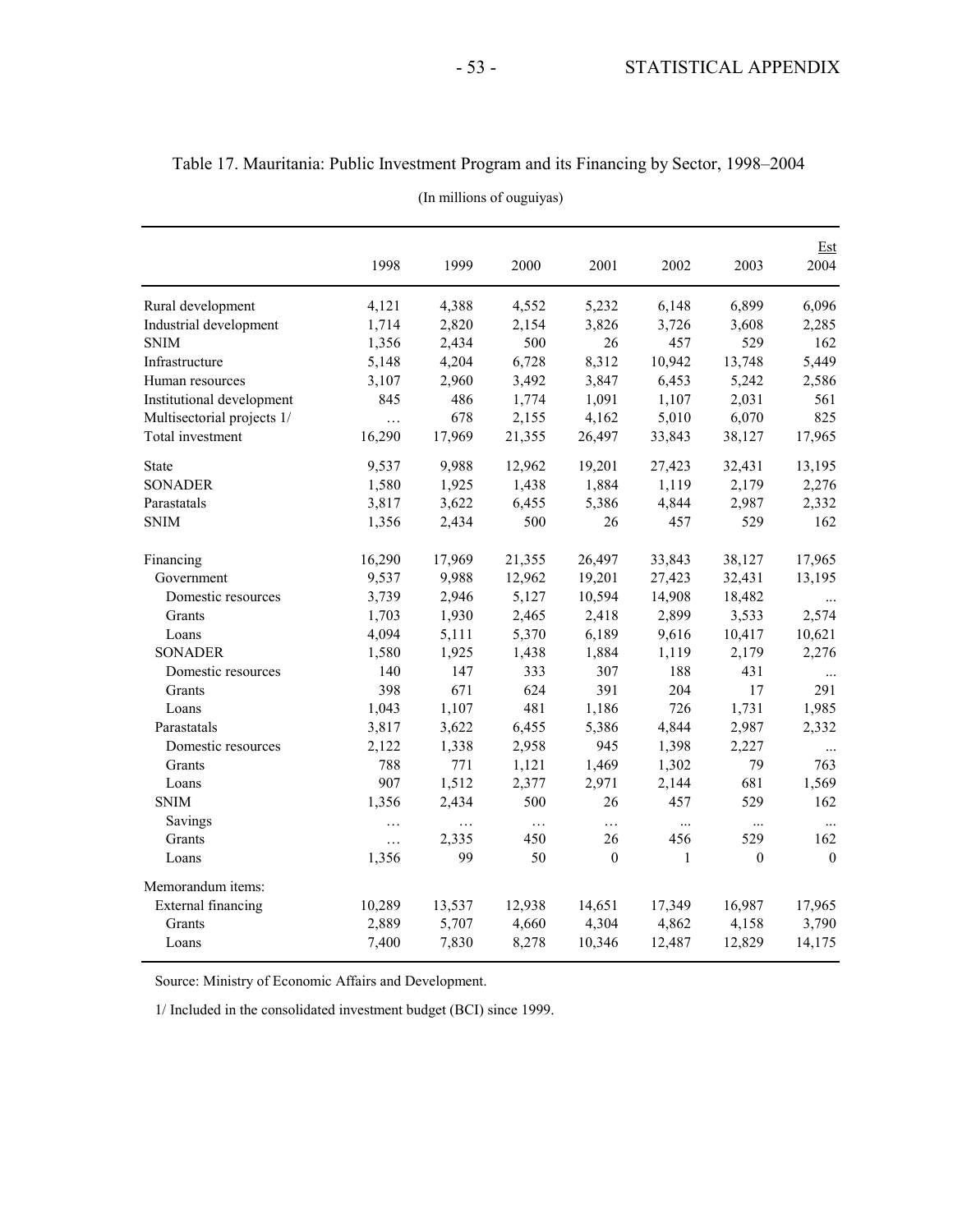# Table 17. Mauritania: Public Investment Program and its Financing by Sector, 1998–2004

(In millions of ouguiyas)

| | 1998 | 1999 | 2000 | 2001 | 2002 | 2003 | Est 2004 |
|---|---|---|---|---|---|---|---|
| Rural development | 4,121 | 4,388 | 4,552 | 5,232 | 6,148 | 6,899 | 6,096 |
| Industrial development | 1,714 | 2,820 | 2,154 | 3,826 | 3,726 | 3,608 | 2,285 |
| SNIM | 1,356 | 2,434 | 500 | 26 | 457 | 529 | 162 |
| Infrastructure | 5,148 | 4,204 | 6,728 | 8,312 | 10,942 | 13,748 | 5,449 |
| Human resources | 3,107 | 2,960 | 3,492 | 3,847 | 6,453 | 5,242 | 2,586 |
| Institutional development | 845 | 486 | 1,774 | 1,091 | 1,107 | 2,031 | 561 |
| Multisectorial projects 1/ | … | 678 | 2,155 | 4,162 | 5,010 | 6,070 | 825 |
| Total investment | 16,290 | 17,969 | 21,355 | 26,497 | 33,843 | 38,127 | 17,965 |
| State | 9,537 | 9,988 | 12,962 | 19,201 | 27,423 | 32,431 | 13,195 |
| SONADER | 1,580 | 1,925 | 1,438 | 1,884 | 1,119 | 2,179 | 2,276 |
| Parastatals | 3,817 | 3,622 | 6,455 | 5,386 | 4,844 | 2,987 | 2,332 |
| SNIM | 1,356 | 2,434 | 500 | 26 | 457 | 529 | 162 |
| Financing | 16,290 | 17,969 | 21,355 | 26,497 | 33,843 | 38,127 | 17,965 |
| Government | 9,537 | 9,988 | 12,962 | 19,201 | 27,423 | 32,431 | 13,195 |
| Domestic resources | 3,739 | 2,946 | 5,127 | 10,594 | 14,908 | 18,482 | ... |
| Grants | 1,703 | 1,930 | 2,465 | 2,418 | 2,899 | 3,533 | 2,574 |
| Loans | 4,094 | 5,111 | 5,370 | 6,189 | 9,616 | 10,417 | 10,621 |
| SONADER | 1,580 | 1,925 | 1,438 | 1,884 | 1,119 | 2,179 | 2,276 |
| Domestic resources | 140 | 147 | 333 | 307 | 188 | 431 | ... |
| Grants | 398 | 671 | 624 | 391 | 204 | 17 | 291 |
| Loans | 1,043 | 1,107 | 481 | 1,186 | 726 | 1,731 | 1,985 |
| Parastatals | 3,817 | 3,622 | 6,455 | 5,386 | 4,844 | 2,987 | 2,332 |
| Domestic resources | 2,122 | 1,338 | 2,958 | 945 | 1,398 | 2,227 | ... |
| Grants | 788 | 771 | 1,121 | 1,469 | 1,302 | 79 | 763 |
| Loans | 907 | 1,512 | 2,377 | 2,971 | 2,144 | 681 | 1,569 |
| SNIM | 1,356 | 2,434 | 500 | 26 | 457 | 529 | 162 |
| Savings | … | … | … | … | ... | ... | ... |
| Grants | … | 2,335 | 450 | 26 | 456 | 529 | 162 |
| Loans | 1,356 | 99 | 50 | 0 | 1 | 0 | 0 |
| Memorandum items: | | | | | | | |
| External financing | 10,289 | 13,537 | 12,938 | 14,651 | 17,349 | 16,987 | 17,965 |
| Grants | 2,889 | 5,707 | 4,660 | 4,304 | 4,862 | 4,158 | 3,790 |
| Loans | 7,400 | 7,830 | 8,278 | 10,346 | 12,487 | 12,829 | 14,175 |

Source: Ministry of Economic Affairs and Development.

1/ Included in the consolidated investment budget (BCI) since 1999.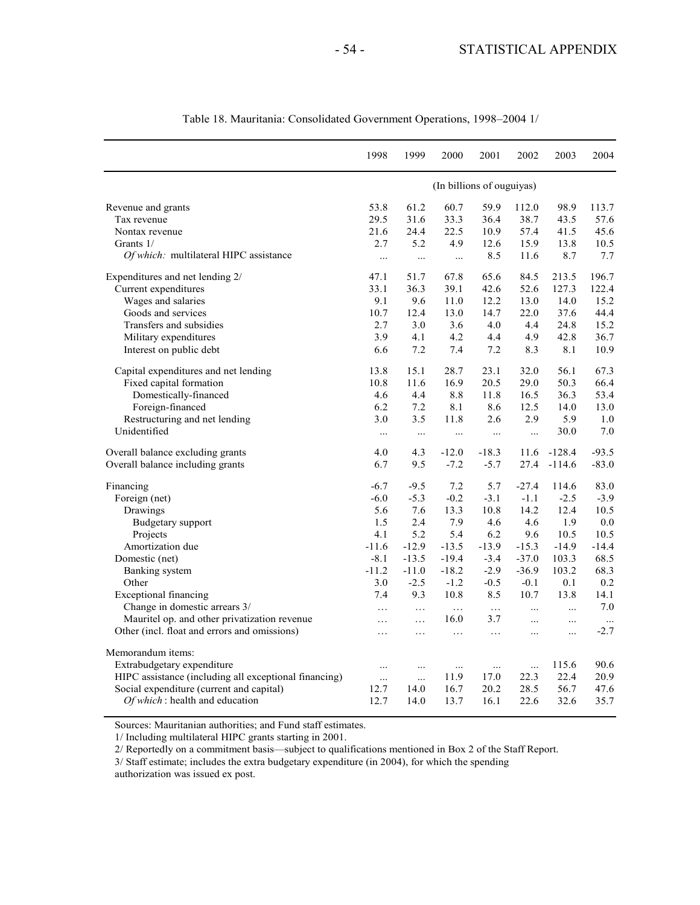Table 18. Mauritania: Consolidated Government Operations, 1998–2004 1/

| | 1998 | 1999 | 2000 | 2001 | 2002 | 2003 | 2004 |
|---|---|---|---|---|---|---|---|
| | (In billions of ouguiyas) | | | | | | |
| Revenue and grants | 53.8 | 61.2 | 60.7 | 59.9 | 112.0 | 98.9 | 113.7 |
| Tax revenue | 29.5 | 31.6 | 33.3 | 36.4 | 38.7 | 43.5 | 57.6 |
| Nontax revenue | 21.6 | 24.4 | 22.5 | 10.9 | 57.4 | 41.5 | 45.6 |
| Grants 1/ | 2.7 | 5.2 | 4.9 | 12.6 | 15.9 | 13.8 | 10.5 |
| *Of which:* multilateral HIPC assistance | ... | ... | ... | 8.5 | 11.6 | 8.7 | 7.7 |
| Expenditures and net lending 2/ | 47.1 | 51.7 | 67.8 | 65.6 | 84.5 | 213.5 | 196.7 |
| Current expenditures | 33.1 | 36.3 | 39.1 | 42.6 | 52.6 | 127.3 | 122.4 |
| Wages and salaries | 9.1 | 9.6 | 11.0 | 12.2 | 13.0 | 14.0 | 15.2 |
| Goods and services | 10.7 | 12.4 | 13.0 | 14.7 | 22.0 | 37.6 | 44.4 |
| Transfers and subsidies | 2.7 | 3.0 | 3.6 | 4.0 | 4.4 | 24.8 | 15.2 |
| Military expenditures | 3.9 | 4.1 | 4.2 | 4.4 | 4.9 | 42.8 | 36.7 |
| Interest on public debt | 6.6 | 7.2 | 7.4 | 7.2 | 8.3 | 8.1 | 10.9 |
| Capital expenditures and net lending | 13.8 | 15.1 | 28.7 | 23.1 | 32.0 | 56.1 | 67.3 |
| Fixed capital formation | 10.8 | 11.6 | 16.9 | 20.5 | 29.0 | 50.3 | 66.4 |
| Domestically-financed | 4.6 | 4.4 | 8.8 | 11.8 | 16.5 | 36.3 | 53.4 |
| Foreign-financed | 6.2 | 7.2 | 8.1 | 8.6 | 12.5 | 14.0 | 13.0 |
| Restructuring and net lending | 3.0 | 3.5 | 11.8 | 2.6 | 2.9 | 5.9 | 1.0 |
| Unidentified | ... | ... | ... | ... | ... | 30.0 | 7.0 |
| Overall balance excluding grants | 4.0 | 4.3 | -12.0 | -18.3 | 11.6 | -128.4 | -93.5 |
| Overall balance including grants | 6.7 | 9.5 | -7.2 | -5.7 | 27.4 | -114.6 | -83.0 |
| Financing | -6.7 | -9.5 | 7.2 | 5.7 | -27.4 | 114.6 | 83.0 |
| Foreign (net) | -6.0 | -5.3 | -0.2 | -3.1 | -1.1 | -2.5 | -3.9 |
| Drawings | 5.6 | 7.6 | 13.3 | 10.8 | 14.2 | 12.4 | 10.5 |
| Budgetary support | 1.5 | 2.4 | 7.9 | 4.6 | 4.6 | 1.9 | 0.0 |
| Projects | 4.1 | 5.2 | 5.4 | 6.2 | 9.6 | 10.5 | 10.5 |
| Amortization due | -11.6 | -12.9 | -13.5 | -13.9 | -15.3 | -14.9 | -14.4 |
| Domestic (net) | -8.1 | -13.5 | -19.4 | -3.4 | -37.0 | 103.3 | 68.5 |
| Banking system | -11.2 | -11.0 | -18.2 | -2.9 | -36.9 | 103.2 | 68.3 |
| Other | 3.0 | -2.5 | -1.2 | -0.5 | -0.1 | 0.1 | 0.2 |
| Exceptional financing | 7.4 | 9.3 | 10.8 | 8.5 | 10.7 | 13.8 | 14.1 |
| Change in domestic arrears 3/ | … | … | … | … | ... | ... | 7.0 |
| Mauritel op. and other privatization revenue | … | … | 16.0 | 3.7 | ... | ... | ... |
| Other (incl. float and errors and omissions) | … | … | … | … | ... | ... | -2.7 |
| Memorandum items: | | | | | | | |
| Extrabudgetary expenditure | ... | ... | ... | ... | ... | 115.6 | 90.6 |
| HIPC assistance (including all exceptional financing) | ... | ... | 11.9 | 17.0 | 22.3 | 22.4 | 20.9 |
| Social expenditure (current and capital) | 12.7 | 14.0 | 16.7 | 20.2 | 28.5 | 56.7 | 47.6 |
| *Of which*: health and education | 12.7 | 14.0 | 13.7 | 16.1 | 22.6 | 32.6 | 35.7 |

Sources: Mauritanian authorities; and Fund staff estimates.

1/ Including multilateral HIPC grants starting in 2001.

2/ Reportedly on a commitment basis—subject to qualifications mentioned in Box 2 of the Staff Report.

3/ Staff estimate; includes the extra budgetary expenditure (in 2004), for which the spending authorization was issued ex post.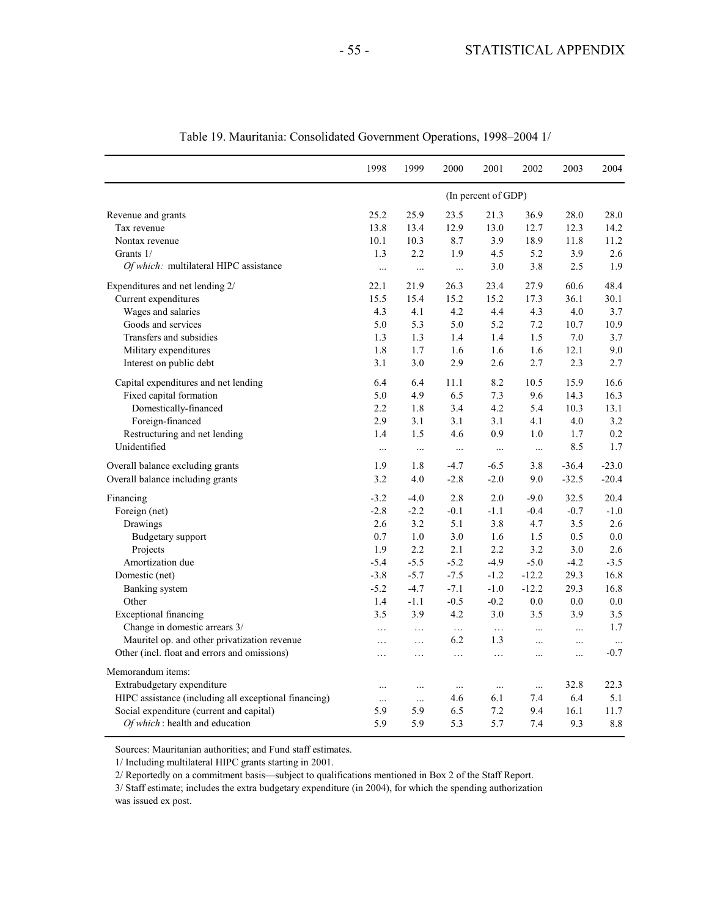Table 19. Mauritania: Consolidated Government Operations, 1998–2004 1/

| | 1998 | 1999 | 2000 | 2001 | 2002 | 2003 | 2004 |
|---|---|---|---|---|---|---|---|
| | (In percent of GDP) | | | | | | |
| Revenue and grants | 25.2 | 25.9 | 23.5 | 21.3 | 36.9 | 28.0 | 28.0 |
| Tax revenue | 13.8 | 13.4 | 12.9 | 13.0 | 12.7 | 12.3 | 14.2 |
| Nontax revenue | 10.1 | 10.3 | 8.7 | 3.9 | 18.9 | 11.8 | 11.2 |
| Grants 1/ | 1.3 | 2.2 | 1.9 | 4.5 | 5.2 | 3.9 | 2.6 |
| *Of which:* multilateral HIPC assistance | ... | ... | ... | 3.0 | 3.8 | 2.5 | 1.9 |
| Expenditures and net lending 2/ | 22.1 | 21.9 | 26.3 | 23.4 | 27.9 | 60.6 | 48.4 |
| Current expenditures | 15.5 | 15.4 | 15.2 | 15.2 | 17.3 | 36.1 | 30.1 |
| Wages and salaries | 4.3 | 4.1 | 4.2 | 4.4 | 4.3 | 4.0 | 3.7 |
| Goods and services | 5.0 | 5.3 | 5.0 | 5.2 | 7.2 | 10.7 | 10.9 |
| Transfers and subsidies | 1.3 | 1.3 | 1.4 | 1.4 | 1.5 | 7.0 | 3.7 |
| Military expenditures | 1.8 | 1.7 | 1.6 | 1.6 | 1.6 | 12.1 | 9.0 |
| Interest on public debt | 3.1 | 3.0 | 2.9 | 2.6 | 2.7 | 2.3 | 2.7 |
| Capital expenditures and net lending | 6.4 | 6.4 | 11.1 | 8.2 | 10.5 | 15.9 | 16.6 |
| Fixed capital formation | 5.0 | 4.9 | 6.5 | 7.3 | 9.6 | 14.3 | 16.3 |
| Domestically-financed | 2.2 | 1.8 | 3.4 | 4.2 | 5.4 | 10.3 | 13.1 |
| Foreign-financed | 2.9 | 3.1 | 3.1 | 3.1 | 4.1 | 4.0 | 3.2 |
| Restructuring and net lending | 1.4 | 1.5 | 4.6 | 0.9 | 1.0 | 1.7 | 0.2 |
| Unidentified | ... | ... | ... | ... | ... | 8.5 | 1.7 |
| Overall balance excluding grants | 1.9 | 1.8 | -4.7 | -6.5 | 3.8 | -36.4 | -23.0 |
| Overall balance including grants | 3.2 | 4.0 | -2.8 | -2.0 | 9.0 | -32.5 | -20.4 |
| Financing | -3.2 | -4.0 | 2.8 | 2.0 | -9.0 | 32.5 | 20.4 |
| Foreign (net) | -2.8 | -2.2 | -0.1 | -1.1 | -0.4 | -0.7 | -1.0 |
| Drawings | 2.6 | 3.2 | 5.1 | 3.8 | 4.7 | 3.5 | 2.6 |
| Budgetary support | 0.7 | 1.0 | 3.0 | 1.6 | 1.5 | 0.5 | 0.0 |
| Projects | 1.9 | 2.2 | 2.1 | 2.2 | 3.2 | 3.0 | 2.6 |
| Amortization due | -5.4 | -5.5 | -5.2 | -4.9 | -5.0 | -4.2 | -3.5 |
| Domestic (net) | -3.8 | -5.7 | -7.5 | -1.2 | -12.2 | 29.3 | 16.8 |
| Banking system | -5.2 | -4.7 | -7.1 | -1.0 | -12.2 | 29.3 | 16.8 |
| Other | 1.4 | -1.1 | -0.5 | -0.2 | 0.0 | 0.0 | 0.0 |
| Exceptional financing | 3.5 | 3.9 | 4.2 | 3.0 | 3.5 | 3.9 | 3.5 |
| Change in domestic arrears 3/ | … | … | … | … | ... | ... | 1.7 |
| Mauritel op. and other privatization revenue | … | … | 6.2 | 1.3 | ... | ... | ... |
| Other (incl. float and errors and omissions) | … | … | … | … | ... | ... | -0.7 |
| Memorandum items: | | | | | | | |
| Extrabudgetary expenditure | ... | ... | ... | ... | ... | 32.8 | 22.3 |
| HIPC assistance (including all exceptional financing) | ... | ... | 4.6 | 6.1 | 7.4 | 6.4 | 5.1 |
| Social expenditure (current and capital) | 5.9 | 5.9 | 6.5 | 7.2 | 9.4 | 16.1 | 11.7 |
| *Of which* : health and education | 5.9 | 5.9 | 5.3 | 5.7 | 7.4 | 9.3 | 8.8 |

Sources: Mauritanian authorities; and Fund staff estimates.

1/ Including multilateral HIPC grants starting in 2001.

2/ Reportedly on a commitment basis—subject to qualifications mentioned in Box 2 of the Staff Report.

3/ Staff estimate; includes the extra budgetary expenditure (in 2004), for which the spending authorization was issued ex post.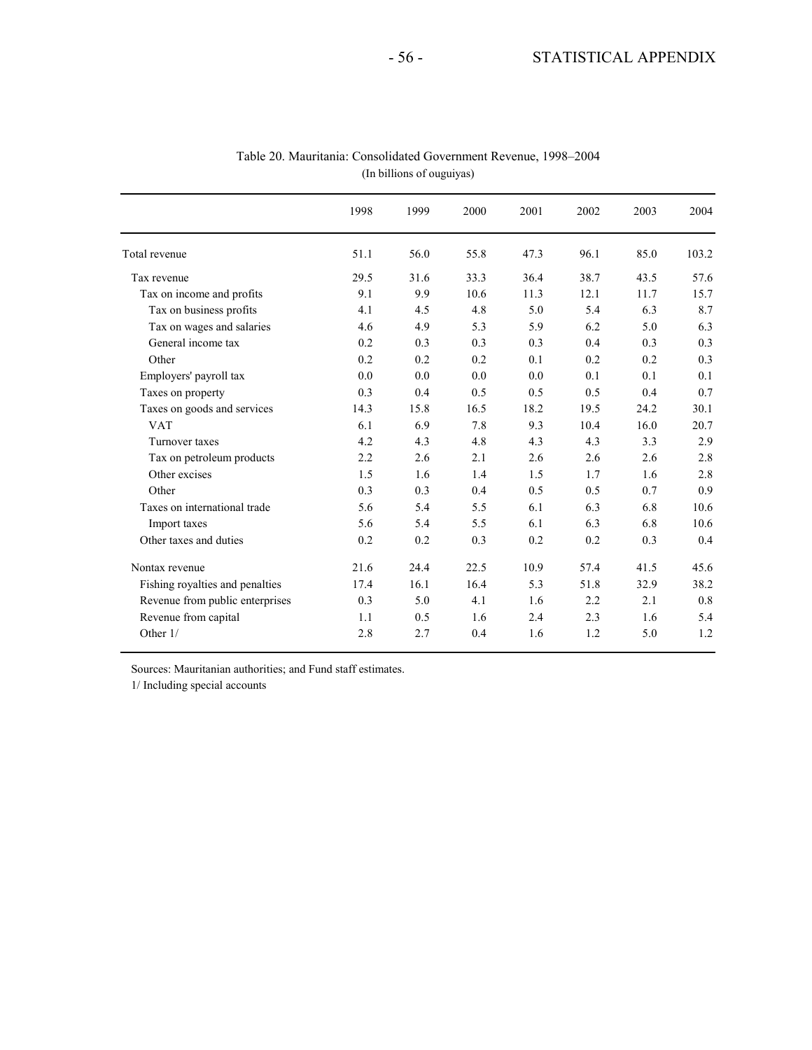Table 20. Mauritania: Consolidated Government Revenue, 1998–2004

(In billions of ouguiyas)

| | 1998 | 1999 | 2000 | 2001 | 2002 | 2003 | 2004 |
|---|---|---|---|---|---|---|---|
| Total revenue | 51.1 | 56.0 | 55.8 | 47.3 | 96.1 | 85.0 | 103.2 |
| Tax revenue | 29.5 | 31.6 | 33.3 | 36.4 | 38.7 | 43.5 | 57.6 |
| Tax on income and profits | 9.1 | 9.9 | 10.6 | 11.3 | 12.1 | 11.7 | 15.7 |
| Tax on business profits | 4.1 | 4.5 | 4.8 | 5.0 | 5.4 | 6.3 | 8.7 |
| Tax on wages and salaries | 4.6 | 4.9 | 5.3 | 5.9 | 6.2 | 5.0 | 6.3 |
| General income tax | 0.2 | 0.3 | 0.3 | 0.3 | 0.4 | 0.3 | 0.3 |
| Other | 0.2 | 0.2 | 0.2 | 0.1 | 0.2 | 0.2 | 0.3 |
| Employers' payroll tax | 0.0 | 0.0 | 0.0 | 0.0 | 0.1 | 0.1 | 0.1 |
| Taxes on property | 0.3 | 0.4 | 0.5 | 0.5 | 0.5 | 0.4 | 0.7 |
| Taxes on goods and services | 14.3 | 15.8 | 16.5 | 18.2 | 19.5 | 24.2 | 30.1 |
| VAT | 6.1 | 6.9 | 7.8 | 9.3 | 10.4 | 16.0 | 20.7 |
| Turnover taxes | 4.2 | 4.3 | 4.8 | 4.3 | 4.3 | 3.3 | 2.9 |
| Tax on petroleum products | 2.2 | 2.6 | 2.1 | 2.6 | 2.6 | 2.6 | 2.8 |
| Other excises | 1.5 | 1.6 | 1.4 | 1.5 | 1.7 | 1.6 | 2.8 |
| Other | 0.3 | 0.3 | 0.4 | 0.5 | 0.5 | 0.7 | 0.9 |
| Taxes on international trade | 5.6 | 5.4 | 5.5 | 6.1 | 6.3 | 6.8 | 10.6 |
| Import taxes | 5.6 | 5.4 | 5.5 | 6.1 | 6.3 | 6.8 | 10.6 |
| Other taxes and duties | 0.2 | 0.2 | 0.3 | 0.2 | 0.2 | 0.3 | 0.4 |
| Nontax revenue | 21.6 | 24.4 | 22.5 | 10.9 | 57.4 | 41.5 | 45.6 |
| Fishing royalties and penalties | 17.4 | 16.1 | 16.4 | 5.3 | 51.8 | 32.9 | 38.2 |
| Revenue from public enterprises | 0.3 | 5.0 | 4.1 | 1.6 | 2.2 | 2.1 | 0.8 |
| Revenue from capital | 1.1 | 0.5 | 1.6 | 2.4 | 2.3 | 1.6 | 5.4 |
| Other 1/ | 2.8 | 2.7 | 0.4 | 1.6 | 1.2 | 5.0 | 1.2 |

Sources: Mauritanian authorities; and Fund staff estimates.

1/ Including special accounts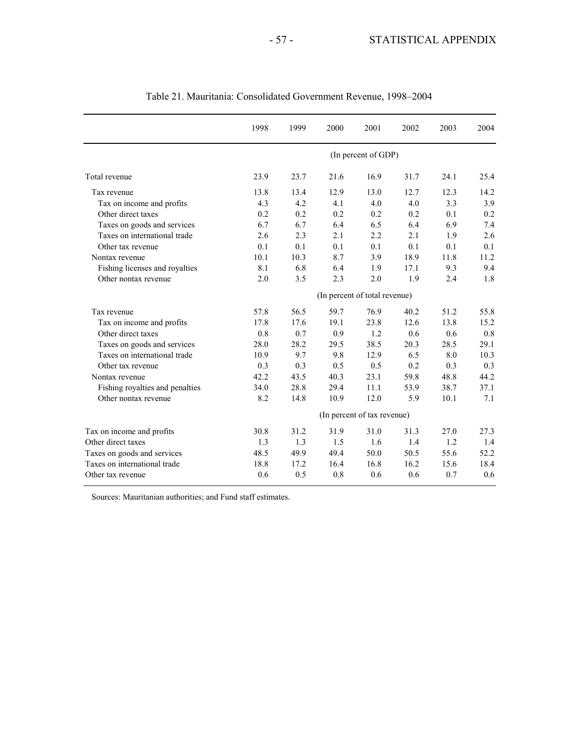Table 21. Mauritania: Consolidated Government Revenue, 1998–2004

| | 1998 | 1999 | 2000 | 2001 | 2002 | 2003 | 2004 |
|---|---|---|---|---|---|---|---|
| | (In percent of GDP) | | | | | | |
| Total revenue | 23.9 | 23.7 | 21.6 | 16.9 | 31.7 | 24.1 | 25.4 |
| Tax revenue | 13.8 | 13.4 | 12.9 | 13.0 | 12.7 | 12.3 | 14.2 |
| Tax on income and profits | 4.3 | 4.2 | 4.1 | 4.0 | 4.0 | 3.3 | 3.9 |
| Other direct taxes | 0.2 | 0.2 | 0.2 | 0.2 | 0.2 | 0.1 | 0.2 |
| Taxes on goods and services | 6.7 | 6.7 | 6.4 | 6.5 | 6.4 | 6.9 | 7.4 |
| Taxes on international trade | 2.6 | 2.3 | 2.1 | 2.2 | 2.1 | 1.9 | 2.6 |
| Other tax revenue | 0.1 | 0.1 | 0.1 | 0.1 | 0.1 | 0.1 | 0.1 |
| Nontax revenue | 10.1 | 10.3 | 8.7 | 3.9 | 18.9 | 11.8 | 11.2 |
| Fishing licenses and royalties | 8.1 | 6.8 | 6.4 | 1.9 | 17.1 | 9.3 | 9.4 |
| Other nontax revenue | 2.0 | 3.5 | 2.3 | 2.0 | 1.9 | 2.4 | 1.8 |
| | (In percent of total revenue) | | | | | | |
| Tax revenue | 57.8 | 56.5 | 59.7 | 76.9 | 40.2 | 51.2 | 55.8 |
| Tax on income and profits | 17.8 | 17.6 | 19.1 | 23.8 | 12.6 | 13.8 | 15.2 |
| Other direct taxes | 0.8 | 0.7 | 0.9 | 1.2 | 0.6 | 0.6 | 0.8 |
| Taxes on goods and services | 28.0 | 28.2 | 29.5 | 38.5 | 20.3 | 28.5 | 29.1 |
| Taxes on international trade | 10.9 | 9.7 | 9.8 | 12.9 | 6.5 | 8.0 | 10.3 |
| Other tax revenue | 0.3 | 0.3 | 0.5 | 0.5 | 0.2 | 0.3 | 0.3 |
| Nontax revenue | 42.2 | 43.5 | 40.3 | 23.1 | 59.8 | 48.8 | 44.2 |
| Fishing royalties and penalties | 34.0 | 28.8 | 29.4 | 11.1 | 53.9 | 38.7 | 37.1 |
| Other nontax revenue | 8.2 | 14.8 | 10.9 | 12.0 | 5.9 | 10.1 | 7.1 |
| | (In percent of tax revenue) | | | | | | |
| Tax on income and profits | 30.8 | 31.2 | 31.9 | 31.0 | 31.3 | 27.0 | 27.3 |
| Other direct taxes | 1.3 | 1.3 | 1.5 | 1.6 | 1.4 | 1.2 | 1.4 |
| Taxes on goods and services | 48.5 | 49.9 | 49.4 | 50.0 | 50.5 | 55.6 | 52.2 |
| Taxes on international trade | 18.8 | 17.2 | 16.4 | 16.8 | 16.2 | 15.6 | 18.4 |
| Other tax revenue | 0.6 | 0.5 | 0.8 | 0.6 | 0.6 | 0.7 | 0.6 |

Sources: Mauritanian authorities; and Fund staff estimates.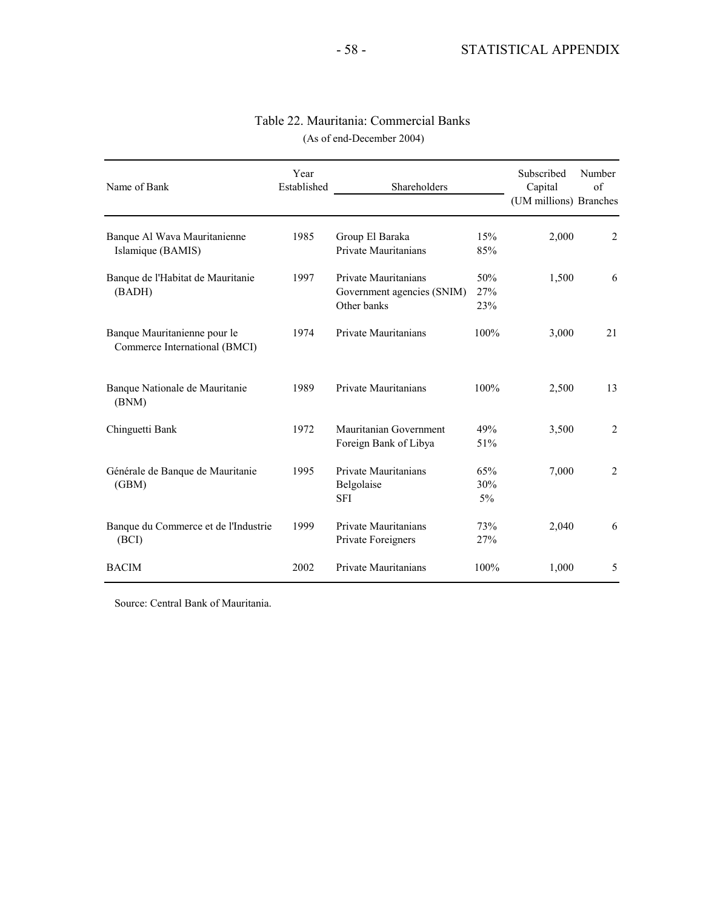## Table 22. Mauritania: Commercial Banks

(As of end-December 2004)

| Name of Bank | Year Established | Shareholders | | Subscribed Capital (UM millions) | Number of Branches |
|---|---|---|---|---|---|
| Banque Al Wava Mauritanienne Islamique (BAMIS) | 1985 | Group El Baraka | 15% | 2,000 | 2 |
| | | Private Mauritanians | 85% | | |
| Banque de l'Habitat de Mauritanie (BADH) | 1997 | Private Mauritanians | 50% | 1,500 | 6 |
| | | Government agencies (SNIM) | 27% | | |
| | | Other banks | 23% | | |
| Banque Mauritanienne pour le Commerce International (BMCI) | 1974 | Private Mauritanians | 100% | 3,000 | 21 |
| Banque Nationale de Mauritanie (BNM) | 1989 | Private Mauritanians | 100% | 2,500 | 13 |
| Chinguetti Bank | 1972 | Mauritanian Government | 49% | 3,500 | 2 |
| | | Foreign Bank of Libya | 51% | | |
| Générale de Banque de Mauritanie (GBM) | 1995 | Private Mauritanians | 65% | 7,000 | 2 |
| | | Belgolaise | 30% | | |
| | | SFI | 5% | | |
| Banque du Commerce et de l'Industrie (BCI) | 1999 | Private Mauritanians | 73% | 2,040 | 6 |
| | | Private Foreigners | 27% | | |
| BACIM | 2002 | Private Mauritanians | 100% | 1,000 | 5 |

Source: Central Bank of Mauritania.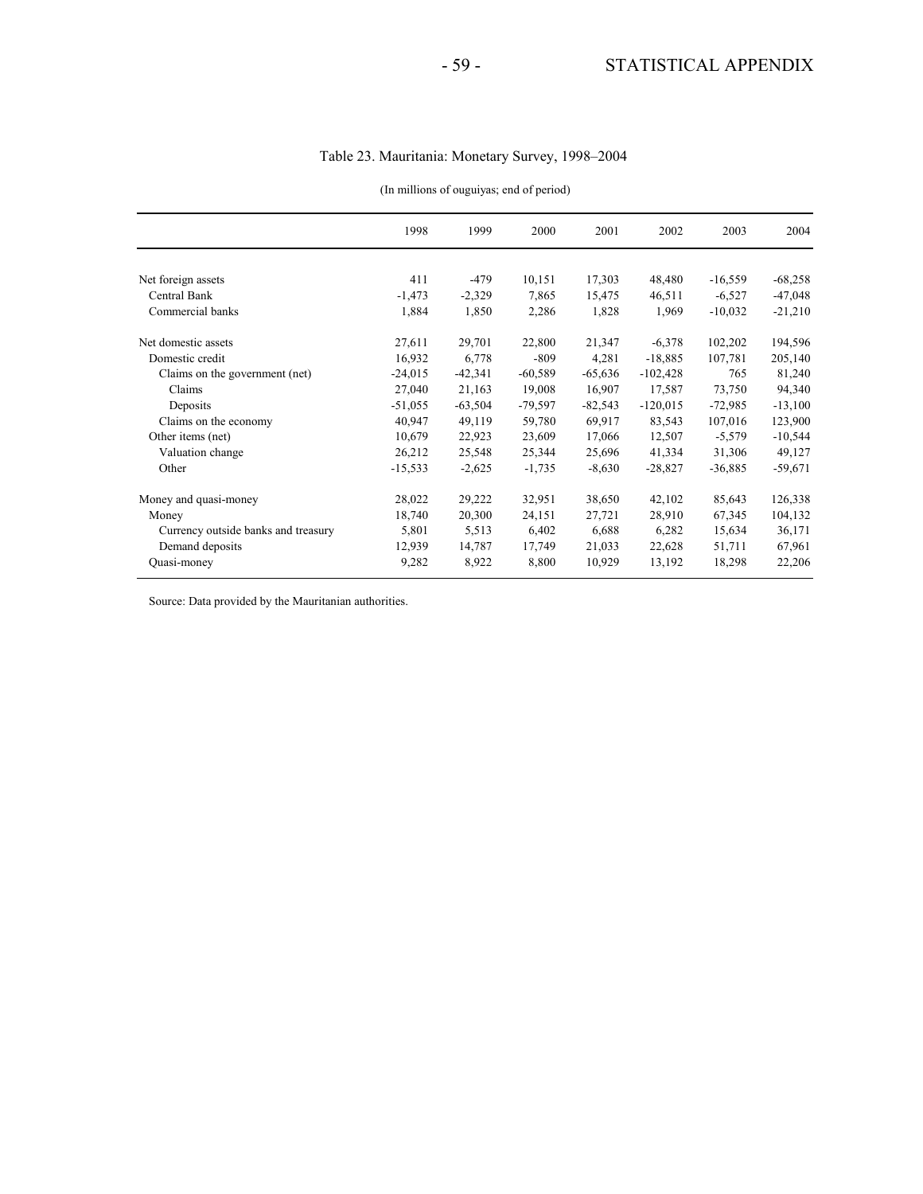# Table 23. Mauritania: Monetary Survey, 1998–2004

(In millions of ouguiyas; end of period)

| | 1998 | 1999 | 2000 | 2001 | 2002 | 2003 | 2004 |
|---|---|---|---|---|---|---|---|
| Net foreign assets | 411 | -479 | 10,151 | 17,303 | 48,480 | -16,559 | -68,258 |
| Central Bank | -1,473 | -2,329 | 7,865 | 15,475 | 46,511 | -6,527 | -47,048 |
| Commercial banks | 1,884 | 1,850 | 2,286 | 1,828 | 1,969 | -10,032 | -21,210 |
| Net domestic assets | 27,611 | 29,701 | 22,800 | 21,347 | -6,378 | 102,202 | 194,596 |
| Domestic credit | 16,932 | 6,778 | -809 | 4,281 | -18,885 | 107,781 | 205,140 |
| Claims on the government (net) | -24,015 | -42,341 | -60,589 | -65,636 | -102,428 | 765 | 81,240 |
| Claims | 27,040 | 21,163 | 19,008 | 16,907 | 17,587 | 73,750 | 94,340 |
| Deposits | -51,055 | -63,504 | -79,597 | -82,543 | -120,015 | -72,985 | -13,100 |
| Claims on the economy | 40,947 | 49,119 | 59,780 | 69,917 | 83,543 | 107,016 | 123,900 |
| Other items (net) | 10,679 | 22,923 | 23,609 | 17,066 | 12,507 | -5,579 | -10,544 |
| Valuation change | 26,212 | 25,548 | 25,344 | 25,696 | 41,334 | 31,306 | 49,127 |
| Other | -15,533 | -2,625 | -1,735 | -8,630 | -28,827 | -36,885 | -59,671 |
| Money and quasi-money | 28,022 | 29,222 | 32,951 | 38,650 | 42,102 | 85,643 | 126,338 |
| Money | 18,740 | 20,300 | 24,151 | 27,721 | 28,910 | 67,345 | 104,132 |
| Currency outside banks and treasury | 5,801 | 5,513 | 6,402 | 6,688 | 6,282 | 15,634 | 36,171 |
| Demand deposits | 12,939 | 14,787 | 17,749 | 21,033 | 22,628 | 51,711 | 67,961 |
| Quasi-money | 9,282 | 8,922 | 8,800 | 10,929 | 13,192 | 18,298 | 22,206 |

Source: Data provided by the Mauritanian authorities.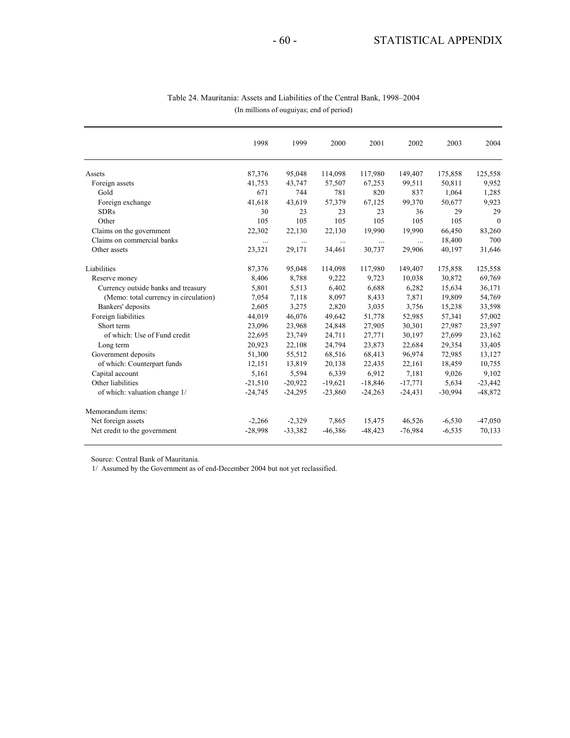Table 24. Mauritania: Assets and Liabilities of the Central Bank, 1998–2004

(In millions of ouguiyas; end of period)

| | 1998 | 1999 | 2000 | 2001 | 2002 | 2003 | 2004 |
|---|---|---|---|---|---|---|---|
| Assets | 87,376 | 95,048 | 114,098 | 117,980 | 149,407 | 175,858 | 125,558 |
| Foreign assets | 41,753 | 43,747 | 57,507 | 67,253 | 99,511 | 50,811 | 9,952 |
| Gold | 671 | 744 | 781 | 820 | 837 | 1,064 | 1,285 |
| Foreign exchange | 41,618 | 43,619 | 57,379 | 67,125 | 99,370 | 50,677 | 9,923 |
| SDRs | 30 | 23 | 23 | 23 | 36 | 29 | 29 |
| Other | 105 | 105 | 105 | 105 | 105 | 105 | 0 |
| Claims on the government | 22,302 | 22,130 | 22,130 | 19,990 | 19,990 | 66,450 | 83,260 |
| Claims on commercial banks | ... | ... | ... | ... | ... | 18,400 | 700 |
| Other assets | 23,321 | 29,171 | 34,461 | 30,737 | 29,906 | 40,197 | 31,646 |
| | | | | | | | |
| Liabilities | 87,376 | 95,048 | 114,098 | 117,980 | 149,407 | 175,858 | 125,558 |
| Reserve money | 8,406 | 8,788 | 9,222 | 9,723 | 10,038 | 30,872 | 69,769 |
| Currency outside banks and treasury | 5,801 | 5,513 | 6,402 | 6,688 | 6,282 | 15,634 | 36,171 |
| (Memo: total currency in circulation) | 7,054 | 7,118 | 8,097 | 8,433 | 7,871 | 19,809 | 54,769 |
| Bankers' deposits | 2,605 | 3,275 | 2,820 | 3,035 | 3,756 | 15,238 | 33,598 |
| Foreign liabilities | 44,019 | 46,076 | 49,642 | 51,778 | 52,985 | 57,341 | 57,002 |
| Short term | 23,096 | 23,968 | 24,848 | 27,905 | 30,301 | 27,987 | 23,597 |
| of which: Use of Fund credit | 22,695 | 23,749 | 24,711 | 27,771 | 30,197 | 27,699 | 23,162 |
| Long term | 20,923 | 22,108 | 24,794 | 23,873 | 22,684 | 29,354 | 33,405 |
| Government deposits | 51,300 | 55,512 | 68,516 | 68,413 | 96,974 | 72,985 | 13,127 |
| of which: Counterpart funds | 12,151 | 13,819 | 20,138 | 22,435 | 22,161 | 18,459 | 10,755 |
| Capital account | 5,161 | 5,594 | 6,339 | 6,912 | 7,181 | 9,026 | 9,102 |
| Other liabilities | -21,510 | -20,922 | -19,621 | -18,846 | -17,771 | 5,634 | -23,442 |
| of which: valuation change 1/ | -24,745 | -24,295 | -23,860 | -24,263 | -24,431 | -30,994 | -48,872 |
| | | | | | | | |
| Memorandum items: | | | | | | | |
| Net foreign assets | -2,266 | -2,329 | 7,865 | 15,475 | 46,526 | -6,530 | -47,050 |
| Net credit to the government | -28,998 | -33,382 | -46,386 | -48,423 | -76,984 | -6,535 | 70,133 |

Source: Central Bank of Mauritania.

1/ Assumed by the Government as of end-December 2004 but not yet reclassified.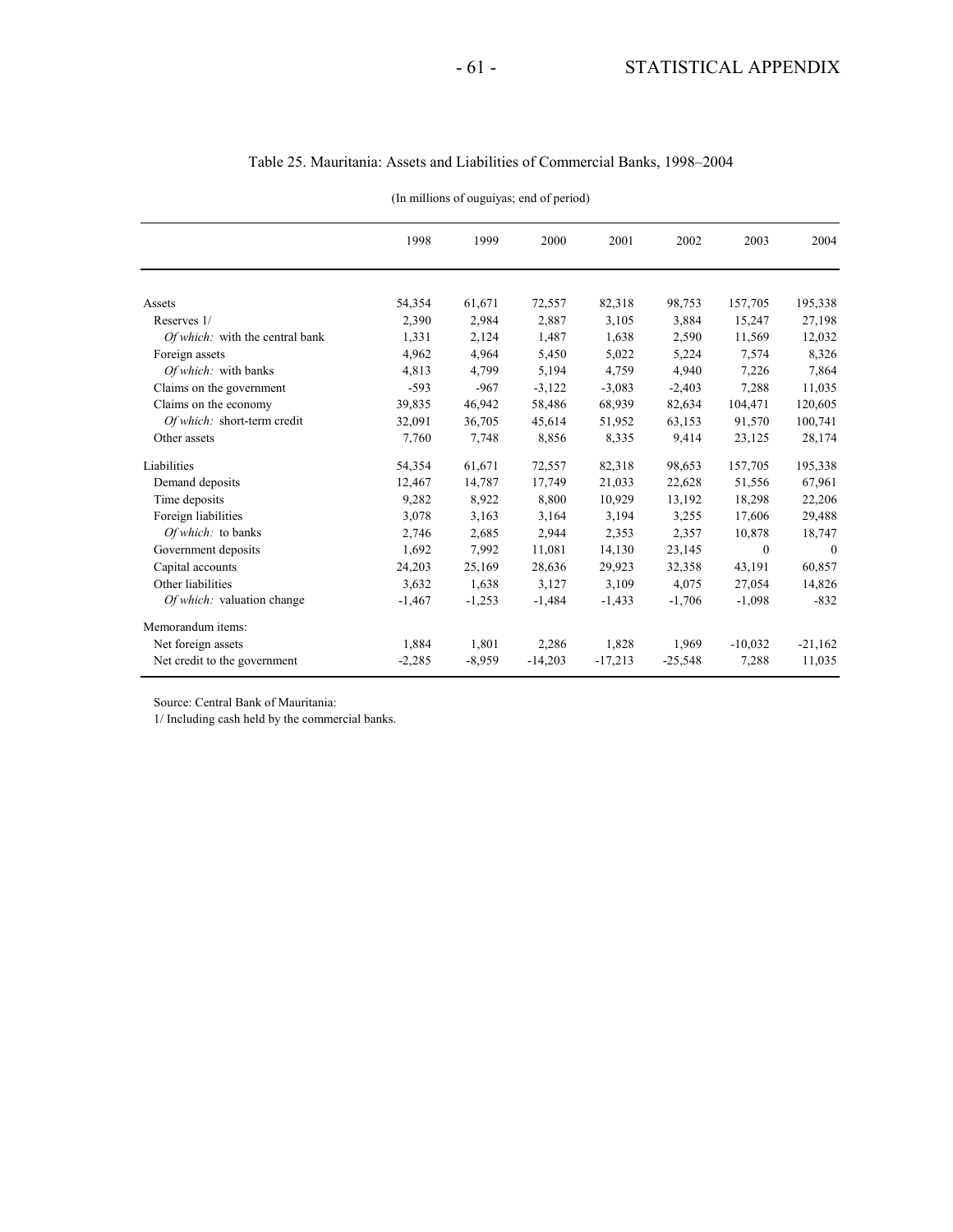## Table 25. Mauritania: Assets and Liabilities of Commercial Banks, 1998–2004

(In millions of ouguiyas; end of period)

| | 1998 | 1999 | 2000 | 2001 | 2002 | 2003 | 2004 |
|---|---|---|---|---|---|---|---|
| Assets | 54,354 | 61,671 | 72,557 | 82,318 | 98,753 | 157,705 | 195,338 |
| Reserves 1/ | 2,390 | 2,984 | 2,887 | 3,105 | 3,884 | 15,247 | 27,198 |
| *Of which:* with the central bank | 1,331 | 2,124 | 1,487 | 1,638 | 2,590 | 11,569 | 12,032 |
| Foreign assets | 4,962 | 4,964 | 5,450 | 5,022 | 5,224 | 7,574 | 8,326 |
| *Of which:* with banks | 4,813 | 4,799 | 5,194 | 4,759 | 4,940 | 7,226 | 7,864 |
| Claims on the government | -593 | -967 | -3,122 | -3,083 | -2,403 | 7,288 | 11,035 |
| Claims on the economy | 39,835 | 46,942 | 58,486 | 68,939 | 82,634 | 104,471 | 120,605 |
| *Of which:* short-term credit | 32,091 | 36,705 | 45,614 | 51,952 | 63,153 | 91,570 | 100,741 |
| Other assets | 7,760 | 7,748 | 8,856 | 8,335 | 9,414 | 23,125 | 28,174 |
| Liabilities | 54,354 | 61,671 | 72,557 | 82,318 | 98,653 | 157,705 | 195,338 |
| Demand deposits | 12,467 | 14,787 | 17,749 | 21,033 | 22,628 | 51,556 | 67,961 |
| Time deposits | 9,282 | 8,922 | 8,800 | 10,929 | 13,192 | 18,298 | 22,206 |
| Foreign liabilities | 3,078 | 3,163 | 3,164 | 3,194 | 3,255 | 17,606 | 29,488 |
| *Of which:* to banks | 2,746 | 2,685 | 2,944 | 2,353 | 2,357 | 10,878 | 18,747 |
| Government deposits | 1,692 | 7,992 | 11,081 | 14,130 | 23,145 | 0 | 0 |
| Capital accounts | 24,203 | 25,169 | 28,636 | 29,923 | 32,358 | 43,191 | 60,857 |
| Other liabilities | 3,632 | 1,638 | 3,127 | 3,109 | 4,075 | 27,054 | 14,826 |
| *Of which:* valuation change | -1,467 | -1,253 | -1,484 | -1,433 | -1,706 | -1,098 | -832 |
| Memorandum items: | | | | | | | |
| Net foreign assets | 1,884 | 1,801 | 2,286 | 1,828 | 1,969 | -10,032 | -21,162 |
| Net credit to the government | -2,285 | -8,959 | -14,203 | -17,213 | -25,548 | 7,288 | 11,035 |

Source: Central Bank of Mauritania:

1/ Including cash held by the commercial banks.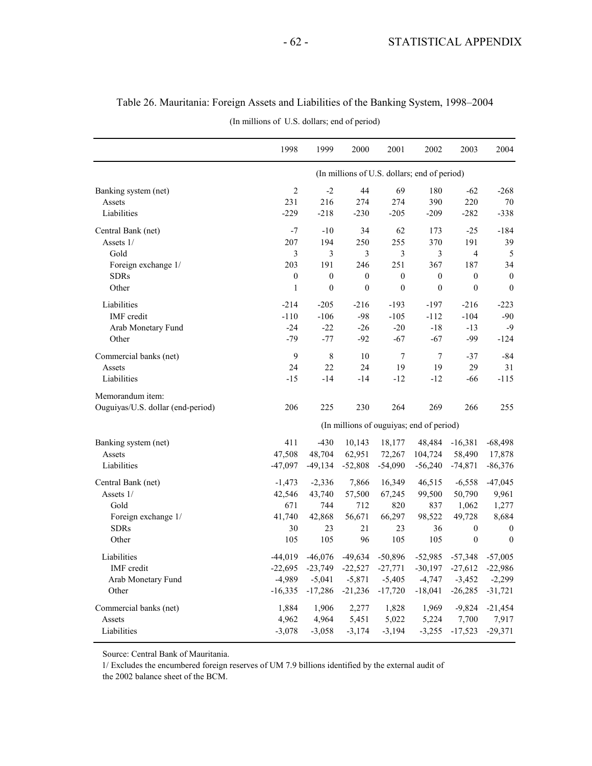Table 26. Mauritania: Foreign Assets and Liabilities of the Banking System, 1998–2004

(In millions of U.S. dollars; end of period)

| | 1998 | 1999 | 2000 | 2001 | 2002 | 2003 | 2004 |
|---|---|---|---|---|---|---|---|
| | (In millions of U.S. dollars; end of period) | | | | | | |
| Banking system (net) | 2 | -2 | 44 | 69 | 180 | -62 | -268 |
| Assets | 231 | 216 | 274 | 274 | 390 | 220 | 70 |
| Liabilities | -229 | -218 | -230 | -205 | -209 | -282 | -338 |
| Central Bank (net) | -7 | -10 | 34 | 62 | 173 | -25 | -184 |
| Assets 1/ | 207 | 194 | 250 | 255 | 370 | 191 | 39 |
| Gold | 3 | 3 | 3 | 3 | 3 | 4 | 5 |
| Foreign exchange 1/ | 203 | 191 | 246 | 251 | 367 | 187 | 34 |
| SDRs | 0 | 0 | 0 | 0 | 0 | 0 | 0 |
| Other | 1 | 0 | 0 | 0 | 0 | 0 | 0 |
| Liabilities | -214 | -205 | -216 | -193 | -197 | -216 | -223 |
| IMF credit | -110 | -106 | -98 | -105 | -112 | -104 | -90 |
| Arab Monetary Fund | -24 | -22 | -26 | -20 | -18 | -13 | -9 |
| Other | -79 | -77 | -92 | -67 | -67 | -99 | -124 |
| Commercial banks (net) | 9 | 8 | 10 | 7 | 7 | -37 | -84 |
| Assets | 24 | 22 | 24 | 19 | 19 | 29 | 31 |
| Liabilities | -15 | -14 | -14 | -12 | -12 | -66 | -115 |
| Memorandum item: | | | | | | | |
| Ouguiyas/U.S. dollar (end-period) | 206 | 225 | 230 | 264 | 269 | 266 | 255 |
| | (In millions of ouguiyas; end of period) | | | | | | |
| Banking system (net) | 411 | -430 | 10,143 | 18,177 | 48,484 | -16,381 | -68,498 |
| Assets | 47,508 | 48,704 | 62,951 | 72,267 | 104,724 | 58,490 | 17,878 |
| Liabilities | -47,097 | -49,134 | -52,808 | -54,090 | -56,240 | -74,871 | -86,376 |
| Central Bank (net) | -1,473 | -2,336 | 7,866 | 16,349 | 46,515 | -6,558 | -47,045 |
| Assets 1/ | 42,546 | 43,740 | 57,500 | 67,245 | 99,500 | 50,790 | 9,961 |
| Gold | 671 | 744 | 712 | 820 | 837 | 1,062 | 1,277 |
| Foreign exchange 1/ | 41,740 | 42,868 | 56,671 | 66,297 | 98,522 | 49,728 | 8,684 |
| SDRs | 30 | 23 | 21 | 23 | 36 | 0 | 0 |
| Other | 105 | 105 | 96 | 105 | 105 | 0 | 0 |
| Liabilities | -44,019 | -46,076 | -49,634 | -50,896 | -52,985 | -57,348 | -57,005 |
| IMF credit | -22,695 | -23,749 | -22,527 | -27,771 | -30,197 | -27,612 | -22,986 |
| Arab Monetary Fund | -4,989 | -5,041 | -5,871 | -5,405 | -4,747 | -3,452 | -2,299 |
| Other | -16,335 | -17,286 | -21,236 | -17,720 | -18,041 | -26,285 | -31,721 |
| Commercial banks (net) | 1,884 | 1,906 | 2,277 | 1,828 | 1,969 | -9,824 | -21,454 |
| Assets | 4,962 | 4,964 | 5,451 | 5,022 | 5,224 | 7,700 | 7,917 |
| Liabilities | -3,078 | -3,058 | -3,174 | -3,194 | -3,255 | -17,523 | -29,371 |

Source: Central Bank of Mauritania.

1/ Excludes the encumbered foreign reserves of UM 7.9 billions identified by the external audit of the 2002 balance sheet of the BCM.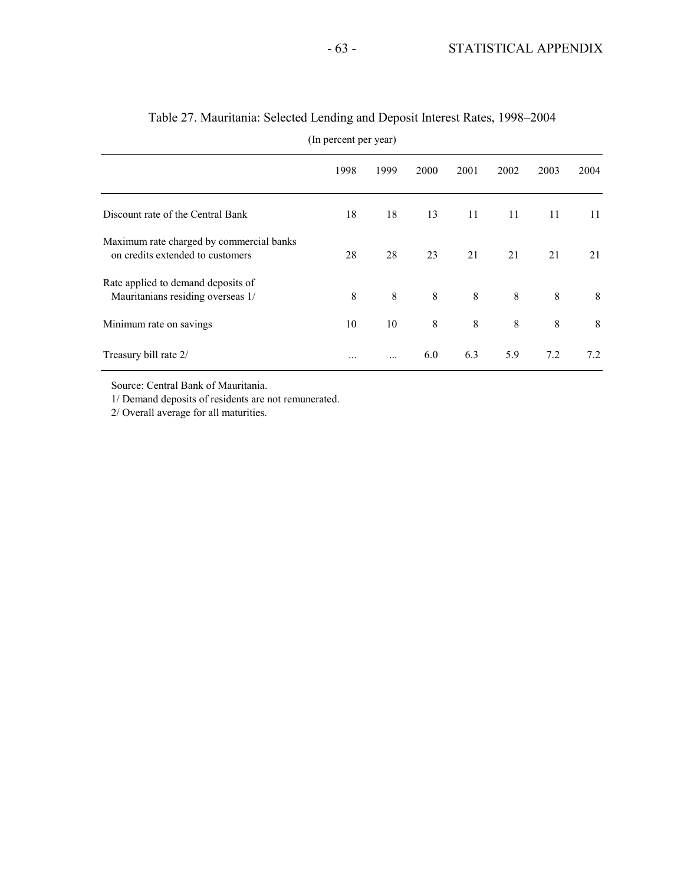## Table 27. Mauritania: Selected Lending and Deposit Interest Rates, 1998–2004

(In percent per year)

| | 1998 | 1999 | 2000 | 2001 | 2002 | 2003 | 2004 |
|---|---|---|---|---|---|---|---|
| Discount rate of the Central Bank | 18 | 18 | 13 | 11 | 11 | 11 | 11 |
| Maximum rate charged by commercial banks on credits extended to customers | 28 | 28 | 23 | 21 | 21 | 21 | 21 |
| Rate applied to demand deposits of Mauritanians residing overseas 1/ | 8 | 8 | 8 | 8 | 8 | 8 | 8 |
| Minimum rate on savings | 10 | 10 | 8 | 8 | 8 | 8 | 8 |
| Treasury bill rate 2/ | ... | ... | 6.0 | 6.3 | 5.9 | 7.2 | 7.2 |

Source: Central Bank of Mauritania.

1/ Demand deposits of residents are not remunerated.

2/ Overall average for all maturities.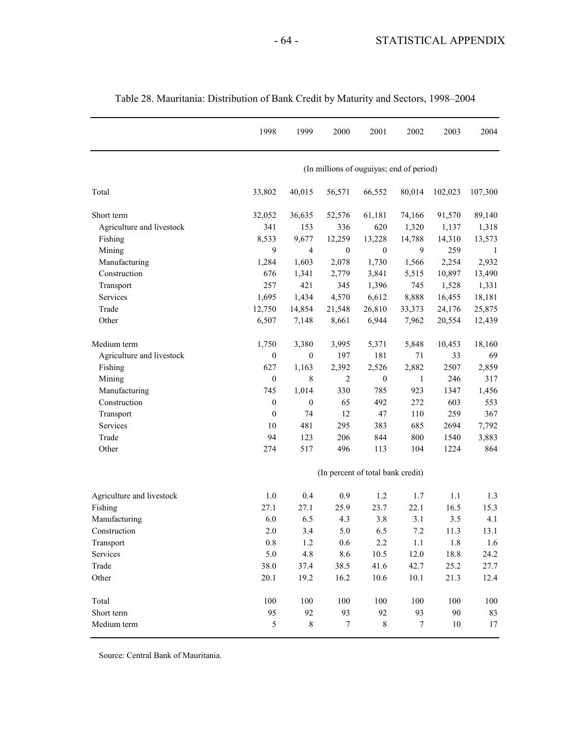Table 28. Mauritania: Distribution of Bank Credit by Maturity and Sectors, 1998–2004

| | 1998 | 1999 | 2000 | 2001 | 2002 | 2003 | 2004 |
|---|---|---|---|---|---|---|---|
| | (In millions of ouguiyas; end of period) | | | | | | |
| Total | 33,802 | 40,015 | 56,571 | 66,552 | 80,014 | 102,023 | 107,300 |
| Short term | 32,052 | 36,635 | 52,576 | 61,181 | 74,166 | 91,570 | 89,140 |
| Agriculture and livestock | 341 | 153 | 336 | 620 | 1,320 | 1,137 | 1,318 |
| Fishing | 8,533 | 9,677 | 12,259 | 13,228 | 14,788 | 14,310 | 13,573 |
| Mining | 9 | 4 | 0 | 0 | 9 | 259 | 1 |
| Manufacturing | 1,284 | 1,603 | 2,078 | 1,730 | 1,566 | 2,254 | 2,932 |
| Construction | 676 | 1,341 | 2,779 | 3,841 | 5,515 | 10,897 | 13,490 |
| Transport | 257 | 421 | 345 | 1,396 | 745 | 1,528 | 1,331 |
| Services | 1,695 | 1,434 | 4,570 | 6,612 | 8,888 | 16,455 | 18,181 |
| Trade | 12,750 | 14,854 | 21,548 | 26,810 | 33,373 | 24,176 | 25,875 |
| Other | 6,507 | 7,148 | 8,661 | 6,944 | 7,962 | 20,554 | 12,439 |
| Medium term | 1,750 | 3,380 | 3,995 | 5,371 | 5,848 | 10,453 | 18,160 |
| Agriculture and livestock | 0 | 0 | 197 | 181 | 71 | 33 | 69 |
| Fishing | 627 | 1,163 | 2,392 | 2,526 | 2,882 | 2507 | 2,859 |
| Mining | 0 | 8 | 2 | 0 | 1 | 246 | 317 |
| Manufacturing | 745 | 1,014 | 330 | 785 | 923 | 1347 | 1,456 |
| Construction | 0 | 0 | 65 | 492 | 272 | 603 | 553 |
| Transport | 0 | 74 | 12 | 47 | 110 | 259 | 367 |
| Services | 10 | 481 | 295 | 383 | 685 | 2694 | 7,792 |
| Trade | 94 | 123 | 206 | 844 | 800 | 1540 | 3,883 |
| Other | 274 | 517 | 496 | 113 | 104 | 1224 | 864 |
| | (In percent of total bank credit) | | | | | | |
| Agriculture and livestock | 1.0 | 0.4 | 0.9 | 1.2 | 1.7 | 1.1 | 1.3 |
| Fishing | 27.1 | 27.1 | 25.9 | 23.7 | 22.1 | 16.5 | 15.3 |
| Manufacturing | 6.0 | 6.5 | 4.3 | 3.8 | 3.1 | 3.5 | 4.1 |
| Construction | 2.0 | 3.4 | 5.0 | 6.5 | 7.2 | 11.3 | 13.1 |
| Transport | 0.8 | 1.2 | 0.6 | 2.2 | 1.1 | 1.8 | 1.6 |
| Services | 5.0 | 4.8 | 8.6 | 10.5 | 12.0 | 18.8 | 24.2 |
| Trade | 38.0 | 37.4 | 38.5 | 41.6 | 42.7 | 25.2 | 27.7 |
| Other | 20.1 | 19.2 | 16.2 | 10.6 | 10.1 | 21.3 | 12.4 |
| Total | 100 | 100 | 100 | 100 | 100 | 100 | 100 |
| Short term | 95 | 92 | 93 | 92 | 93 | 90 | 83 |
| Medium term | 5 | 8 | 7 | 8 | 7 | 10 | 17 |

Source: Central Bank of Mauritania.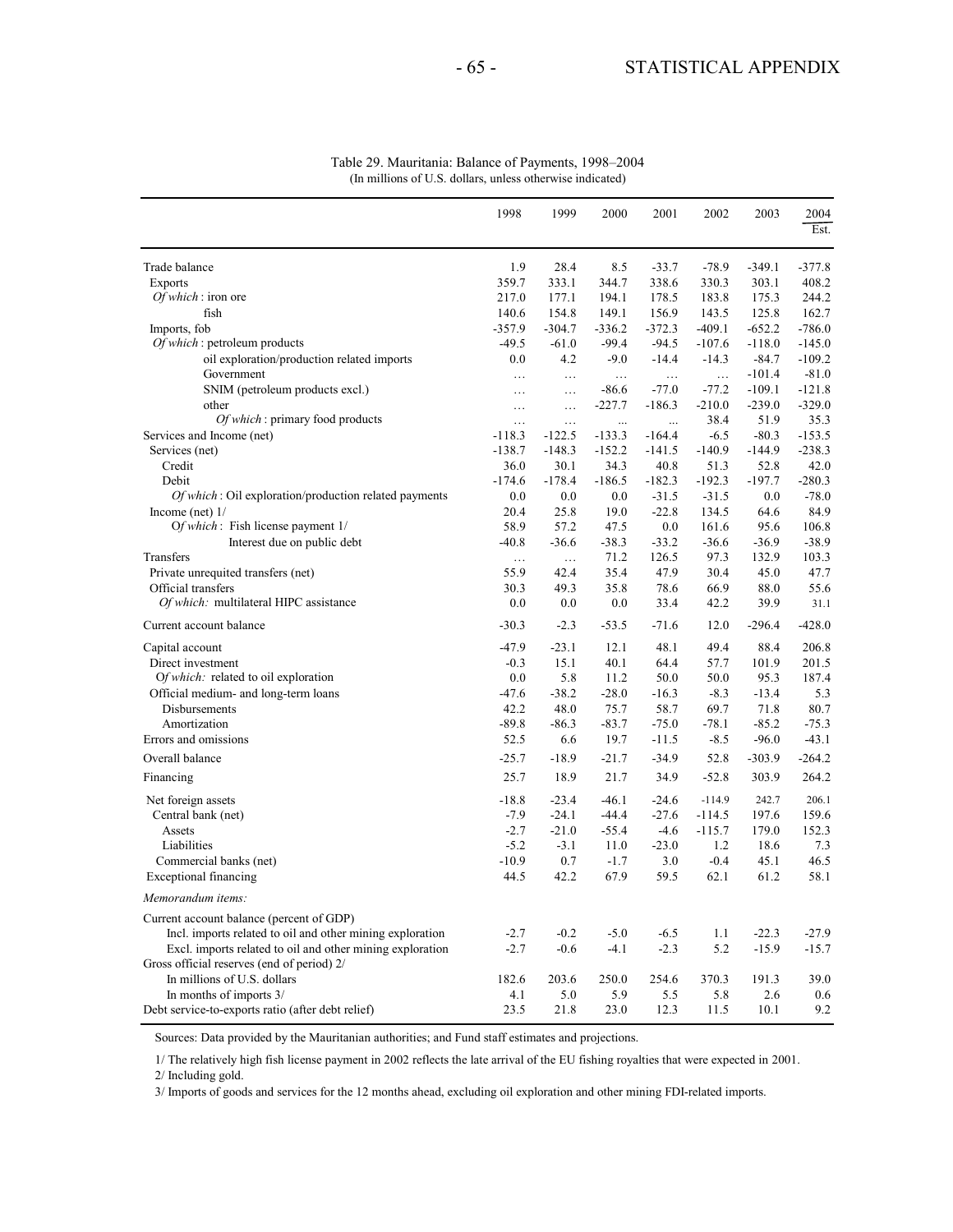Table 29. Mauritania: Balance of Payments, 1998–2004
(In millions of U.S. dollars, unless otherwise indicated)

| | 1998 | 1999 | 2000 | 2001 | 2002 | 2003 | 2004 Est. |
|---|---|---|---|---|---|---|---|
| Trade balance | 1.9 | 28.4 | 8.5 | -33.7 | -78.9 | -349.1 | -377.8 |
| Exports | 359.7 | 333.1 | 344.7 | 338.6 | 330.3 | 303.1 | 408.2 |
| *Of which* : iron ore | 217.0 | 177.1 | 194.1 | 178.5 | 183.8 | 175.3 | 244.2 |
| fish | 140.6 | 154.8 | 149.1 | 156.9 | 143.5 | 125.8 | 162.7 |
| Imports, fob | -357.9 | -304.7 | -336.2 | -372.3 | -409.1 | -652.2 | -786.0 |
| *Of which* : petroleum products | -49.5 | -61.0 | -99.4 | -94.5 | -107.6 | -118.0 | -145.0 |
| oil exploration/production related imports | 0.0 | 4.2 | -9.0 | -14.4 | -14.3 | -84.7 | -109.2 |
| Government | … | … | … | … | … | -101.4 | -81.0 |
| SNIM (petroleum products excl.) | … | … | -86.6 | -77.0 | -77.2 | -109.1 | -121.8 |
| other | … | … | -227.7 | -186.3 | -210.0 | -239.0 | -329.0 |
| *Of which* : primary food products | … | … | ... | ... | 38.4 | 51.9 | 35.3 |
| Services and Income (net) | -118.3 | -122.5 | -133.3 | -164.4 | -6.5 | -80.3 | -153.5 |
| Services (net) | -138.7 | -148.3 | -152.2 | -141.5 | -140.9 | -144.9 | -238.3 |
| Credit | 36.0 | 30.1 | 34.3 | 40.8 | 51.3 | 52.8 | 42.0 |
| Debit | -174.6 | -178.4 | -186.5 | -182.3 | -192.3 | -197.7 | -280.3 |
| *Of which* : Oil exploration/production related payments | 0.0 | 0.0 | 0.0 | -31.5 | -31.5 | 0.0 | -78.0 |
| Income (net) 1/ | 20.4 | 25.8 | 19.0 | -22.8 | 134.5 | 64.6 | 84.9 |
| O*f which* : Fish license payment 1/ | 58.9 | 57.2 | 47.5 | 0.0 | 161.6 | 95.6 | 106.8 |
| Interest due on public debt | -40.8 | -36.6 | -38.3 | -33.2 | -36.6 | -36.9 | -38.9 |
| Transfers | … | … | 71.2 | 126.5 | 97.3 | 132.9 | 103.3 |
| Private unrequited transfers (net) | 55.9 | 42.4 | 35.4 | 47.9 | 30.4 | 45.0 | 47.7 |
| Official transfers | 30.3 | 49.3 | 35.8 | 78.6 | 66.9 | 88.0 | 55.6 |
| *Of which:* multilateral HIPC assistance | 0.0 | 0.0 | 0.0 | 33.4 | 42.2 | 39.9 | 31.1 |
| Current account balance | -30.3 | -2.3 | -53.5 | -71.6 | 12.0 | -296.4 | -428.0 |
| Capital account | -47.9 | -23.1 | 12.1 | 48.1 | 49.4 | 88.4 | 206.8 |
| Direct investment | -0.3 | 15.1 | 40.1 | 64.4 | 57.7 | 101.9 | 201.5 |
| O*f which:* related to oil exploration | 0.0 | 5.8 | 11.2 | 50.0 | 50.0 | 95.3 | 187.4 |
| Official medium- and long-term loans | -47.6 | -38.2 | -28.0 | -16.3 | -8.3 | -13.4 | 5.3 |
| Disbursements | 42.2 | 48.0 | 75.7 | 58.7 | 69.7 | 71.8 | 80.7 |
| Amortization | -89.8 | -86.3 | -83.7 | -75.0 | -78.1 | -85.2 | -75.3 |
| Errors and omissions | 52.5 | 6.6 | 19.7 | -11.5 | -8.5 | -96.0 | -43.1 |
| Overall balance | -25.7 | -18.9 | -21.7 | -34.9 | 52.8 | -303.9 | -264.2 |
| Financing | 25.7 | 18.9 | 21.7 | 34.9 | -52.8 | 303.9 | 264.2 |
| Net foreign assets | -18.8 | -23.4 | -46.1 | -24.6 | -114.9 | 242.7 | 206.1 |
| Central bank (net) | -7.9 | -24.1 | -44.4 | -27.6 | -114.5 | 197.6 | 159.6 |
| Assets | -2.7 | -21.0 | -55.4 | -4.6 | -115.7 | 179.0 | 152.3 |
| Liabilities | -5.2 | -3.1 | 11.0 | -23.0 | 1.2 | 18.6 | 7.3 |
| Commercial banks (net) | -10.9 | 0.7 | -1.7 | 3.0 | -0.4 | 45.1 | 46.5 |
| Exceptional financing | 44.5 | 42.2 | 67.9 | 59.5 | 62.1 | 61.2 | 58.1 |
| *Memorandum items:* | | | | | | | |
| Current account balance (percent of GDP) | | | | | | | |
| Incl. imports related to oil and other mining exploration | -2.7 | -0.2 | -5.0 | -6.5 | 1.1 | -22.3 | -27.9 |
| Excl. imports related to oil and other mining exploration | -2.7 | -0.6 | -4.1 | -2.3 | 5.2 | -15.9 | -15.7 |
| Gross official reserves (end of period) 2/ | | | | | | | |
| In millions of U.S. dollars | 182.6 | 203.6 | 250.0 | 254.6 | 370.3 | 191.3 | 39.0 |
| In months of imports 3/ | 4.1 | 5.0 | 5.9 | 5.5 | 5.8 | 2.6 | 0.6 |
| Debt service-to-exports ratio (after debt relief) | 23.5 | 21.8 | 23.0 | 12.3 | 11.5 | 10.1 | 9.2 |

Sources: Data provided by the Mauritanian authorities; and Fund staff estimates and projections.

1/ The relatively high fish license payment in 2002 reflects the late arrival of the EU fishing royalties that were expected in 2001.

2/ Including gold.

3/ Imports of goods and services for the 12 months ahead, excluding oil exploration and other mining FDI-related imports.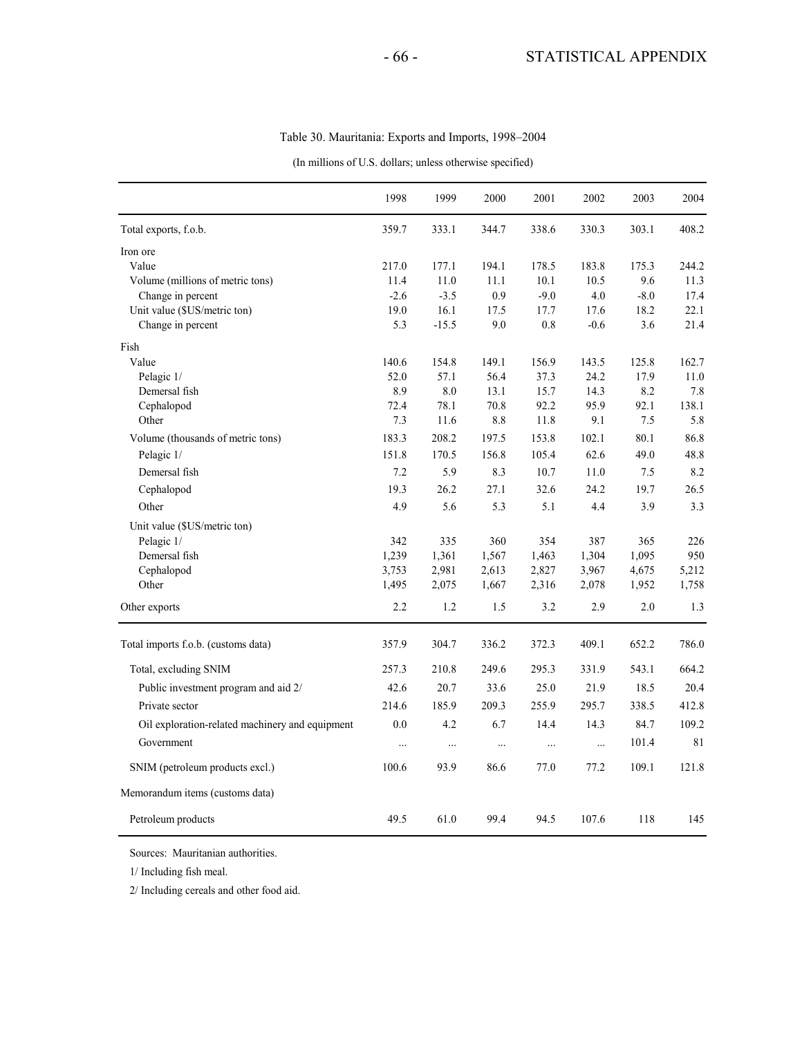Table 30. Mauritania: Exports and Imports, 1998–2004

(In millions of U.S. dollars; unless otherwise specified)

| | 1998 | 1999 | 2000 | 2001 | 2002 | 2003 | 2004 |
|---|---|---|---|---|---|---|---|
| Total exports, f.o.b. | 359.7 | 333.1 | 344.7 | 338.6 | 330.3 | 303.1 | 408.2 |
| Iron ore | | | | | | | |
| Value | 217.0 | 177.1 | 194.1 | 178.5 | 183.8 | 175.3 | 244.2 |
| Volume (millions of metric tons) | 11.4 | 11.0 | 11.1 | 10.1 | 10.5 | 9.6 | 11.3 |
| Change in percent | -2.6 | -3.5 | 0.9 | -9.0 | 4.0 | -8.0 | 17.4 |
| Unit value ($US/metric ton) | 19.0 | 16.1 | 17.5 | 17.7 | 17.6 | 18.2 | 22.1 |
| Change in percent | 5.3 | -15.5 | 9.0 | 0.8 | -0.6 | 3.6 | 21.4 |
| Fish | | | | | | | |
| Value | 140.6 | 154.8 | 149.1 | 156.9 | 143.5 | 125.8 | 162.7 |
| Pelagic 1/ | 52.0 | 57.1 | 56.4 | 37.3 | 24.2 | 17.9 | 11.0 |
| Demersal fish | 8.9 | 8.0 | 13.1 | 15.7 | 14.3 | 8.2 | 7.8 |
| Cephalopod | 72.4 | 78.1 | 70.8 | 92.2 | 95.9 | 92.1 | 138.1 |
| Other | 7.3 | 11.6 | 8.8 | 11.8 | 9.1 | 7.5 | 5.8 |
| Volume (thousands of metric tons) | 183.3 | 208.2 | 197.5 | 153.8 | 102.1 | 80.1 | 86.8 |
| Pelagic 1/ | 151.8 | 170.5 | 156.8 | 105.4 | 62.6 | 49.0 | 48.8 |
| Demersal fish | 7.2 | 5.9 | 8.3 | 10.7 | 11.0 | 7.5 | 8.2 |
| Cephalopod | 19.3 | 26.2 | 27.1 | 32.6 | 24.2 | 19.7 | 26.5 |
| Other | 4.9 | 5.6 | 5.3 | 5.1 | 4.4 | 3.9 | 3.3 |
| Unit value ($US/metric ton) | | | | | | | |
| Pelagic 1/ | 342 | 335 | 360 | 354 | 387 | 365 | 226 |
| Demersal fish | 1,239 | 1,361 | 1,567 | 1,463 | 1,304 | 1,095 | 950 |
| Cephalopod | 3,753 | 2,981 | 2,613 | 2,827 | 3,967 | 4,675 | 5,212 |
| Other | 1,495 | 2,075 | 1,667 | 2,316 | 2,078 | 1,952 | 1,758 |
| Other exports | 2.2 | 1.2 | 1.5 | 3.2 | 2.9 | 2.0 | 1.3 |
| Total imports f.o.b. (customs data) | 357.9 | 304.7 | 336.2 | 372.3 | 409.1 | 652.2 | 786.0 |
| Total, excluding SNIM | 257.3 | 210.8 | 249.6 | 295.3 | 331.9 | 543.1 | 664.2 |
| Public investment program and aid 2/ | 42.6 | 20.7 | 33.6 | 25.0 | 21.9 | 18.5 | 20.4 |
| Private sector | 214.6 | 185.9 | 209.3 | 255.9 | 295.7 | 338.5 | 412.8 |
| Oil exploration-related machinery and equipment | 0.0 | 4.2 | 6.7 | 14.4 | 14.3 | 84.7 | 109.2 |
| Government | ... | ... | ... | ... | ... | 101.4 | 81 |
| SNIM (petroleum products excl.) | 100.6 | 93.9 | 86.6 | 77.0 | 77.2 | 109.1 | 121.8 |
| Memorandum items (customs data) | | | | | | | |
| Petroleum products | 49.5 | 61.0 | 99.4 | 94.5 | 107.6 | 118 | 145 |

Sources: Mauritanian authorities.

1/ Including fish meal.

2/ Including cereals and other food aid.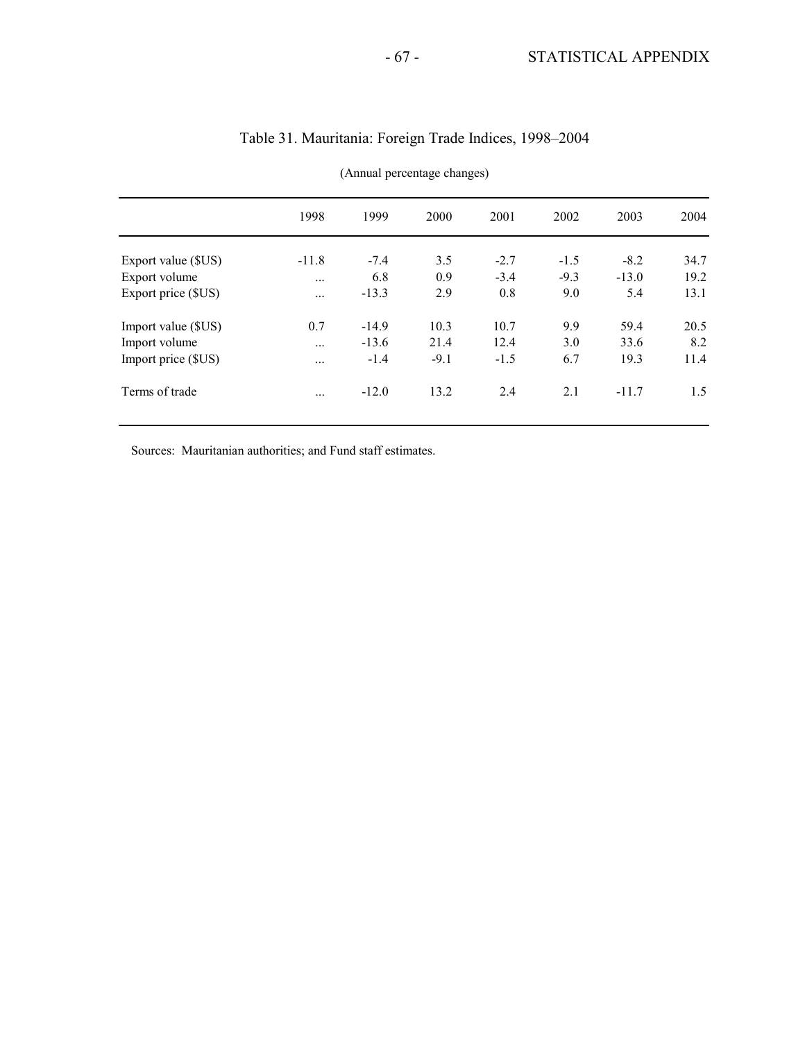# Table 31. Mauritania: Foreign Trade Indices, 1998–2004

(Annual percentage changes)

| | 1998 | 1999 | 2000 | 2001 | 2002 | 2003 | 2004 |
|---|---|---|---|---|---|---|---|
| Export value ($US) | -11.8 | -7.4 | 3.5 | -2.7 | -1.5 | -8.2 | 34.7 |
| Export volume | ... | 6.8 | 0.9 | -3.4 | -9.3 | -13.0 | 19.2 |
| Export price ($US) | ... | -13.3 | 2.9 | 0.8 | 9.0 | 5.4 | 13.1 |
| | | | | | | | |
| Import value ($US) | 0.7 | -14.9 | 10.3 | 10.7 | 9.9 | 59.4 | 20.5 |
| Import volume | ... | -13.6 | 21.4 | 12.4 | 3.0 | 33.6 | 8.2 |
| Import price ($US) | ... | -1.4 | -9.1 | -1.5 | 6.7 | 19.3 | 11.4 |
| | | | | | | | |
| Terms of trade | ... | -12.0 | 13.2 | 2.4 | 2.1 | -11.7 | 1.5 |

Sources: Mauritanian authorities; and Fund staff estimates.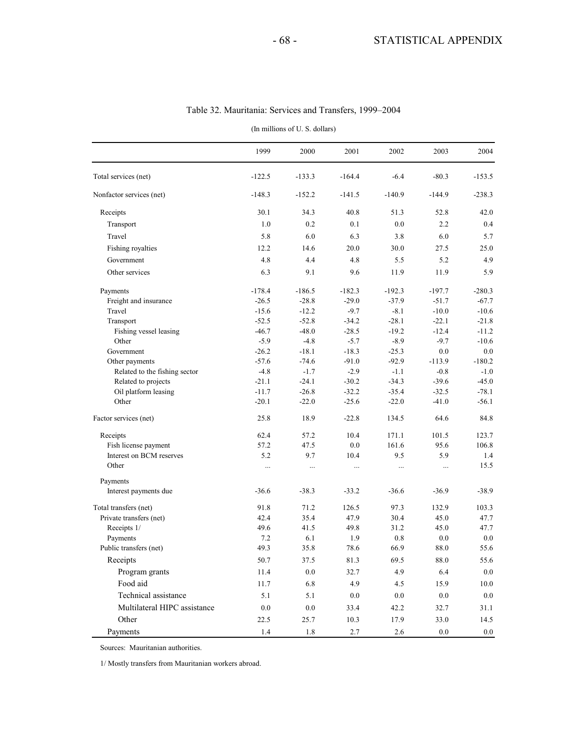# Table 32. Mauritania: Services and Transfers, 1999–2004

(In millions of U. S. dollars)

| | 1999 | 2000 | 2001 | 2002 | 2003 | 2004 |
|---|---|---|---|---|---|---|
| Total services (net) | -122.5 | -133.3 | -164.4 | -6.4 | -80.3 | -153.5 |
| Nonfactor services (net) | -148.3 | -152.2 | -141.5 | -140.9 | -144.9 | -238.3 |
| Receipts | 30.1 | 34.3 | 40.8 | 51.3 | 52.8 | 42.0 |
| Transport | 1.0 | 0.2 | 0.1 | 0.0 | 2.2 | 0.4 |
| Travel | 5.8 | 6.0 | 6.3 | 3.8 | 6.0 | 5.7 |
| Fishing royalties | 12.2 | 14.6 | 20.0 | 30.0 | 27.5 | 25.0 |
| Government | 4.8 | 4.4 | 4.8 | 5.5 | 5.2 | 4.9 |
| Other services | 6.3 | 9.1 | 9.6 | 11.9 | 11.9 | 5.9 |
| Payments | -178.4 | -186.5 | -182.3 | -192.3 | -197.7 | -280.3 |
| Freight and insurance | -26.5 | -28.8 | -29.0 | -37.9 | -51.7 | -67.7 |
| Travel | -15.6 | -12.2 | -9.7 | -8.1 | -10.0 | -10.6 |
| Transport | -52.5 | -52.8 | -34.2 | -28.1 | -22.1 | -21.8 |
| Fishing vessel leasing | -46.7 | -48.0 | -28.5 | -19.2 | -12.4 | -11.2 |
| Other | -5.9 | -4.8 | -5.7 | -8.9 | -9.7 | -10.6 |
| Government | -26.2 | -18.1 | -18.3 | -25.3 | 0.0 | 0.0 |
| Other payments | -57.6 | -74.6 | -91.0 | -92.9 | -113.9 | -180.2 |
| Related to the fishing sector | -4.8 | -1.7 | -2.9 | -1.1 | -0.8 | -1.0 |
| Related to projects | -21.1 | -24.1 | -30.2 | -34.3 | -39.6 | -45.0 |
| Oil platform leasing | -11.7 | -26.8 | -32.2 | -35.4 | -32.5 | -78.1 |
| Other | -20.1 | -22.0 | -25.6 | -22.0 | -41.0 | -56.1 |
| Factor services (net) | 25.8 | 18.9 | -22.8 | 134.5 | 64.6 | 84.8 |
| Receipts | 62.4 | 57.2 | 10.4 | 171.1 | 101.5 | 123.7 |
| Fish license payment | 57.2 | 47.5 | 0.0 | 161.6 | 95.6 | 106.8 |
| Interest on BCM reserves | 5.2 | 9.7 | 10.4 | 9.5 | 5.9 | 1.4 |
| Other | ... | ... | ... | ... | ... | 15.5 |
| Payments | | | | | | |
| Interest payments due | -36.6 | -38.3 | -33.2 | -36.6 | -36.9 | -38.9 |
| Total transfers (net) | 91.8 | 71.2 | 126.5 | 97.3 | 132.9 | 103.3 |
| Private transfers (net) | 42.4 | 35.4 | 47.9 | 30.4 | 45.0 | 47.7 |
| Receipts 1/ | 49.6 | 41.5 | 49.8 | 31.2 | 45.0 | 47.7 |
| Payments | 7.2 | 6.1 | 1.9 | 0.8 | 0.0 | 0.0 |
| Public transfers (net) | 49.3 | 35.8 | 78.6 | 66.9 | 88.0 | 55.6 |
| Receipts | 50.7 | 37.5 | 81.3 | 69.5 | 88.0 | 55.6 |
| Program grants | 11.4 | 0.0 | 32.7 | 4.9 | 6.4 | 0.0 |
| Food aid | 11.7 | 6.8 | 4.9 | 4.5 | 15.9 | 10.0 |
| Technical assistance | 5.1 | 5.1 | 0.0 | 0.0 | 0.0 | 0.0 |
| Multilateral HIPC assistance | 0.0 | 0.0 | 33.4 | 42.2 | 32.7 | 31.1 |
| Other | 22.5 | 25.7 | 10.3 | 17.9 | 33.0 | 14.5 |
| Payments | 1.4 | 1.8 | 2.7 | 2.6 | 0.0 | 0.0 |

Sources: Mauritanian authorities.

1/ Mostly transfers from Mauritanian workers abroad.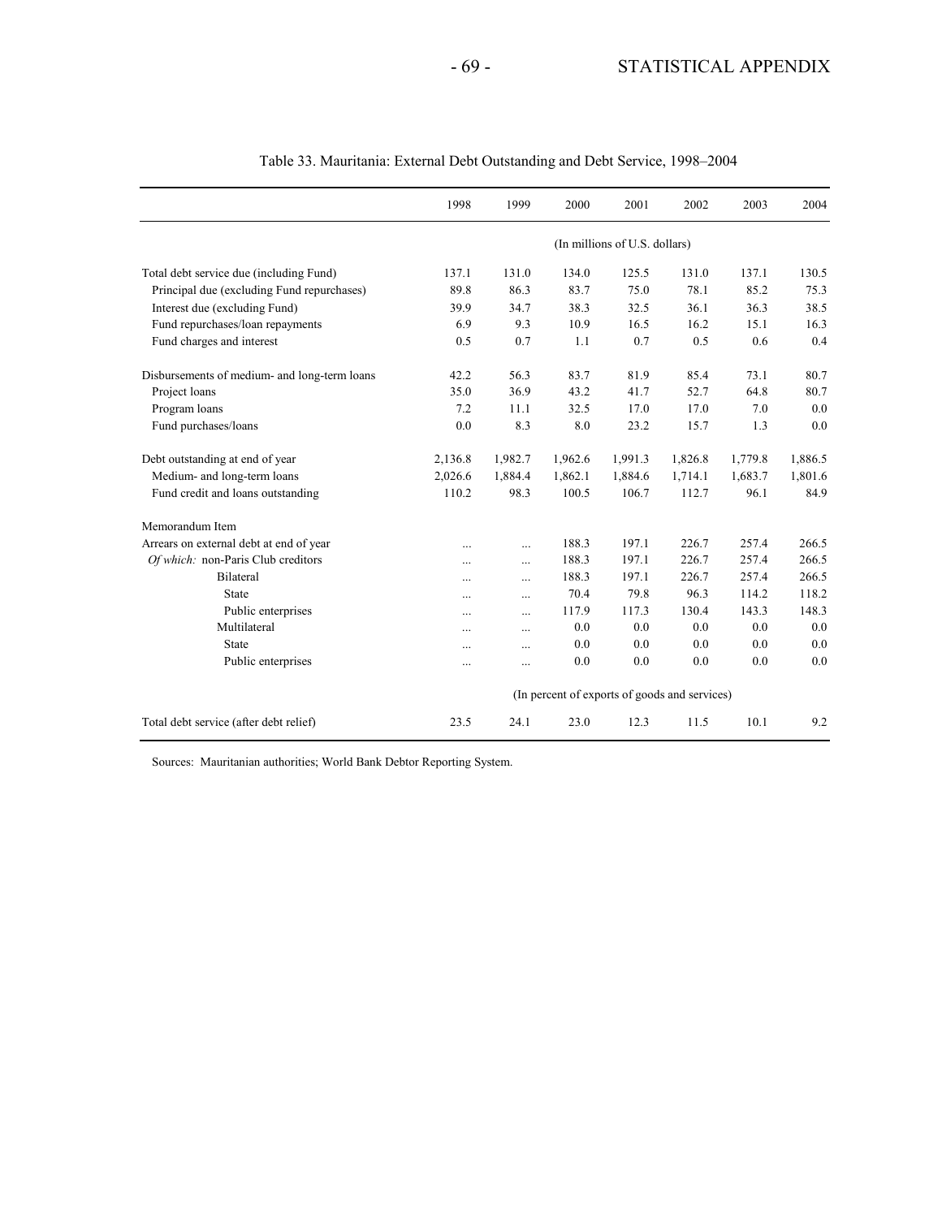Table 33. Mauritania: External Debt Outstanding and Debt Service, 1998–2004

| | 1998 | 1999 | 2000 | 2001 | 2002 | 2003 | 2004 |
|---|---|---|---|---|---|---|---|
| | (In millions of U.S. dollars) | | | | | | |
| Total debt service due (including Fund) | 137.1 | 131.0 | 134.0 | 125.5 | 131.0 | 137.1 | 130.5 |
| Principal due (excluding Fund repurchases) | 89.8 | 86.3 | 83.7 | 75.0 | 78.1 | 85.2 | 75.3 |
| Interest due (excluding Fund) | 39.9 | 34.7 | 38.3 | 32.5 | 36.1 | 36.3 | 38.5 |
| Fund repurchases/loan repayments | 6.9 | 9.3 | 10.9 | 16.5 | 16.2 | 15.1 | 16.3 |
| Fund charges and interest | 0.5 | 0.7 | 1.1 | 0.7 | 0.5 | 0.6 | 0.4 |
| Disbursements of medium- and long-term loans | 42.2 | 56.3 | 83.7 | 81.9 | 85.4 | 73.1 | 80.7 |
| Project loans | 35.0 | 36.9 | 43.2 | 41.7 | 52.7 | 64.8 | 80.7 |
| Program loans | 7.2 | 11.1 | 32.5 | 17.0 | 17.0 | 7.0 | 0.0 |
| Fund purchases/loans | 0.0 | 8.3 | 8.0 | 23.2 | 15.7 | 1.3 | 0.0 |
| Debt outstanding at end of year | 2,136.8 | 1,982.7 | 1,962.6 | 1,991.3 | 1,826.8 | 1,779.8 | 1,886.5 |
| Medium- and long-term loans | 2,026.6 | 1,884.4 | 1,862.1 | 1,884.6 | 1,714.1 | 1,683.7 | 1,801.6 |
| Fund credit and loans outstanding | 110.2 | 98.3 | 100.5 | 106.7 | 112.7 | 96.1 | 84.9 |
| Memorandum Item | | | | | | | |
| Arrears on external debt at end of year | ... | ... | 188.3 | 197.1 | 226.7 | 257.4 | 266.5 |
| *Of which:* non-Paris Club creditors | ... | ... | 188.3 | 197.1 | 226.7 | 257.4 | 266.5 |
| Bilateral | ... | ... | 188.3 | 197.1 | 226.7 | 257.4 | 266.5 |
| State | ... | ... | 70.4 | 79.8 | 96.3 | 114.2 | 118.2 |
| Public enterprises | ... | ... | 117.9 | 117.3 | 130.4 | 143.3 | 148.3 |
| Multilateral | ... | ... | 0.0 | 0.0 | 0.0 | 0.0 | 0.0 |
| State | ... | ... | 0.0 | 0.0 | 0.0 | 0.0 | 0.0 |
| Public enterprises | ... | ... | 0.0 | 0.0 | 0.0 | 0.0 | 0.0 |
| | (In percent of exports of goods and services) | | | | | | |
| Total debt service (after debt relief) | 23.5 | 24.1 | 23.0 | 12.3 | 11.5 | 10.1 | 9.2 |

Sources: Mauritanian authorities; World Bank Debtor Reporting System.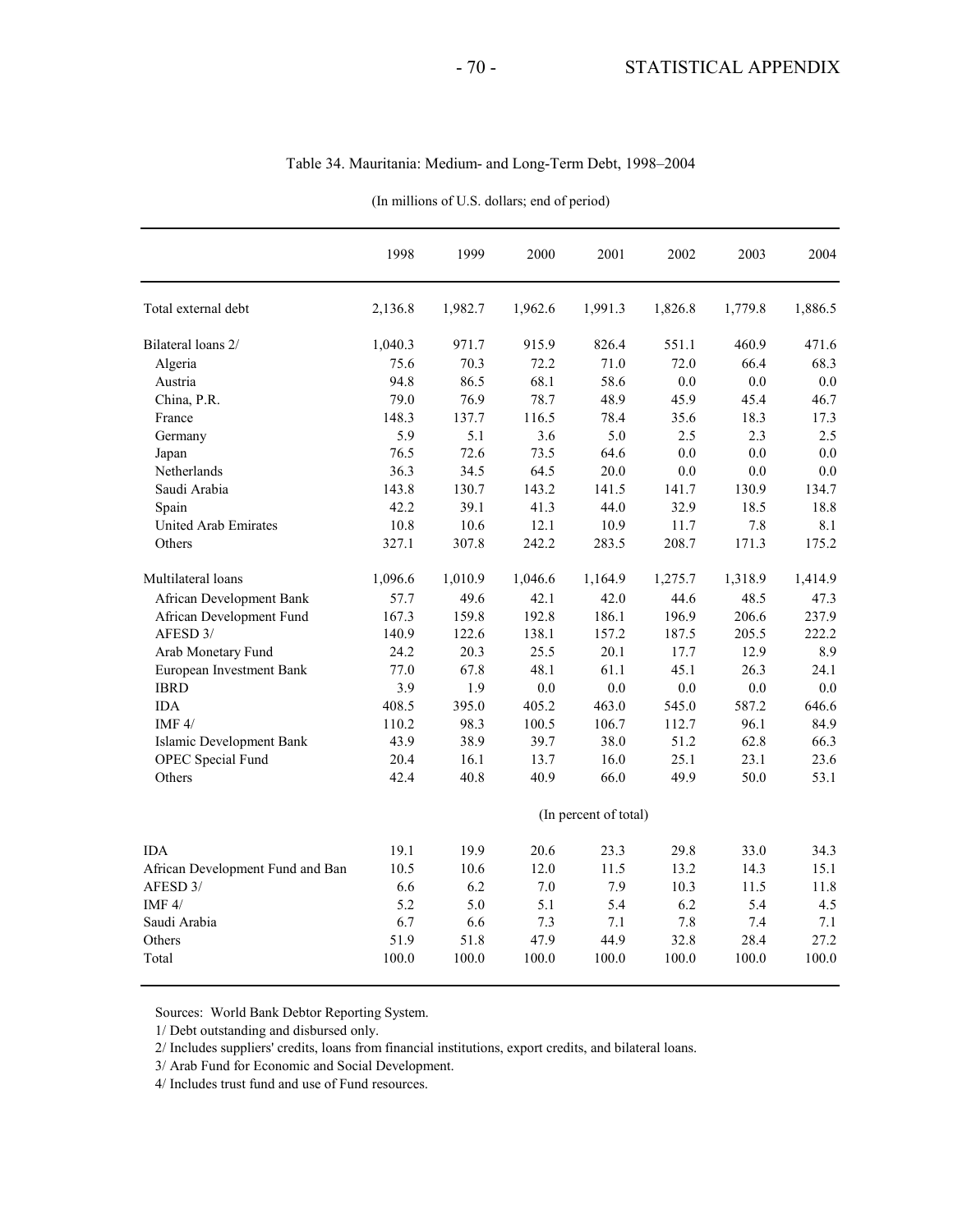Table 34. Mauritania: Medium- and Long-Term Debt, 1998–2004

(In millions of U.S. dollars; end of period)

| | 1998 | 1999 | 2000 | 2001 | 2002 | 2003 | 2004 |
|---|---|---|---|---|---|---|---|
| Total external debt | 2,136.8 | 1,982.7 | 1,962.6 | 1,991.3 | 1,826.8 | 1,779.8 | 1,886.5 |
| Bilateral loans 2/ | 1,040.3 | 971.7 | 915.9 | 826.4 | 551.1 | 460.9 | 471.6 |
| Algeria | 75.6 | 70.3 | 72.2 | 71.0 | 72.0 | 66.4 | 68.3 |
| Austria | 94.8 | 86.5 | 68.1 | 58.6 | 0.0 | 0.0 | 0.0 |
| China, P.R. | 79.0 | 76.9 | 78.7 | 48.9 | 45.9 | 45.4 | 46.7 |
| France | 148.3 | 137.7 | 116.5 | 78.4 | 35.6 | 18.3 | 17.3 |
| Germany | 5.9 | 5.1 | 3.6 | 5.0 | 2.5 | 2.3 | 2.5 |
| Japan | 76.5 | 72.6 | 73.5 | 64.6 | 0.0 | 0.0 | 0.0 |
| Netherlands | 36.3 | 34.5 | 64.5 | 20.0 | 0.0 | 0.0 | 0.0 |
| Saudi Arabia | 143.8 | 130.7 | 143.2 | 141.5 | 141.7 | 130.9 | 134.7 |
| Spain | 42.2 | 39.1 | 41.3 | 44.0 | 32.9 | 18.5 | 18.8 |
| United Arab Emirates | 10.8 | 10.6 | 12.1 | 10.9 | 11.7 | 7.8 | 8.1 |
| Others | 327.1 | 307.8 | 242.2 | 283.5 | 208.7 | 171.3 | 175.2 |
| Multilateral loans | 1,096.6 | 1,010.9 | 1,046.6 | 1,164.9 | 1,275.7 | 1,318.9 | 1,414.9 |
| African Development Bank | 57.7 | 49.6 | 42.1 | 42.0 | 44.6 | 48.5 | 47.3 |
| African Development Fund | 167.3 | 159.8 | 192.8 | 186.1 | 196.9 | 206.6 | 237.9 |
| AFESD 3/ | 140.9 | 122.6 | 138.1 | 157.2 | 187.5 | 205.5 | 222.2 |
| Arab Monetary Fund | 24.2 | 20.3 | 25.5 | 20.1 | 17.7 | 12.9 | 8.9 |
| European Investment Bank | 77.0 | 67.8 | 48.1 | 61.1 | 45.1 | 26.3 | 24.1 |
| IBRD | 3.9 | 1.9 | 0.0 | 0.0 | 0.0 | 0.0 | 0.0 |
| IDA | 408.5 | 395.0 | 405.2 | 463.0 | 545.0 | 587.2 | 646.6 |
| IMF 4/ | 110.2 | 98.3 | 100.5 | 106.7 | 112.7 | 96.1 | 84.9 |
| Islamic Development Bank | 43.9 | 38.9 | 39.7 | 38.0 | 51.2 | 62.8 | 66.3 |
| OPEC Special Fund | 20.4 | 16.1 | 13.7 | 16.0 | 25.1 | 23.1 | 23.6 |
| Others | 42.4 | 40.8 | 40.9 | 66.0 | 49.9 | 50.0 | 53.1 |
| | | | | (In percent of total) | | | |
| IDA | 19.1 | 19.9 | 20.6 | 23.3 | 29.8 | 33.0 | 34.3 |
| African Development Fund and Ban | 10.5 | 10.6 | 12.0 | 11.5 | 13.2 | 14.3 | 15.1 |
| AFESD 3/ | 6.6 | 6.2 | 7.0 | 7.9 | 10.3 | 11.5 | 11.8 |
| IMF 4/ | 5.2 | 5.0 | 5.1 | 5.4 | 6.2 | 5.4 | 4.5 |
| Saudi Arabia | 6.7 | 6.6 | 7.3 | 7.1 | 7.8 | 7.4 | 7.1 |
| Others | 51.9 | 51.8 | 47.9 | 44.9 | 32.8 | 28.4 | 27.2 |
| Total | 100.0 | 100.0 | 100.0 | 100.0 | 100.0 | 100.0 | 100.0 |

Sources: World Bank Debtor Reporting System.

1/ Debt outstanding and disbursed only.

2/ Includes suppliers' credits, loans from financial institutions, export credits, and bilateral loans.

3/ Arab Fund for Economic and Social Development.

4/ Includes trust fund and use of Fund resources.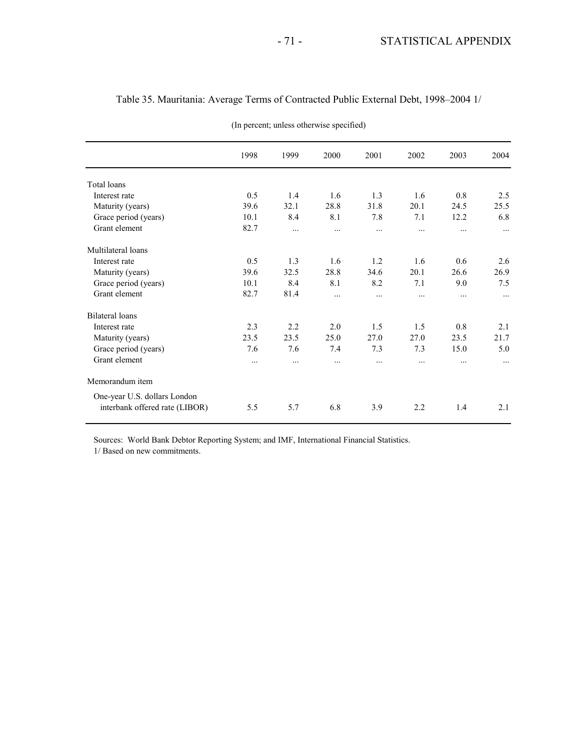# Table 35. Mauritania: Average Terms of Contracted Public External Debt, 1998–2004 1/

(In percent; unless otherwise specified)

| | 1998 | 1999 | 2000 | 2001 | 2002 | 2003 | 2004 |
|---|---|---|---|---|---|---|---|
| Total loans | | | | | | | |
| Interest rate | 0.5 | 1.4 | 1.6 | 1.3 | 1.6 | 0.8 | 2.5 |
| Maturity (years) | 39.6 | 32.1 | 28.8 | 31.8 | 20.1 | 24.5 | 25.5 |
| Grace period (years) | 10.1 | 8.4 | 8.1 | 7.8 | 7.1 | 12.2 | 6.8 |
| Grant element | 82.7 | ... | ... | ... | ... | ... | ... |
| Multilateral loans | | | | | | | |
| Interest rate | 0.5 | 1.3 | 1.6 | 1.2 | 1.6 | 0.6 | 2.6 |
| Maturity (years) | 39.6 | 32.5 | 28.8 | 34.6 | 20.1 | 26.6 | 26.9 |
| Grace period (years) | 10.1 | 8.4 | 8.1 | 8.2 | 7.1 | 9.0 | 7.5 |
| Grant element | 82.7 | 81.4 | ... | ... | ... | ... | ... |
| Bilateral loans | | | | | | | |
| Interest rate | 2.3 | 2.2 | 2.0 | 1.5 | 1.5 | 0.8 | 2.1 |
| Maturity (years) | 23.5 | 23.5 | 25.0 | 27.0 | 27.0 | 23.5 | 21.7 |
| Grace period (years) | 7.6 | 7.6 | 7.4 | 7.3 | 7.3 | 15.0 | 5.0 |
| Grant element | ... | ... | ... | ... | ... | ... | ... |
| Memorandum item | | | | | | | |
| One-year U.S. dollars London interbank offered rate (LIBOR) | 5.5 | 5.7 | 6.8 | 3.9 | 2.2 | 1.4 | 2.1 |

Sources: World Bank Debtor Reporting System; and IMF, International Financial Statistics.

1/ Based on new commitments.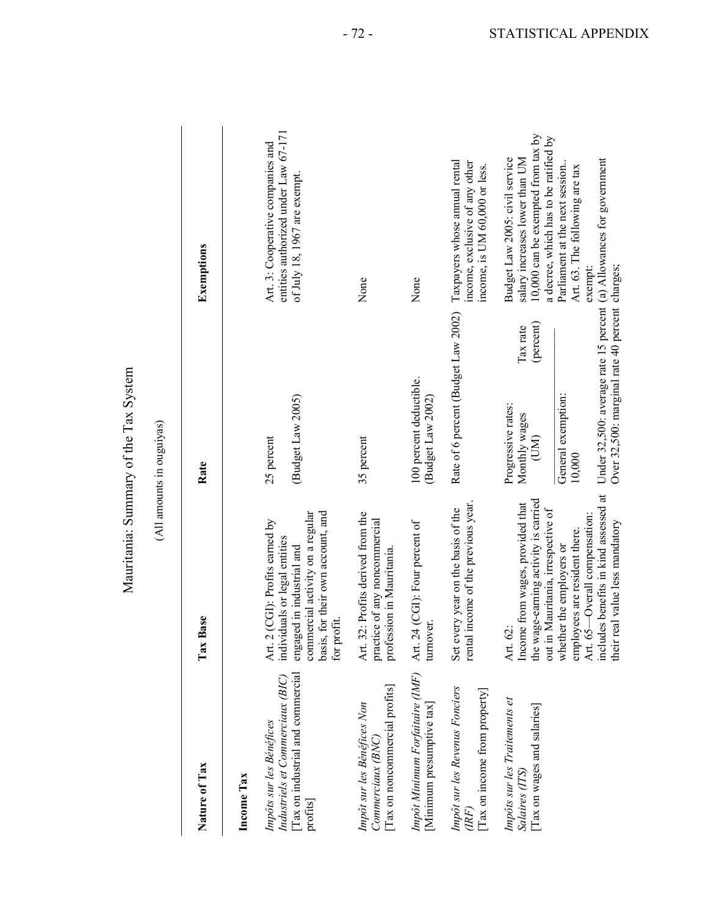# Mauritania: Summary of the Tax System

(All amounts in ouguiyas)

| Nature of Tax | Tax Base | Rate | Exemptions |
|---|---|---|---|
| **Income Tax** | | | |
| *Impôts sur les Bénéfices Industriels et Commerciaux (BIC)* [Tax on industrial and commercial profits] | Art. 2 (CGI): Profits earned by individuals or legal entities engaged in industrial and commercial activity on a regular basis, for their own account, and for profit. | 25 percent (Budget Law 2005) | Art. 3: Cooperative companies and entities authorized under Law 67-171 of July 18, 1967 are exempt. |
| *Impôt sur les Bénéfices Non Commerciaux (BNC)* [Tax on noncommercial profits] | Art. 32: Profits derived from the practice of any noncommercial profession in Mauritania. | 35 percent | None |
| *Impôt Minimum Forfaitaire (IMF)* [Minimum presumptive tax] | Art. 24 (CGI): Four percent of turnover. | 100 percent deductible. (Budget Law 2002) | None |
| *Impôt sur les Revenus Fonciers (IRF)* [Tax on income from property] | Set every year on the basis of the rental income of the previous year. | Rate of 6 percent (Budget Law 2002) | Taxpayers whose annual rental income, exclusive of any other income, is UM 60,000 or less. |
| *Impôts sur les Traitements et Salaires (ITS)* [Tax on wages and salaries] | Art. 62: Income from wages, provided that the wage-earning activity is carried out in Mauritania, irrespective of whether the employers or employees are resident there. Art. 65—Overall compensation: includes benefits in kind assessed at their real value less mandatory | Progressive rates: Monthly wages (UM) / Tax rate (percent)<br>General exemption: 10,000<br>Under 32,500: average rate 15 percent<br>Over 32,500: marginal rate 40 percent | Budget Law 2005: civil service salary increases lower than UM 10,000 can be exempted from tax by a decree, which has to be ratified by Parliament at the next session.. Art. 63. The following are tax exempt: (a) Allowances for government charges; |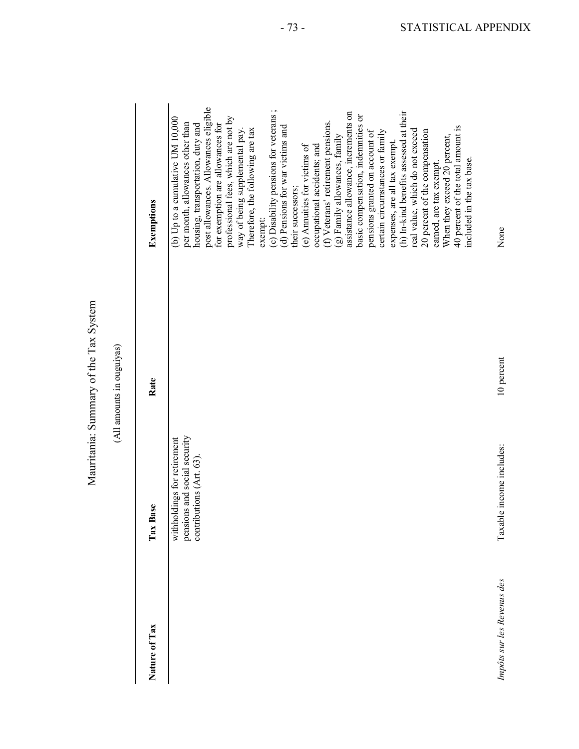# Mauritania: Summary of the Tax System

(All amounts in ouguiyas)

| Nature of Tax | Tax Base | Rate | Exemptions |
| --- | --- | --- | --- |
| | withholdings for retirement pensions and social security contributions (Art. 63). | | (b) Up to a cumulative UM 10,000 per month, allowances other than housing, transportation, duty and post allowances. Allowances eligible for exemption are allowances for professional fees, which are not by way of being supplemental pay. Therefore, the following are tax exempt: (c) Disability pensions for veterans ; (d) Pensions for war victims and their successors; (e) Annuities for victims of occupational accidents; and (f) Veterans' retirement pensions. (g) Family allowances, family assistance allowance, increments on basic compensation, indemnities or pensions granted on account of certain circumstances or family expenses, are all tax exempt. (h) In-kind benefits assessed at their real value, which do not exceed 20 percent of the compensation earned, are tax exempt. When they exceed 20 percent, 40 percent of the total amount is included in the tax base. |
| *Impôts sur les Revenus des* | Taxable income includes: | 10 percent | None |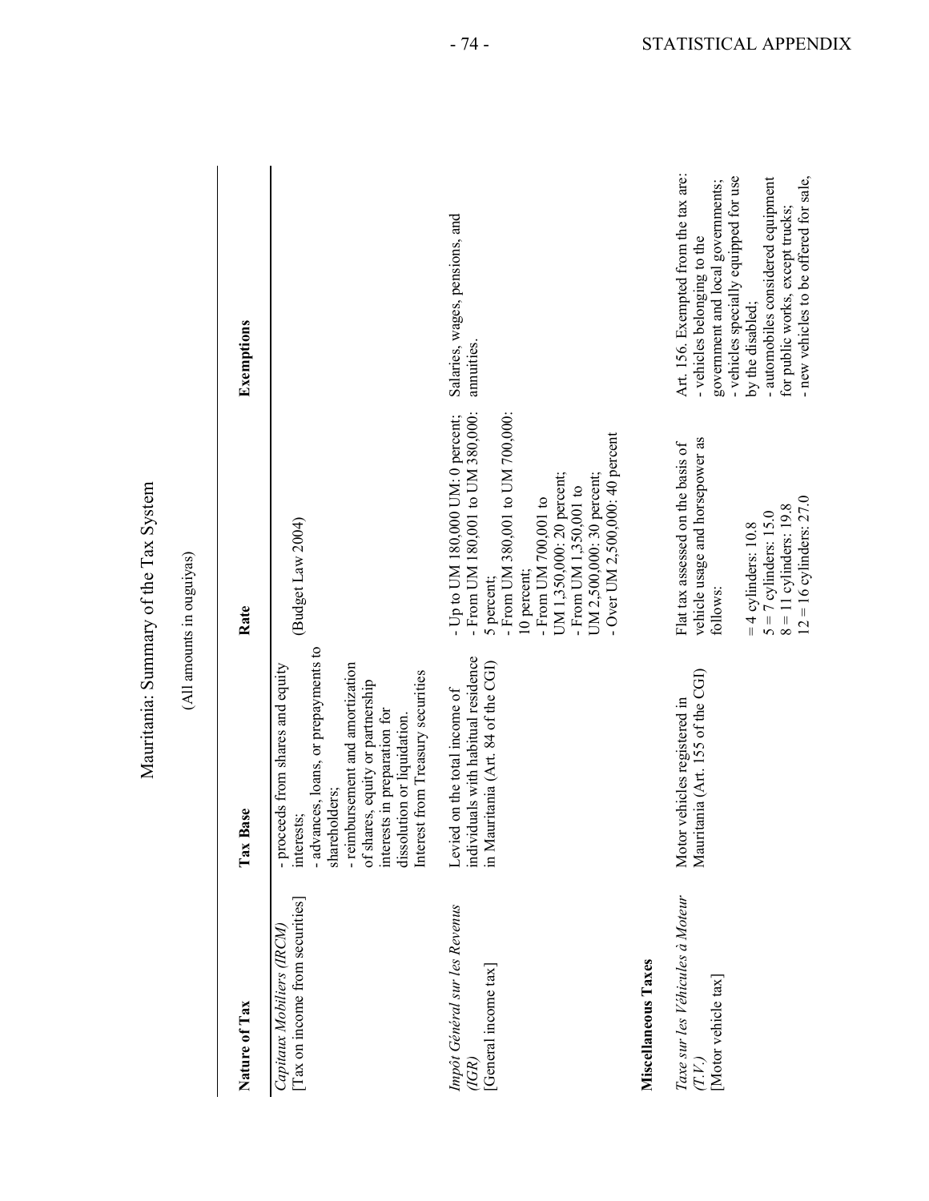## Mauritania: Summary of the Tax System

(All amounts in ouguiyas)

| Nature of Tax | Tax Base | Rate | Exemptions |
|---|---|---|---|
| *Capitaux Mobiliers (IRCM)* [Tax on income from securities] | - proceeds from shares and equity interests; - advances, loans, or prepayments to shareholders; - reimbursement and amortization of shares, equity or partnership interests in preparation for dissolution or liquidation. Interest from Treasury securities | (Budget Law 2004) | |
| *Impôt Général sur les Revenus (IGR)* [General income tax] | Levied on the total income of individuals with habitual residence in Mauritania (Art. 84 of the CGI) | - Up to UM 180,000 UM: 0 percent; - From UM 180,001 to UM 380,000: 5 percent; - From UM 380,001 to UM 700,000: 10 percent; - From UM 700,001 to UM 1,350,000: 20 percent; - From UM 1,350,001 to UM 2,500,000: 30 percent; - Over UM 2,500,000: 40 percent | Salaries, wages, pensions, and annuities. |
| **Miscellaneous Taxes** | | | |
| *Taxe sur les Véhicules à Moteur (T.V.)* [Motor vehicle tax] | Motor vehicles registered in Mauritania (Art. 155 of the CGI) | Flat tax assessed on the basis of vehicle usage and horsepower as follows: = 4 cylinders: 10.8; 5 = 7 cylinders: 15.0; 8 = 11 cylinders: 19.8; 12 = 16 cylinders: 27.0 | Art. 156. Exempted from the tax are: - vehicles belonging to the government and local governments; - vehicles specially equipped for use by the disabled; - automobiles considered equipment for public works, except trucks; - new vehicles to be offered for sale, |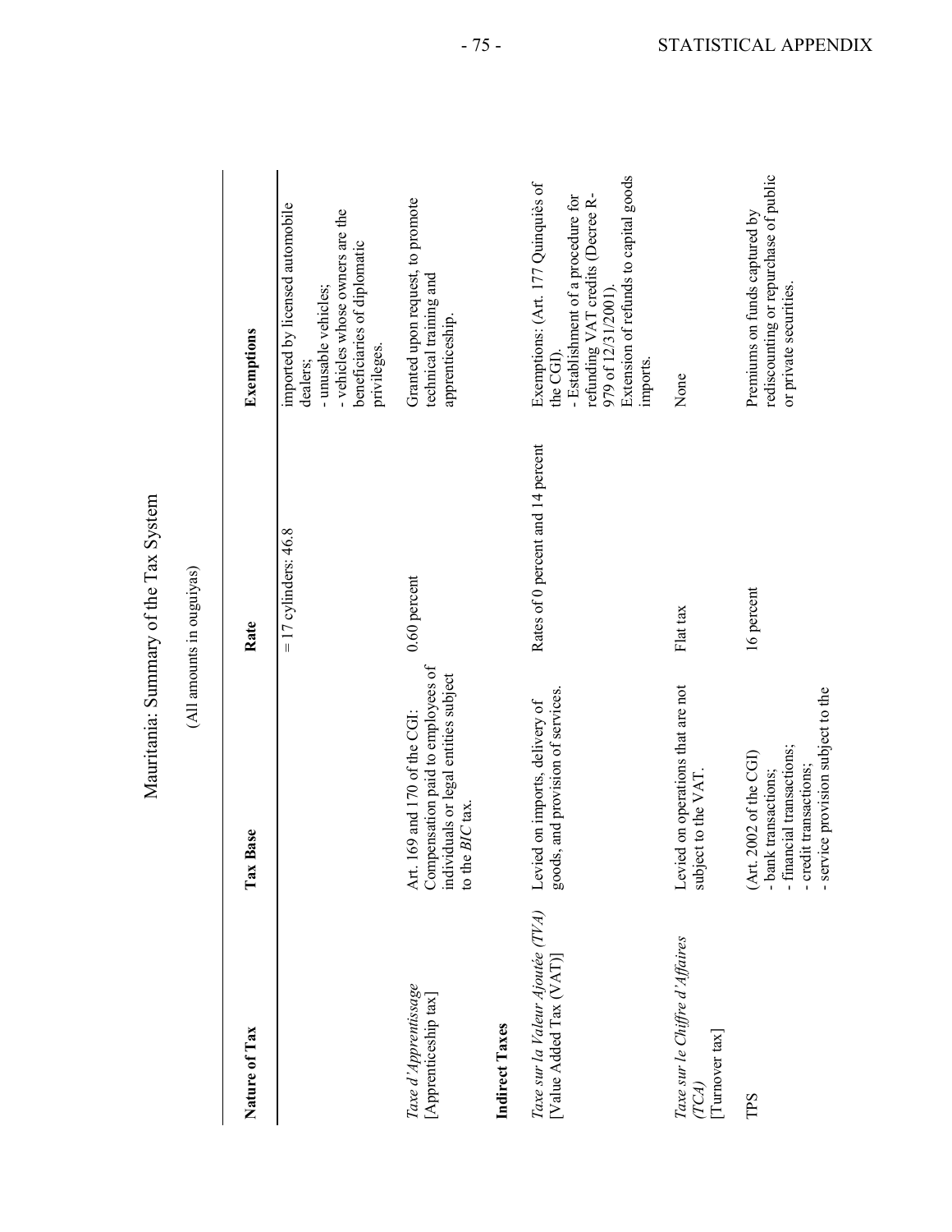Mauritania: Summary of the Tax System

(All amounts in ouguiyas)

| Nature of Tax | Tax Base | Rate | Exemptions |
|---|---|---|---|
| | | = 17 cylinders: 46.8 | imported by licensed automobile dealers;<br>- unusable vehicles;<br>- vehicles whose owners are the beneficiaries of diplomatic privileges. |
| *Taxe d'Apprentissage* [Apprenticeship tax] | Art. 169 and 170 of the CGI: Compensation paid to employees of individuals or legal entities subject to the *BIC* tax. | 0.60 percent | Granted upon request, to promote technical training and apprenticeship. |
| **Indirect Taxes** | | | |
| *Taxe sur la Valeur Ajoutée (TVA)* [Value Added Tax (VAT)] | Levied on imports, delivery of goods, and provision of services. | Rates of 0 percent and 14 percent | Exemptions: (Art. 177 Quinquiès of the CGI).<br>- Establishment of a procedure for refunding VAT credits (Decree R-979 of 12/31/2001).<br>Extension of refunds to capital goods imports. |
| *Taxe sur le Chiffre d'Affaires (TCA)* [Turnover tax] | Levied on operations that are not subject to the VAT. | Flat tax | None |
| TPS | (Art. 2002 of the CGI)<br>- bank transactions;<br>- financial transactions;<br>- credit transactions;<br>- service provision subject to the | 16 percent | Premiums on funds captured by rediscounting or repurchase of public or private securities. |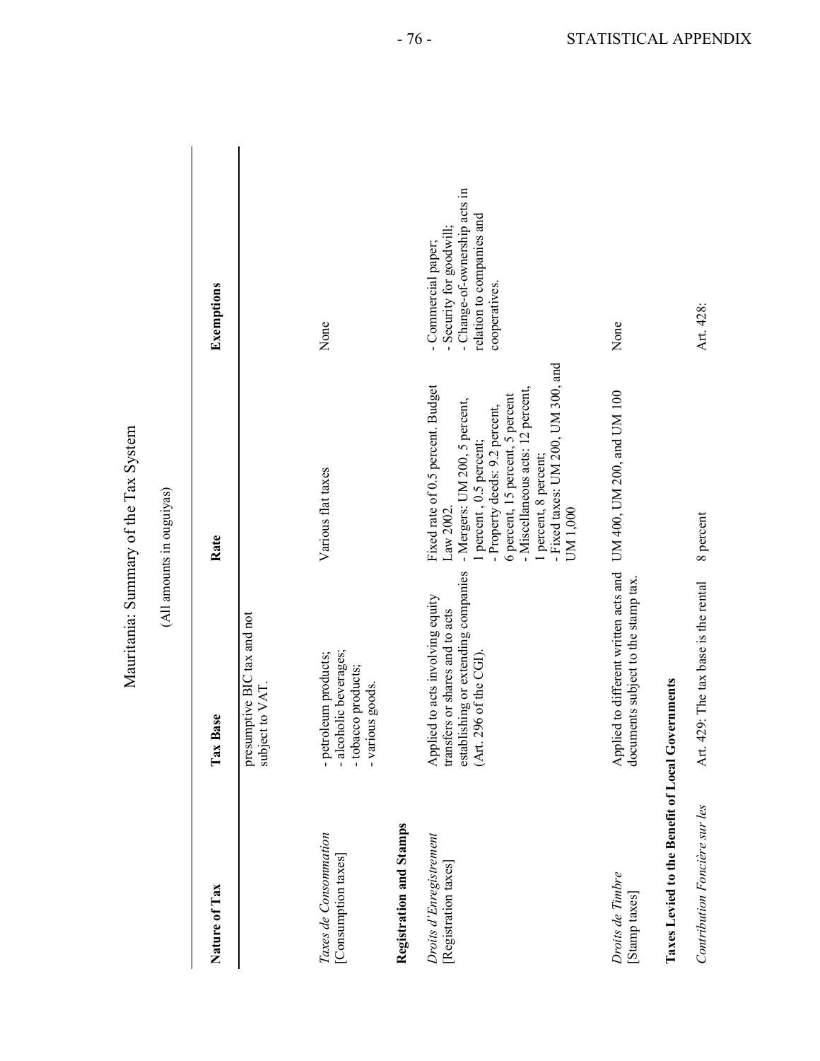Mauritania: Summary of the Tax System

(All amounts in ouguiyas)

| Nature of Tax | Tax Base | Rate | Exemptions |
|---|---|---|---|
| | presumptive BIC tax and not subject to VAT. | | |
| *Taxes de Consommation* [Consumption taxes] | - petroleum products;<br>- alcoholic beverages;<br>- tobacco products;<br>- various goods. | Various flat taxes | None |
| **Registration and Stamps** | | | |
| *Droits d'Enregistrement* [Registration taxes] | Applied to acts involving equity transfers or shares and to acts establishing or extending companies (Art. 296 of the CGI). | Fixed rate of 0.5 percent. Budget Law 2002.<br>- Mergers: UM 200, 5 percent, 1 percent , 0.5 percent;<br>- Property deeds: 9.2 percent, 6 percent, 15 percent, 5 percent<br>- Miscellaneous acts: 12 percent, 1 percent, 8 percent;<br>- Fixed taxes: UM 200, UM 300, and UM 1,000 | - Commercial paper;<br>- Security for goodwill;<br>- Change-of-ownership acts in relation to companies and cooperatives. |
| *Droits de Timbre* [Stamp taxes] | Applied to different written acts and documents subject to the stamp tax. | UM 400, UM 200, and UM 100 | None |
| **Taxes Levied to the Benefit of Local Governments** | | | |
| *Contribution Foncière sur les* | Art. 429: The tax base is the rental | 8 percent | Art. 428: |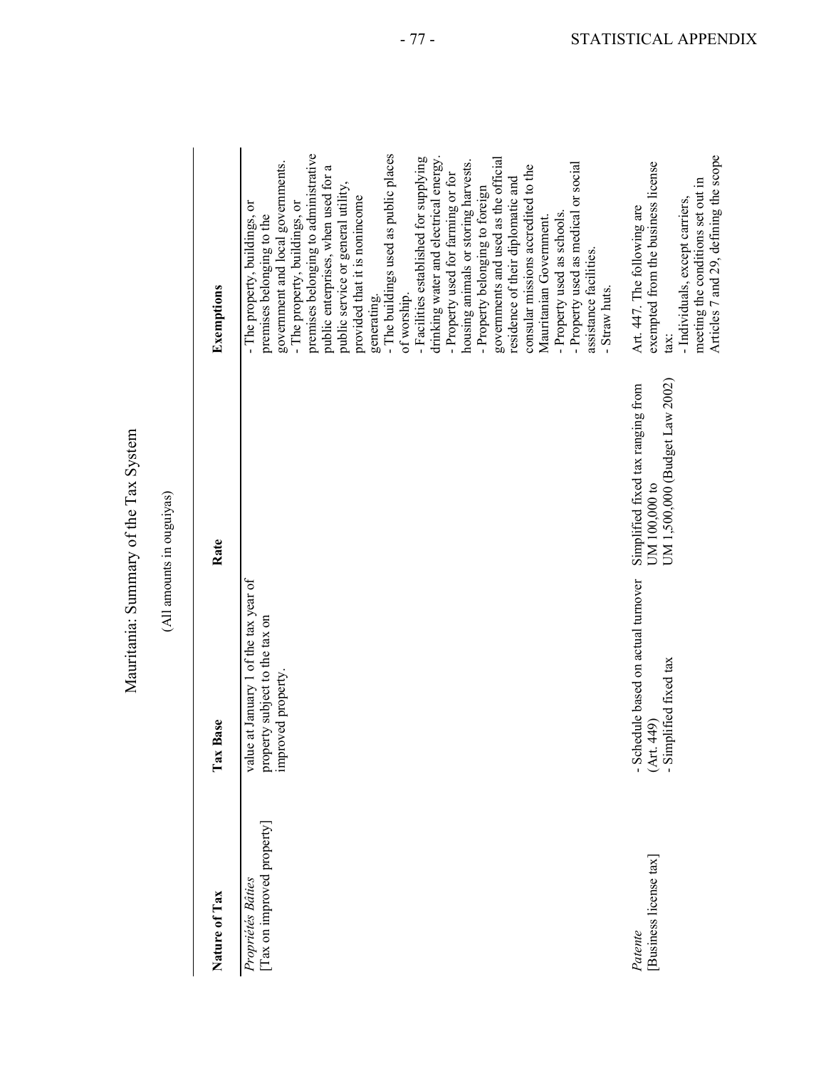# Mauritania: Summary of the Tax System

(All amounts in ouguiyas)

| Nature of Tax | Tax Base | Rate | Exemptions |
|---|---|---|---|
| *Propriétés Bâties* [Tax on improved property] | value at January 1 of the tax year of property subject to the tax on improved property. | | - The property, buildings, or premises belonging to the government and local governments. - The property, buildings, or premises belonging to administrative public enterprises, when used for a public service or general utility, provided that it is nonincome generating. - The buildings used as public places of worship. - Facilities established for supplying drinking water and electrical energy. - Property used for farming or for housing animals or storing harvests. - Property belonging to foreign governments and used as the official residence of their diplomatic and consular missions accredited to the Mauritanian Government. - Property used as schools. - Property used as medical or social assistance facilities. - Straw huts. |
| *Patente* [Business license tax] | - Schedule based on actual turnover (Art. 449) - Simplified fixed tax | Simplified fixed tax ranging from UM 100,000 to UM 1,500,000 (Budget Law 2002) | Art. 447. The following are exempted from the business license tax: - Individuals, except carriers, meeting the conditions set out in Articles 7 and 29, defining the scope |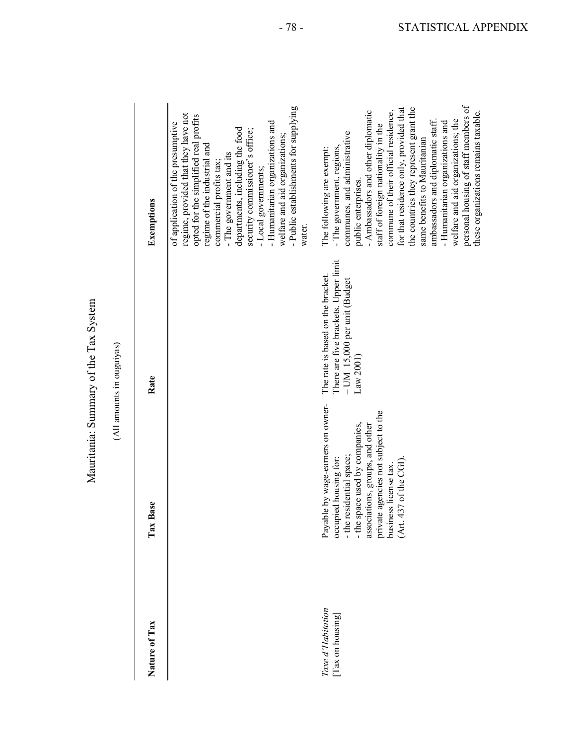# Mauritania: Summary of the Tax System

(All amounts in ouguiyas)

| Nature of Tax | Tax Base | Rate | Exemptions |
|---|---|---|---|
| | | | of application of the presumptive regime, provided that they have not opted for the simplified real profits regime of the industrial and commercial profits tax;<br>- The government and its departments, including the food security commissioner's office;<br>- Local governments;<br>- Humanitarian organizations and welfare and aid organizations;<br>- Public establishments for supplying water. |
| *Taxe d'Habitation* [Tax on housing] | Payable by wage-earners on owner-occupied housing for:<br>- the residential space;<br>- the space used by companies, associations, groups, and other private agencies not subject to the business license tax.<br>(Art. 437 of the CGI). | The rate is based on the bracket. There are five brackets. Upper limit – UM 15,000 per unit (Budget Law 2001) | The following are exempt:<br>- The government, regions, communes, and administrative public enterprises.<br>- Ambassadors and other diplomatic staff of foreign nationality in the commune of their official residence, for that residence only, provided that the countries they represent grant the same benefits to Mauritanian ambassadors and diplomatic staff.<br>- Humanitarian organizations and welfare and aid organizations; the personal housing of staff members of these organizations remains taxable. |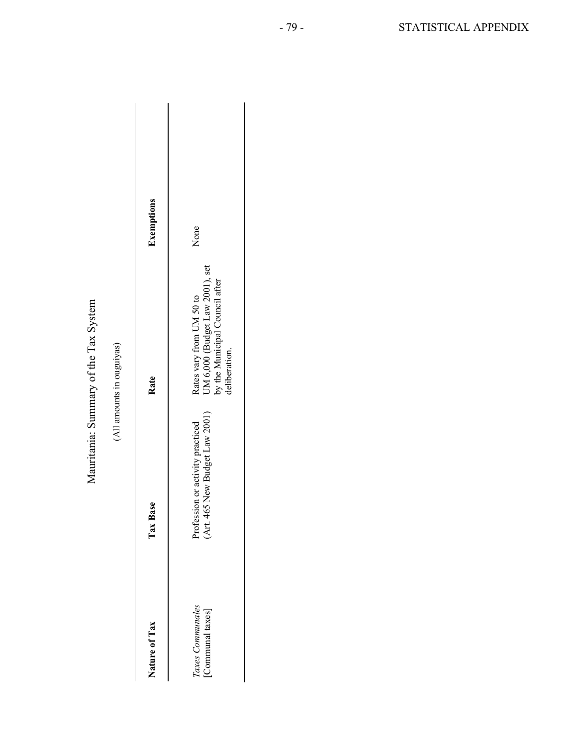Mauritania: Summary of the Tax System

(All amounts in ouguiyas)

| Nature of Tax | Tax Base | Rate | Exemptions |
|---|---|---|---|
| *Taxes Communales* [Communal taxes] | Profession or activity practiced (Art. 465 New Budget Law 2001) | Rates vary from UM 50 to UM 6,000 (Budget Law 2001), set by the Municipal Council after deliberation. | None |